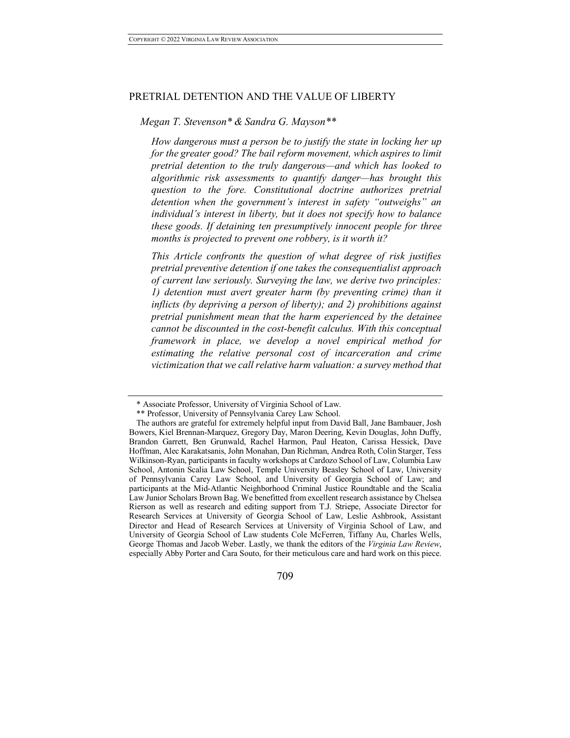# PRETRIAL DETENTION AND THE VALUE OF LIBERTY

*Megan T. Stevenson\* & Sandra G. Mayson\*\**

*How dangerous must a person be to justify the state in locking her up for the greater good? The bail reform movement, which aspires to limit pretrial detention to the truly dangerous—and which has looked to algorithmic risk assessments to quantify danger—has brought this question to the fore. Constitutional doctrine authorizes pretrial detention when the government's interest in safety "outweighs" an individual's interest in liberty, but it does not specify how to balance these goods. If detaining ten presumptively innocent people for three months is projected to prevent one robbery, is it worth it?*

*This Article confronts the question of what degree of risk justifies pretrial preventive detention if one takes the consequentialist approach of current law seriously. Surveying the law, we derive two principles: 1) detention must avert greater harm (by preventing crime) than it inflicts (by depriving a person of liberty); and 2) prohibitions against pretrial punishment mean that the harm experienced by the detainee cannot be discounted in the cost-benefit calculus. With this conceptual framework in place, we develop a novel empirical method for estimating the relative personal cost of incarceration and crime victimization that we call relative harm valuation: a survey method that*

---

\* Associate Professor, University of Virginia School of Law.

\*\* Professor, University of Pennsylvania Carey Law School.

The authors are grateful for extremely helpful input from David Ball, Jane Bambauer, Josh Bowers, Kiel Brennan-Marquez, Gregory Day, Maron Deering, Kevin Douglas, John Duffy, Brandon Garrett, Ben Grunwald, Rachel Harmon, Paul Heaton, Carissa Hessick, Dave Hoffman, Alec Karakatsanis, John Monahan, Dan Richman, Andrea Roth, Colin Starger, Tess Wilkinson-Ryan, participants in faculty workshops at Cardozo School of Law, Columbia Law School, Antonin Scalia Law School, Temple University Beasley School of Law, University of Pennsylvania Carey Law School, and University of Georgia School of Law; and participants at the Mid-Atlantic Neighborhood Criminal Justice Roundtable and the Scalia Law Junior Scholars Brown Bag. We benefitted from excellent research assistance by Chelsea Rierson as well as research and editing support from T.J. Striepe, Associate Director for Research Services at University of Georgia School of Law, Leslie Ashbrook, Assistant Director and Head of Research Services at University of Virginia School of Law, and University of Georgia School of Law students Cole McFerren, Tiffany Au, Charles Wells, George Thomas and Jacob Weber. Lastly, we thank the editors of the *Virginia Law Review*, especially Abby Porter and Cara Souto, for their meticulous care and hard work on this piece.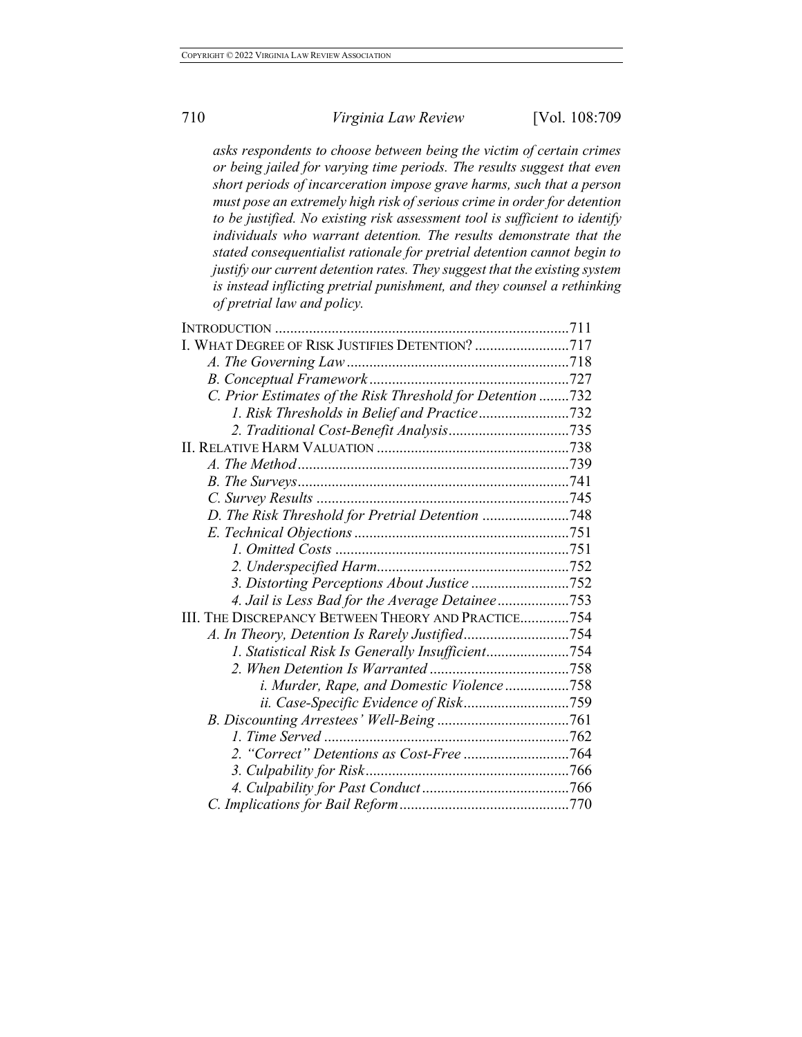*asks respondents to choose between being the victim of certain crimes or being jailed for varying time periods. The results suggest that even short periods of incarceration impose grave harms, such that a person must pose an extremely high risk of serious crime in order for detention to be justified. No existing risk assessment tool is sufficient to identify individuals who warrant detention. The results demonstrate that the stated consequentialist rationale for pretrial detention cannot begin to justify our current detention rates. They suggest that the existing system is instead inflicting pretrial punishment, and they counsel a rethinking of pretrial law and policy.*

INTRODUCTION ....................................................................... 711
I. WHAT DEGREE OF RISK JUSTIFIES DETENTION? ......................... 717
    *A. The Governing Law* .......................................................... 718
    *B. Conceptual Framework* ..................................................... 727
    *C. Prior Estimates of the Risk Threshold for Detention* ........ 732
        *1. Risk Thresholds in Belief and Practice* ........................ 732
        *2. Traditional Cost-Benefit Analysis* ................................ 735
II. RELATIVE HARM VALUATION ................................................. 738
    *A. The Method* .................................................................... 739
    *B. The Surveys* .................................................................... 741
    *C. Survey Results* ................................................................ 745
    *D. The Risk Threshold for Pretrial Detention* ....................... 748
    *E. Technical Objections* ........................................................ 751
        *1. Omitted Costs* ............................................................ 751
        *2. Underspecified Harm* ................................................... 752
        *3. Distorting Perceptions About Justice* ............................ 752
        *4. Jail is Less Bad for the Average Detainee* ..................... 753
III. THE DISCREPANCY BETWEEN THEORY AND PRACTICE ............. 754
    *A. In Theory, Detention Is Rarely Justified* ........................... 754
        *1. Statistical Risk Is Generally Insufficient* ......................... 754
        *2. When Detention Is Warranted* ....................................... 758
            *i. Murder, Rape, and Domestic Violence* ........................ 758
            *ii. Case-Specific Evidence of Risk* .................................. 759
    *B. Discounting Arrestees' Well-Being* .................................... 761
        *1. Time Served* ................................................................ 762
        *2. "Correct" Detentions as Cost-Free* .................................. 764
        *3. Culpability for Risk* ...................................................... 766
        *4. Culpability for Past Conduct* ......................................... 766
    *C. Implications for Bail Reform* ............................................ 770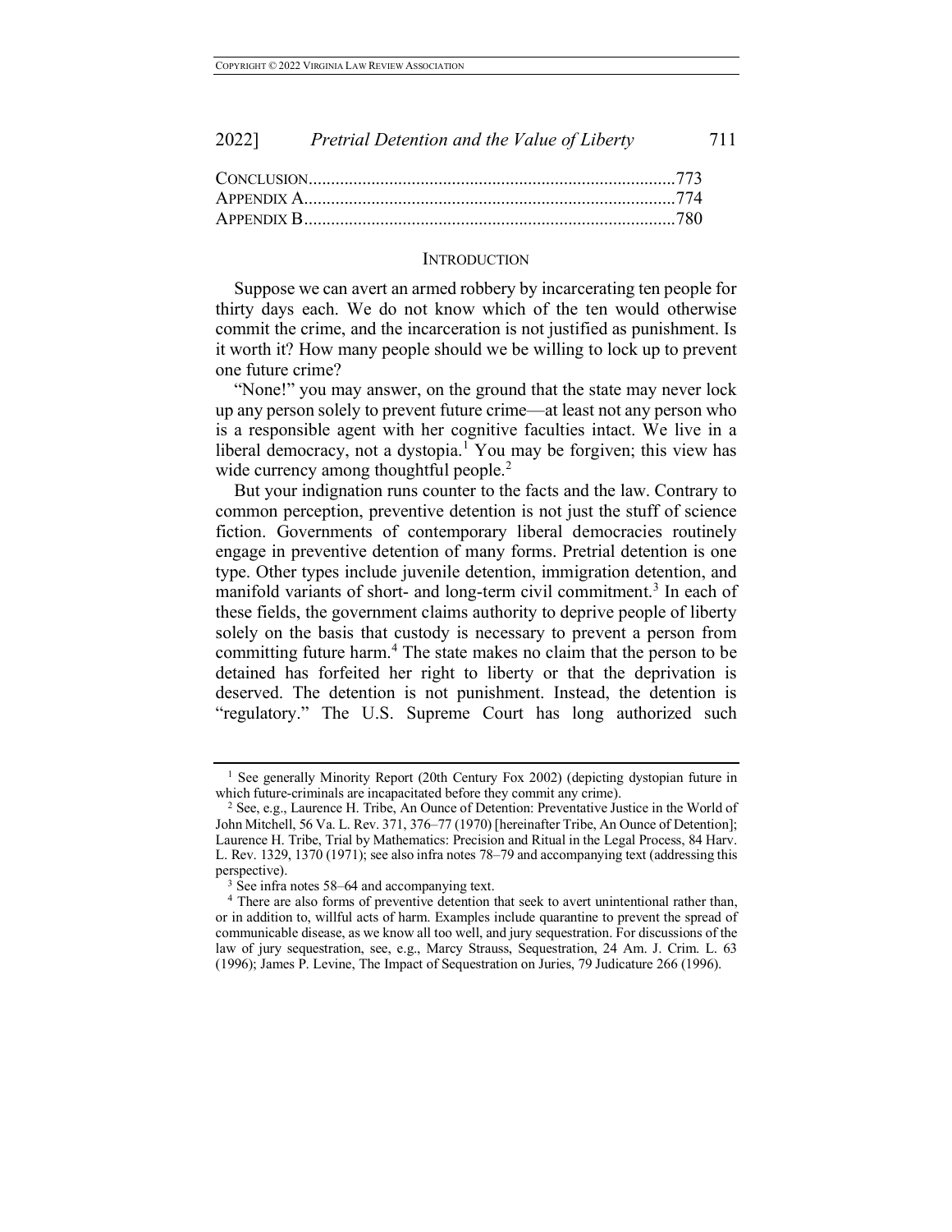| | |
|---|---|
| CONCLUSION | 773 |
| APPENDIX A | 774 |
| APPENDIX B | 780 |

## INTRODUCTION

Suppose we can avert an armed robbery by incarcerating ten people for thirty days each. We do not know which of the ten would otherwise commit the crime, and the incarceration is not justified as punishment. Is it worth it? How many people should we be willing to lock up to prevent one future crime?

"None!" you may answer, on the ground that the state may never lock up any person solely to prevent future crime—at least not any person who is a responsible agent with her cognitive faculties intact. We live in a liberal democracy, not a dystopia.[1] You may be forgiven; this view has wide currency among thoughtful people.[2]

But your indignation runs counter to the facts and the law. Contrary to common perception, preventive detention is not just the stuff of science fiction. Governments of contemporary liberal democracies routinely engage in preventive detention of many forms. Pretrial detention is one type. Other types include juvenile detention, immigration detention, and manifold variants of short- and long-term civil commitment.[3] In each of these fields, the government claims authority to deprive people of liberty solely on the basis that custody is necessary to prevent a person from committing future harm.[4] The state makes no claim that the person to be detained has forfeited her right to liberty or that the deprivation is deserved. The detention is not punishment. Instead, the detention is "regulatory." The U.S. Supreme Court has long authorized such

---

[1] See generally Minority Report (20th Century Fox 2002) (depicting dystopian future in which future-criminals are incapacitated before they commit any crime).

[2] See, e.g., Laurence H. Tribe, An Ounce of Detention: Preventative Justice in the World of John Mitchell, 56 Va. L. Rev. 371, 376–77 (1970) [hereinafter Tribe, An Ounce of Detention]; Laurence H. Tribe, Trial by Mathematics: Precision and Ritual in the Legal Process, 84 Harv. L. Rev. 1329, 1370 (1971); see also infra notes 78–79 and accompanying text (addressing this perspective).

[3] See infra notes 58–64 and accompanying text.

[4] There are also forms of preventive detention that seek to avert unintentional rather than, or in addition to, willful acts of harm. Examples include quarantine to prevent the spread of communicable disease, as we know all too well, and jury sequestration. For discussions of the law of jury sequestration, see, e.g., Marcy Strauss, Sequestration, 24 Am. J. Crim. L. 63 (1996); James P. Levine, The Impact of Sequestration on Juries, 79 Judicature 266 (1996).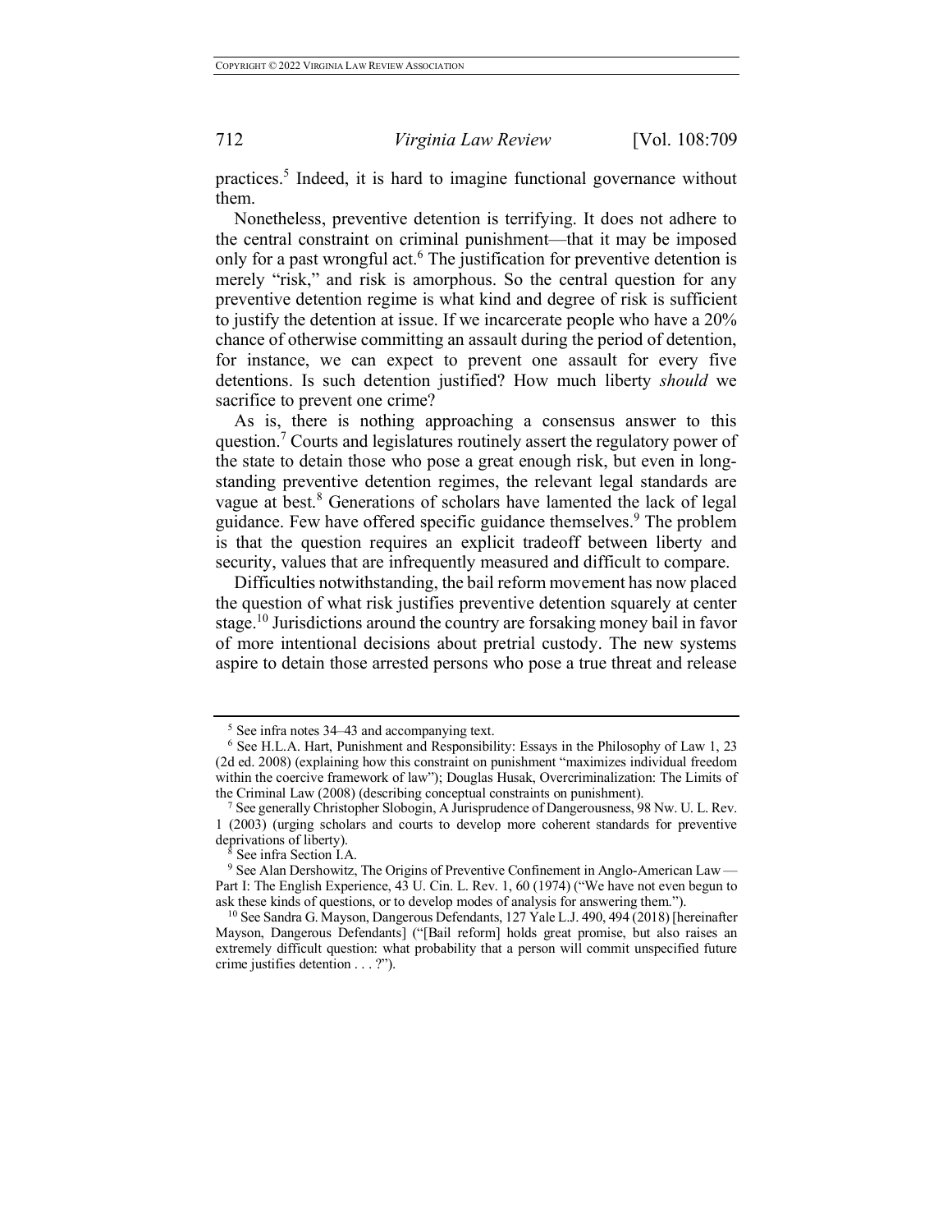practices.[5] Indeed, it is hard to imagine functional governance without them.

Nonetheless, preventive detention is terrifying. It does not adhere to the central constraint on criminal punishment—that it may be imposed only for a past wrongful act.[6] The justification for preventive detention is merely "risk," and risk is amorphous. So the central question for any preventive detention regime is what kind and degree of risk is sufficient to justify the detention at issue. If we incarcerate people who have a 20% chance of otherwise committing an assault during the period of detention, for instance, we can expect to prevent one assault for every five detentions. Is such detention justified? How much liberty *should* we sacrifice to prevent one crime?

As is, there is nothing approaching a consensus answer to this question.[7] Courts and legislatures routinely assert the regulatory power of the state to detain those who pose a great enough risk, but even in long-standing preventive detention regimes, the relevant legal standards are vague at best.[8] Generations of scholars have lamented the lack of legal guidance. Few have offered specific guidance themselves.[9] The problem is that the question requires an explicit tradeoff between liberty and security, values that are infrequently measured and difficult to compare.

Difficulties notwithstanding, the bail reform movement has now placed the question of what risk justifies preventive detention squarely at center stage.[10] Jurisdictions around the country are forsaking money bail in favor of more intentional decisions about pretrial custody. The new systems aspire to detain those arrested persons who pose a true threat and release

---

[5] See infra notes 34–43 and accompanying text.

[6] See H.L.A. Hart, Punishment and Responsibility: Essays in the Philosophy of Law 1, 23 (2d ed. 2008) (explaining how this constraint on punishment "maximizes individual freedom within the coercive framework of law"); Douglas Husak, Overcriminalization: The Limits of the Criminal Law (2008) (describing conceptual constraints on punishment).

[7] See generally Christopher Slobogin, A Jurisprudence of Dangerousness, 98 Nw. U. L. Rev. 1 (2003) (urging scholars and courts to develop more coherent standards for preventive deprivations of liberty).

[8] See infra Section I.A.

[9] See Alan Dershowitz, The Origins of Preventive Confinement in Anglo-American Law — Part I: The English Experience, 43 U. Cin. L. Rev. 1, 60 (1974) ("We have not even begun to ask these kinds of questions, or to develop modes of analysis for answering them.").

[10] See Sandra G. Mayson, Dangerous Defendants, 127 Yale L.J. 490, 494 (2018) [hereinafter Mayson, Dangerous Defendants] ("[Bail reform] holds great promise, but also raises an extremely difficult question: what probability that a person will commit unspecified future crime justifies detention . . . ?").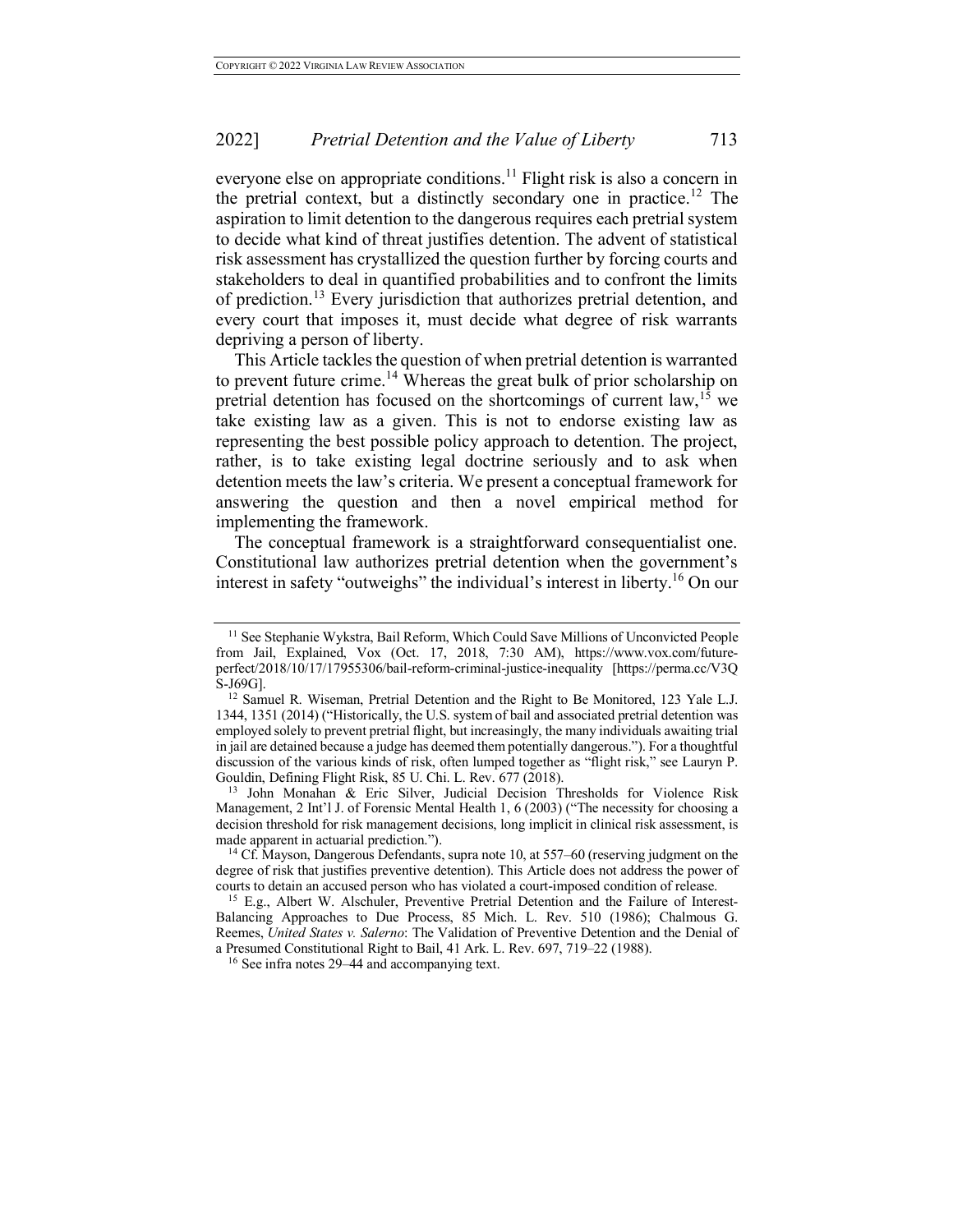everyone else on appropriate conditions.[11] Flight risk is also a concern in the pretrial context, but a distinctly secondary one in practice.[12] The aspiration to limit detention to the dangerous requires each pretrial system to decide what kind of threat justifies detention. The advent of statistical risk assessment has crystallized the question further by forcing courts and stakeholders to deal in quantified probabilities and to confront the limits of prediction.[13] Every jurisdiction that authorizes pretrial detention, and every court that imposes it, must decide what degree of risk warrants depriving a person of liberty.

This Article tackles the question of when pretrial detention is warranted to prevent future crime.[14] Whereas the great bulk of prior scholarship on pretrial detention has focused on the shortcomings of current law,[15] we take existing law as a given. This is not to endorse existing law as representing the best possible policy approach to detention. The project, rather, is to take existing legal doctrine seriously and to ask when detention meets the law's criteria. We present a conceptual framework for answering the question and then a novel empirical method for implementing the framework.

The conceptual framework is a straightforward consequentialist one. Constitutional law authorizes pretrial detention when the government's interest in safety "outweighs" the individual's interest in liberty.[16] On our

---

[11] See Stephanie Wykstra, Bail Reform, Which Could Save Millions of Unconvicted People from Jail, Explained, Vox (Oct. 17, 2018, 7:30 AM), https://www.vox.com/future-perfect/2018/10/17/17955306/bail-reform-criminal-justice-inequality [https://perma.cc/V3QS-J69G].

[12] Samuel R. Wiseman, Pretrial Detention and the Right to Be Monitored, 123 Yale L.J. 1344, 1351 (2014) ("Historically, the U.S. system of bail and associated pretrial detention was employed solely to prevent pretrial flight, but increasingly, the many individuals awaiting trial in jail are detained because a judge has deemed them potentially dangerous."). For a thoughtful discussion of the various kinds of risk, often lumped together as "flight risk," see Lauryn P. Gouldin, Defining Flight Risk, 85 U. Chi. L. Rev. 677 (2018).

[13] John Monahan & Eric Silver, Judicial Decision Thresholds for Violence Risk Management, 2 Int'l J. of Forensic Mental Health 1, 6 (2003) ("The necessity for choosing a decision threshold for risk management decisions, long implicit in clinical risk assessment, is made apparent in actuarial prediction.").

[14] Cf. Mayson, Dangerous Defendants, supra note 10, at 557–60 (reserving judgment on the degree of risk that justifies preventive detention). This Article does not address the power of courts to detain an accused person who has violated a court-imposed condition of release.

[15] E.g., Albert W. Alschuler, Preventive Pretrial Detention and the Failure of Interest-Balancing Approaches to Due Process, 85 Mich. L. Rev. 510 (1986); Chalmous G. Reemes, *United States v. Salerno*: The Validation of Preventive Detention and the Denial of a Presumed Constitutional Right to Bail, 41 Ark. L. Rev. 697, 719–22 (1988).

[16] See infra notes 29–44 and accompanying text.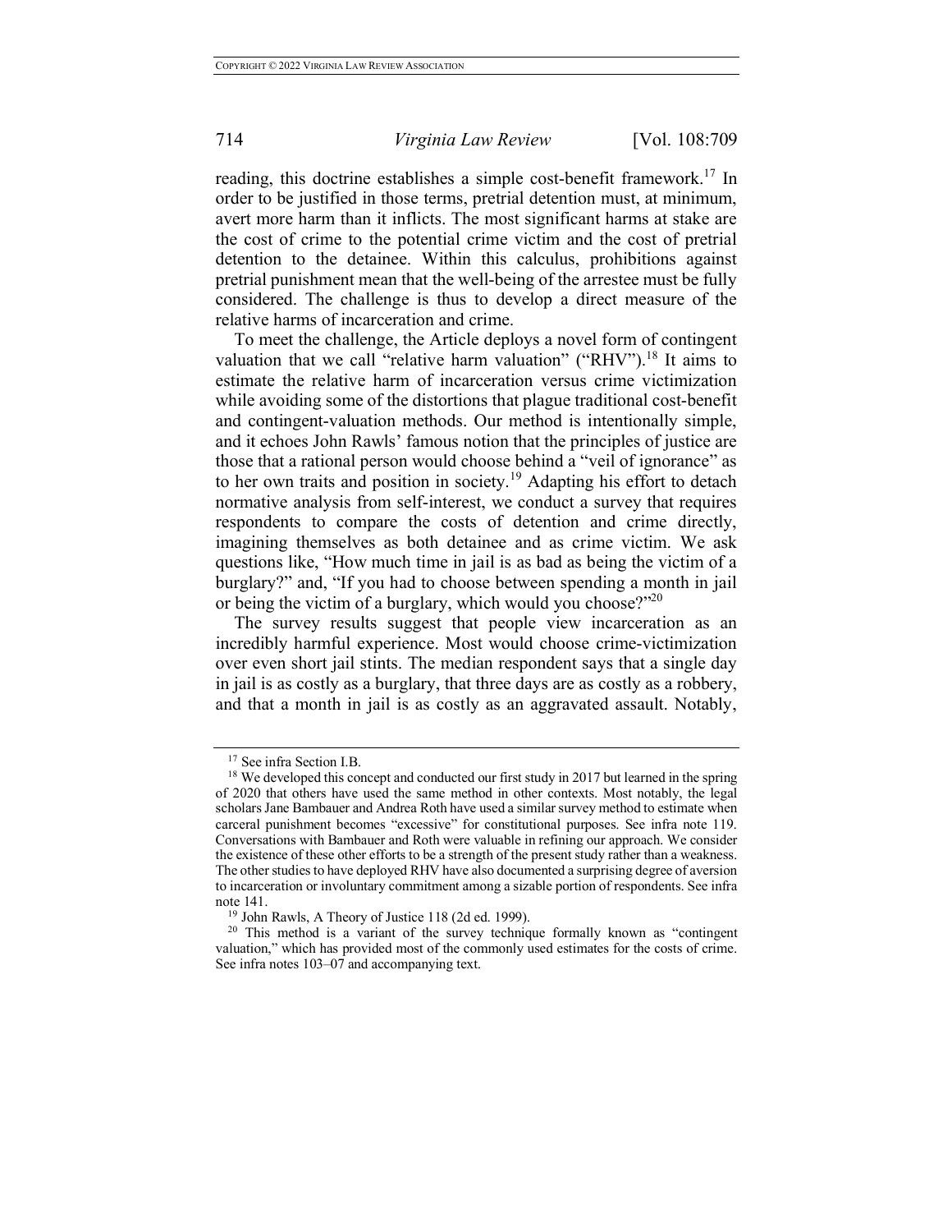reading, this doctrine establishes a simple cost-benefit framework.[17] In order to be justified in those terms, pretrial detention must, at minimum, avert more harm than it inflicts. The most significant harms at stake are the cost of crime to the potential crime victim and the cost of pretrial detention to the detainee. Within this calculus, prohibitions against pretrial punishment mean that the well-being of the arrestee must be fully considered. The challenge is thus to develop a direct measure of the relative harms of incarceration and crime.

To meet the challenge, the Article deploys a novel form of contingent valuation that we call "relative harm valuation" ("RHV").[18] It aims to estimate the relative harm of incarceration versus crime victimization while avoiding some of the distortions that plague traditional cost-benefit and contingent-valuation methods. Our method is intentionally simple, and it echoes John Rawls' famous notion that the principles of justice are those that a rational person would choose behind a "veil of ignorance" as to her own traits and position in society.[19] Adapting his effort to detach normative analysis from self-interest, we conduct a survey that requires respondents to compare the costs of detention and crime directly, imagining themselves as both detainee and as crime victim. We ask questions like, "How much time in jail is as bad as being the victim of a burglary?" and, "If you had to choose between spending a month in jail or being the victim of a burglary, which would you choose?"[20]

The survey results suggest that people view incarceration as an incredibly harmful experience. Most would choose crime-victimization over even short jail stints. The median respondent says that a single day in jail is as costly as a burglary, that three days are as costly as a robbery, and that a month in jail is as costly as an aggravated assault. Notably,

---

[17] See infra Section I.B.

[18] We developed this concept and conducted our first study in 2017 but learned in the spring of 2020 that others have used the same method in other contexts. Most notably, the legal scholars Jane Bambauer and Andrea Roth have used a similar survey method to estimate when carceral punishment becomes "excessive" for constitutional purposes. See infra note 119. Conversations with Bambauer and Roth were valuable in refining our approach. We consider the existence of these other efforts to be a strength of the present study rather than a weakness. The other studies to have deployed RHV have also documented a surprising degree of aversion to incarceration or involuntary commitment among a sizable portion of respondents. See infra note 141.

[19] John Rawls, A Theory of Justice 118 (2d ed. 1999).

[20] This method is a variant of the survey technique formally known as "contingent valuation," which has provided most of the commonly used estimates for the costs of crime. See infra notes 103–07 and accompanying text.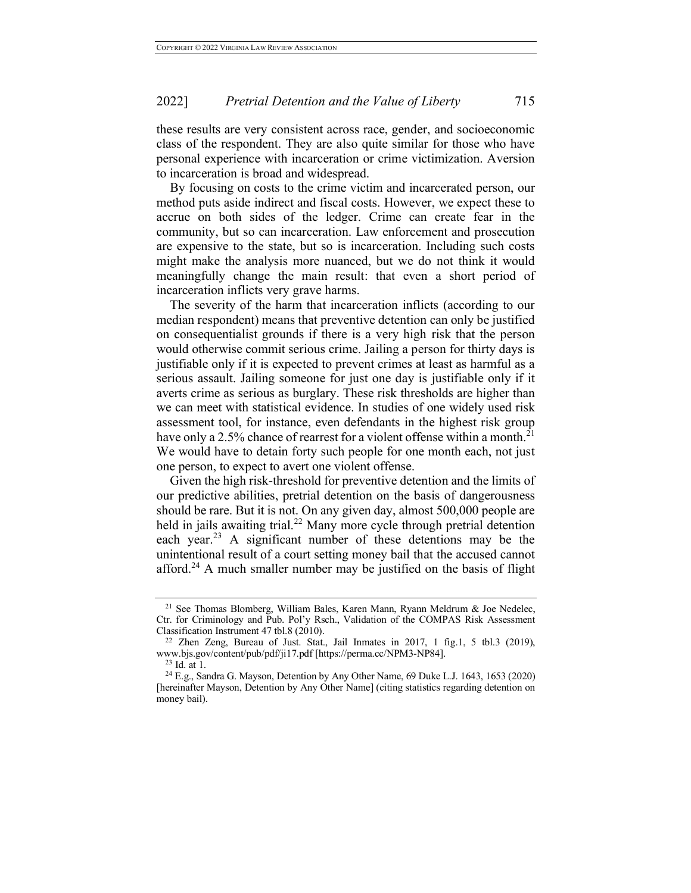these results are very consistent across race, gender, and socioeconomic class of the respondent. They are also quite similar for those who have personal experience with incarceration or crime victimization. Aversion to incarceration is broad and widespread.

By focusing on costs to the crime victim and incarcerated person, our method puts aside indirect and fiscal costs. However, we expect these to accrue on both sides of the ledger. Crime can create fear in the community, but so can incarceration. Law enforcement and prosecution are expensive to the state, but so is incarceration. Including such costs might make the analysis more nuanced, but we do not think it would meaningfully change the main result: that even a short period of incarceration inflicts very grave harms.

The severity of the harm that incarceration inflicts (according to our median respondent) means that preventive detention can only be justified on consequentialist grounds if there is a very high risk that the person would otherwise commit serious crime. Jailing a person for thirty days is justifiable only if it is expected to prevent crimes at least as harmful as a serious assault. Jailing someone for just one day is justifiable only if it averts crime as serious as burglary. These risk thresholds are higher than we can meet with statistical evidence. In studies of one widely used risk assessment tool, for instance, even defendants in the highest risk group have only a 2.5% chance of rearrest for a violent offense within a month.[21] We would have to detain forty such people for one month each, not just one person, to expect to avert one violent offense.

Given the high risk-threshold for preventive detention and the limits of our predictive abilities, pretrial detention on the basis of dangerousness should be rare. But it is not. On any given day, almost 500,000 people are held in jails awaiting trial.[22] Many more cycle through pretrial detention each year.[23] A significant number of these detentions may be the unintentional result of a court setting money bail that the accused cannot afford.[24] A much smaller number may be justified on the basis of flight

---

[21] See Thomas Blomberg, William Bales, Karen Mann, Ryann Meldrum & Joe Nedelec, Ctr. for Criminology and Pub. Pol'y Rsch., Validation of the COMPAS Risk Assessment Classification Instrument 47 tbl.8 (2010).

[22] Zhen Zeng, Bureau of Just. Stat., Jail Inmates in 2017, 1 fig.1, 5 tbl.3 (2019), www.bjs.gov/content/pub/pdf/ji17.pdf [https://perma.cc/NPM3-NP84].

[23] Id. at 1.

[24] E.g., Sandra G. Mayson, Detention by Any Other Name, 69 Duke L.J. 1643, 1653 (2020) [hereinafter Mayson, Detention by Any Other Name] (citing statistics regarding detention on money bail).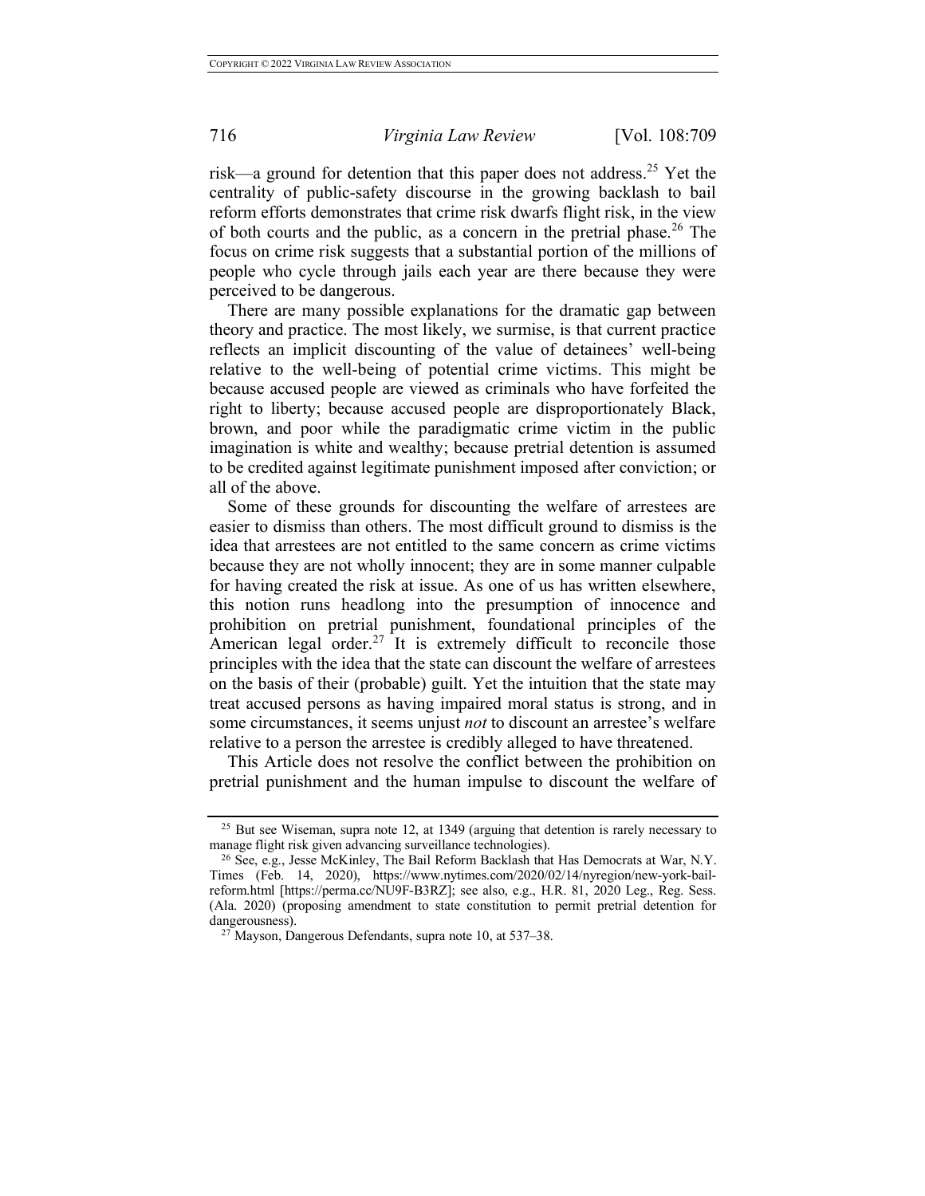risk—a ground for detention that this paper does not address.[25] Yet the centrality of public-safety discourse in the growing backlash to bail reform efforts demonstrates that crime risk dwarfs flight risk, in the view of both courts and the public, as a concern in the pretrial phase.[26] The focus on crime risk suggests that a substantial portion of the millions of people who cycle through jails each year are there because they were perceived to be dangerous.

There are many possible explanations for the dramatic gap between theory and practice. The most likely, we surmise, is that current practice reflects an implicit discounting of the value of detainees' well-being relative to the well-being of potential crime victims. This might be because accused people are viewed as criminals who have forfeited the right to liberty; because accused people are disproportionately Black, brown, and poor while the paradigmatic crime victim in the public imagination is white and wealthy; because pretrial detention is assumed to be credited against legitimate punishment imposed after conviction; or all of the above.

Some of these grounds for discounting the welfare of arrestees are easier to dismiss than others. The most difficult ground to dismiss is the idea that arrestees are not entitled to the same concern as crime victims because they are not wholly innocent; they are in some manner culpable for having created the risk at issue. As one of us has written elsewhere, this notion runs headlong into the presumption of innocence and prohibition on pretrial punishment, foundational principles of the American legal order.[27] It is extremely difficult to reconcile those principles with the idea that the state can discount the welfare of arrestees on the basis of their (probable) guilt. Yet the intuition that the state may treat accused persons as having impaired moral status is strong, and in some circumstances, it seems unjust *not* to discount an arrestee's welfare relative to a person the arrestee is credibly alleged to have threatened.

This Article does not resolve the conflict between the prohibition on pretrial punishment and the human impulse to discount the welfare of

---

[25] But see Wiseman, supra note 12, at 1349 (arguing that detention is rarely necessary to manage flight risk given advancing surveillance technologies).

[26] See, e.g., Jesse McKinley, The Bail Reform Backlash that Has Democrats at War, N.Y. Times (Feb. 14, 2020), https://www.nytimes.com/2020/02/14/nyregion/new-york-bail-reform.html [https://perma.cc/NU9F-B3RZ]; see also, e.g., H.R. 81, 2020 Leg., Reg. Sess. (Ala. 2020) (proposing amendment to state constitution to permit pretrial detention for dangerousness).

[27] Mayson, Dangerous Defendants, supra note 10, at 537–38.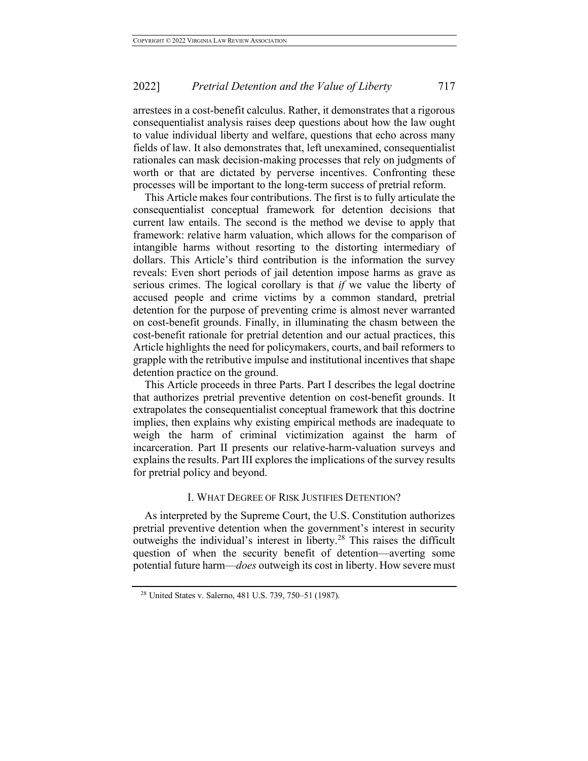arrestees in a cost-benefit calculus. Rather, it demonstrates that a rigorous consequentialist analysis raises deep questions about how the law ought to value individual liberty and welfare, questions that echo across many fields of law. It also demonstrates that, left unexamined, consequentialist rationales can mask decision-making processes that rely on judgments of worth or that are dictated by perverse incentives. Confronting these processes will be important to the long-term success of pretrial reform.

This Article makes four contributions. The first is to fully articulate the consequentialist conceptual framework for detention decisions that current law entails. The second is the method we devise to apply that framework: relative harm valuation, which allows for the comparison of intangible harms without resorting to the distorting intermediary of dollars. This Article's third contribution is the information the survey reveals: Even short periods of jail detention impose harms as grave as serious crimes. The logical corollary is that *if* we value the liberty of accused people and crime victims by a common standard, pretrial detention for the purpose of preventing crime is almost never warranted on cost-benefit grounds. Finally, in illuminating the chasm between the cost-benefit rationale for pretrial detention and our actual practices, this Article highlights the need for policymakers, courts, and bail reformers to grapple with the retributive impulse and institutional incentives that shape detention practice on the ground.

This Article proceeds in three Parts. Part I describes the legal doctrine that authorizes pretrial preventive detention on cost-benefit grounds. It extrapolates the consequentialist conceptual framework that this doctrine implies, then explains why existing empirical methods are inadequate to weigh the harm of criminal victimization against the harm of incarceration. Part II presents our relative-harm-valuation surveys and explains the results. Part III explores the implications of the survey results for pretrial policy and beyond.

## I. WHAT DEGREE OF RISK JUSTIFIES DETENTION?

As interpreted by the Supreme Court, the U.S. Constitution authorizes pretrial preventive detention when the government's interest in security outweighs the individual's interest in liberty.[28] This raises the difficult question of when the security benefit of detention—averting some potential future harm—*does* outweigh its cost in liberty. How severe must

[28] United States v. Salerno, 481 U.S. 739, 750–51 (1987).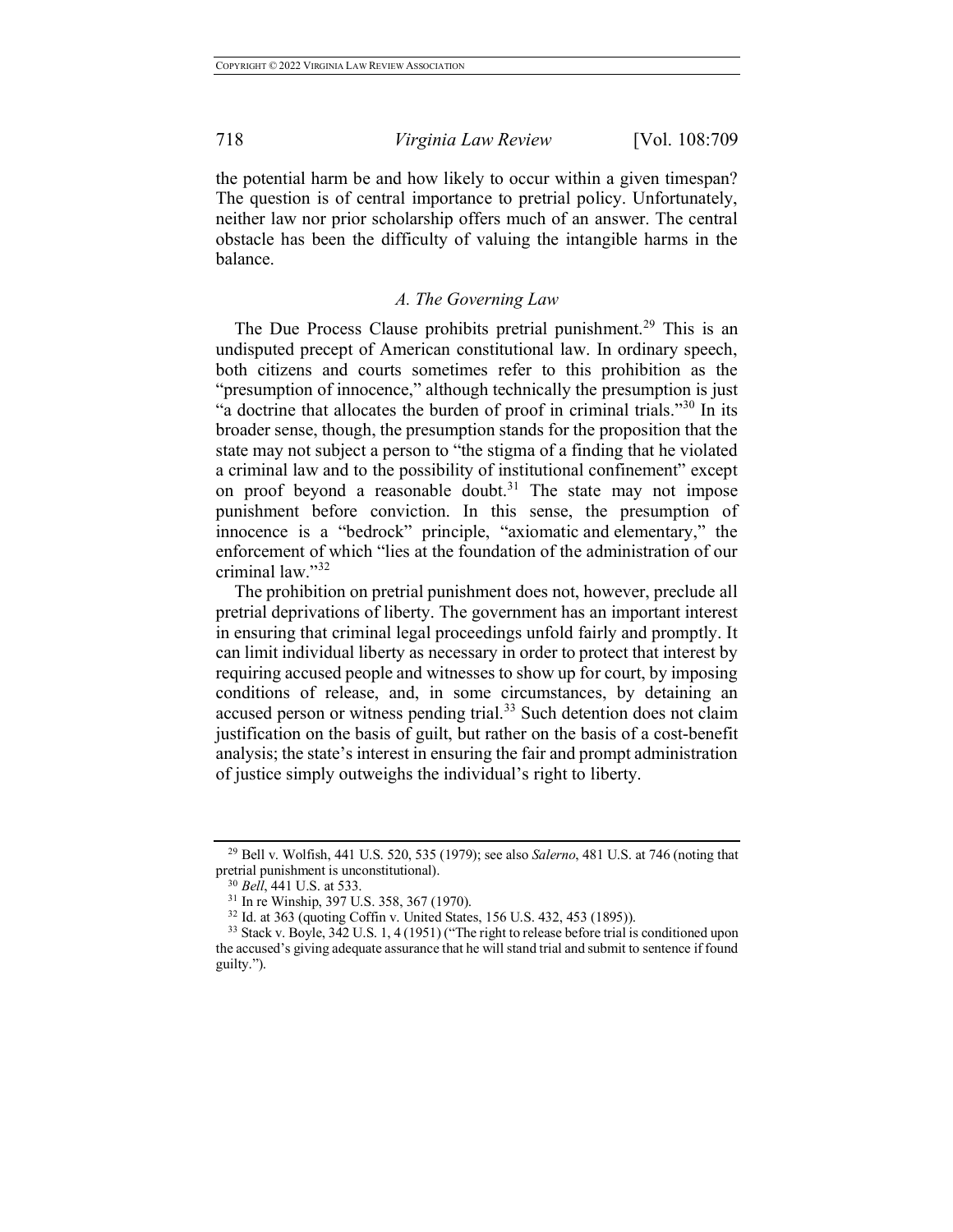the potential harm be and how likely to occur within a given timespan? The question is of central importance to pretrial policy. Unfortunately, neither law nor prior scholarship offers much of an answer. The central obstacle has been the difficulty of valuing the intangible harms in the balance.

### *A. The Governing Law*

The Due Process Clause prohibits pretrial punishment.[29] This is an undisputed precept of American constitutional law. In ordinary speech, both citizens and courts sometimes refer to this prohibition as the "presumption of innocence," although technically the presumption is just "a doctrine that allocates the burden of proof in criminal trials."[30] In its broader sense, though, the presumption stands for the proposition that the state may not subject a person to "the stigma of a finding that he violated a criminal law and to the possibility of institutional confinement" except on proof beyond a reasonable doubt.[31] The state may not impose punishment before conviction. In this sense, the presumption of innocence is a "bedrock" principle, "axiomatic and elementary," the enforcement of which "lies at the foundation of the administration of our criminal law."[32]

The prohibition on pretrial punishment does not, however, preclude all pretrial deprivations of liberty. The government has an important interest in ensuring that criminal legal proceedings unfold fairly and promptly. It can limit individual liberty as necessary in order to protect that interest by requiring accused people and witnesses to show up for court, by imposing conditions of release, and, in some circumstances, by detaining an accused person or witness pending trial.[33] Such detention does not claim justification on the basis of guilt, but rather on the basis of a cost-benefit analysis; the state's interest in ensuring the fair and prompt administration of justice simply outweighs the individual's right to liberty.

---

[29] Bell v. Wolfish, 441 U.S. 520, 535 (1979); see also *Salerno*, 481 U.S. at 746 (noting that pretrial punishment is unconstitutional).

[30] *Bell*, 441 U.S. at 533.

[31] In re Winship, 397 U.S. 358, 367 (1970).

[32] Id. at 363 (quoting Coffin v. United States, 156 U.S. 432, 453 (1895)).

[33] Stack v. Boyle, 342 U.S. 1, 4 (1951) ("The right to release before trial is conditioned upon the accused's giving adequate assurance that he will stand trial and submit to sentence if found guilty.").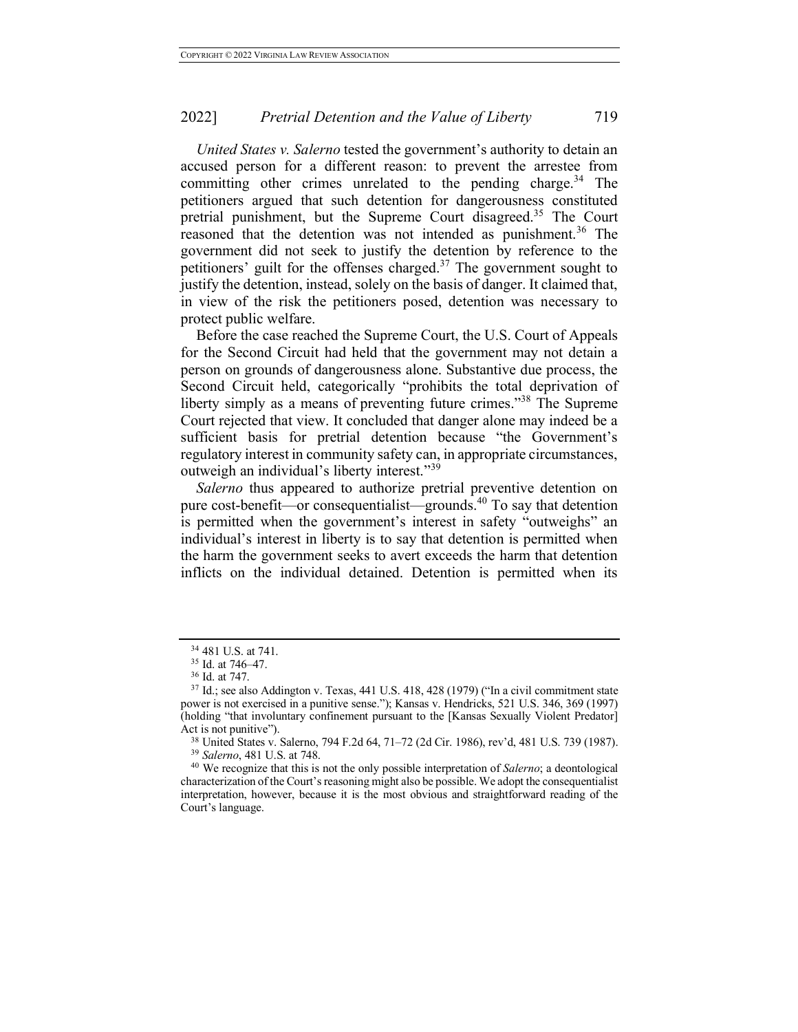*United States v. Salerno* tested the government's authority to detain an accused person for a different reason: to prevent the arrestee from committing other crimes unrelated to the pending charge.[34] The petitioners argued that such detention for dangerousness constituted pretrial punishment, but the Supreme Court disagreed.[35] The Court reasoned that the detention was not intended as punishment.[36] The government did not seek to justify the detention by reference to the petitioners' guilt for the offenses charged.[37] The government sought to justify the detention, instead, solely on the basis of danger. It claimed that, in view of the risk the petitioners posed, detention was necessary to protect public welfare.

Before the case reached the Supreme Court, the U.S. Court of Appeals for the Second Circuit had held that the government may not detain a person on grounds of dangerousness alone. Substantive due process, the Second Circuit held, categorically "prohibits the total deprivation of liberty simply as a means of preventing future crimes."[38] The Supreme Court rejected that view. It concluded that danger alone may indeed be a sufficient basis for pretrial detention because "the Government's regulatory interest in community safety can, in appropriate circumstances, outweigh an individual's liberty interest."[39]

*Salerno* thus appeared to authorize pretrial preventive detention on pure cost-benefit—or consequentialist—grounds.[40] To say that detention is permitted when the government's interest in safety "outweighs" an individual's interest in liberty is to say that detention is permitted when the harm the government seeks to avert exceeds the harm that detention inflicts on the individual detained. Detention is permitted when its

---

[34] 481 U.S. at 741.

[35] Id. at 746–47.

[36] Id. at 747.

[37] Id.; see also Addington v. Texas, 441 U.S. 418, 428 (1979) ("In a civil commitment state power is not exercised in a punitive sense."); Kansas v. Hendricks, 521 U.S. 346, 369 (1997) (holding "that involuntary confinement pursuant to the [Kansas Sexually Violent Predator] Act is not punitive").

[38] United States v. Salerno, 794 F.2d 64, 71–72 (2d Cir. 1986), rev'd, 481 U.S. 739 (1987).

[39] *Salerno*, 481 U.S. at 748.

[40] We recognize that this is not the only possible interpretation of *Salerno*; a deontological characterization of the Court's reasoning might also be possible. We adopt the consequentialist interpretation, however, because it is the most obvious and straightforward reading of the Court's language.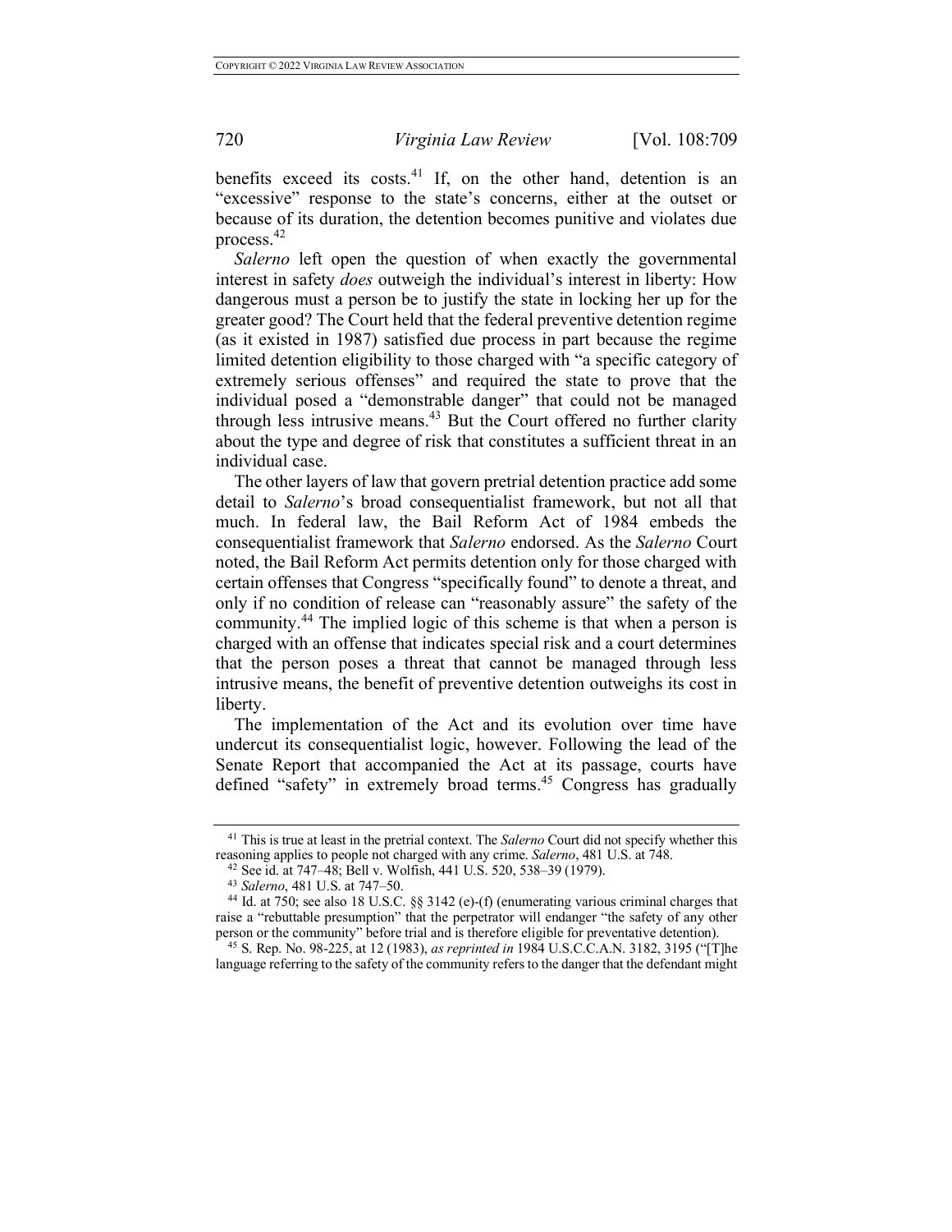benefits exceed its costs.[41] If, on the other hand, detention is an "excessive" response to the state's concerns, either at the outset or because of its duration, the detention becomes punitive and violates due process.[42]

*Salerno* left open the question of when exactly the governmental interest in safety *does* outweigh the individual's interest in liberty: How dangerous must a person be to justify the state in locking her up for the greater good? The Court held that the federal preventive detention regime (as it existed in 1987) satisfied due process in part because the regime limited detention eligibility to those charged with "a specific category of extremely serious offenses" and required the state to prove that the individual posed a "demonstrable danger" that could not be managed through less intrusive means.[43] But the Court offered no further clarity about the type and degree of risk that constitutes a sufficient threat in an individual case.

The other layers of law that govern pretrial detention practice add some detail to *Salerno*'s broad consequentialist framework, but not all that much. In federal law, the Bail Reform Act of 1984 embeds the consequentialist framework that *Salerno* endorsed. As the *Salerno* Court noted, the Bail Reform Act permits detention only for those charged with certain offenses that Congress "specifically found" to denote a threat, and only if no condition of release can "reasonably assure" the safety of the community.[44] The implied logic of this scheme is that when a person is charged with an offense that indicates special risk and a court determines that the person poses a threat that cannot be managed through less intrusive means, the benefit of preventive detention outweighs its cost in liberty.

The implementation of the Act and its evolution over time have undercut its consequentialist logic, however. Following the lead of the Senate Report that accompanied the Act at its passage, courts have defined "safety" in extremely broad terms.[45] Congress has gradually

---

[41] This is true at least in the pretrial context. The *Salerno* Court did not specify whether this reasoning applies to people not charged with any crime. *Salerno*, 481 U.S. at 748.

[42] See id. at 747–48; Bell v. Wolfish, 441 U.S. 520, 538–39 (1979).

[43] *Salerno*, 481 U.S. at 747–50.

[44] Id. at 750; see also 18 U.S.C. §§ 3142 (e)-(f) (enumerating various criminal charges that raise a "rebuttable presumption" that the perpetrator will endanger "the safety of any other person or the community" before trial and is therefore eligible for preventative detention).

[45] S. Rep. No. 98-225, at 12 (1983), *as reprinted in* 1984 U.S.C.C.A.N. 3182, 3195 ("[T]he language referring to the safety of the community refers to the danger that the defendant might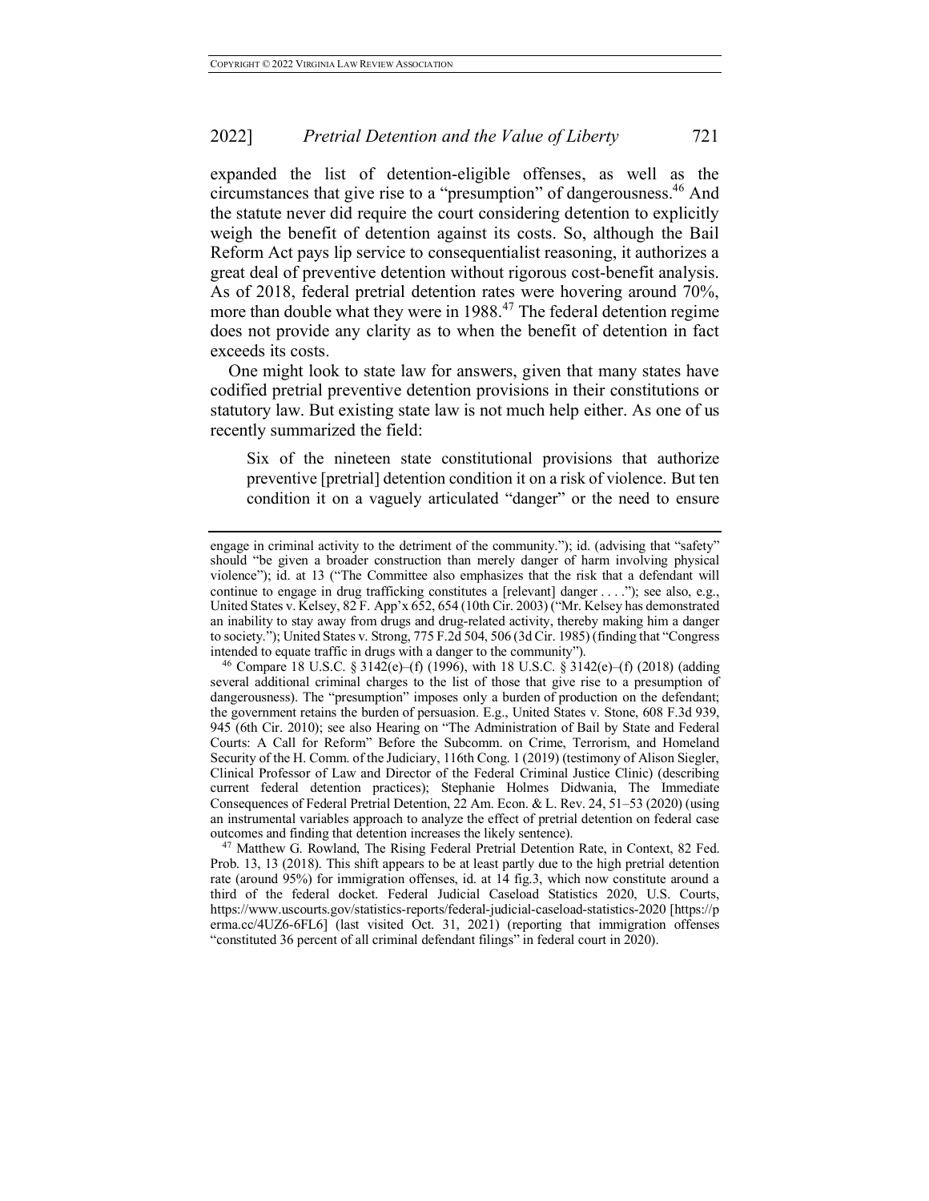expanded the list of detention-eligible offenses, as well as the circumstances that give rise to a "presumption" of dangerousness.[46] And the statute never did require the court considering detention to explicitly weigh the benefit of detention against its costs. So, although the Bail Reform Act pays lip service to consequentialist reasoning, it authorizes a great deal of preventive detention without rigorous cost-benefit analysis. As of 2018, federal pretrial detention rates were hovering around 70%, more than double what they were in 1988.[47] The federal detention regime does not provide any clarity as to when the benefit of detention in fact exceeds its costs.

One might look to state law for answers, given that many states have codified pretrial preventive detention provisions in their constitutions or statutory law. But existing state law is not much help either. As one of us recently summarized the field:

> Six of the nineteen state constitutional provisions that authorize preventive [pretrial] detention condition it on a risk of violence. But ten condition it on a vaguely articulated "danger" or the need to ensure

---

engage in criminal activity to the detriment of the community."); id. (advising that "safety" should "be given a broader construction than merely danger of harm involving physical violence"); id. at 13 ("The Committee also emphasizes that the risk that a defendant will continue to engage in drug trafficking constitutes a [relevant] danger . . . ."); see also, e.g., United States v. Kelsey, 82 F. App'x 652, 654 (10th Cir. 2003) ("Mr. Kelsey has demonstrated an inability to stay away from drugs and drug-related activity, thereby making him a danger to society."); United States v. Strong, 775 F.2d 504, 506 (3d Cir. 1985) (finding that "Congress intended to equate traffic in drugs with a danger to the community").

[46] Compare 18 U.S.C. § 3142(e)–(f) (1996), with 18 U.S.C. § 3142(e)–(f) (2018) (adding several additional criminal charges to the list of those that give rise to a presumption of dangerousness). The "presumption" imposes only a burden of production on the defendant; the government retains the burden of persuasion. E.g., United States v. Stone, 608 F.3d 939, 945 (6th Cir. 2010); see also Hearing on "The Administration of Bail by State and Federal Courts: A Call for Reform" Before the Subcomm. on Crime, Terrorism, and Homeland Security of the H. Comm. of the Judiciary, 116th Cong. 1 (2019) (testimony of Alison Siegler, Clinical Professor of Law and Director of the Federal Criminal Justice Clinic) (describing current federal detention practices); Stephanie Holmes Didwania, The Immediate Consequences of Federal Pretrial Detention, 22 Am. Econ. & L. Rev. 24, 51–53 (2020) (using an instrumental variables approach to analyze the effect of pretrial detention on federal case outcomes and finding that detention increases the likely sentence).

[47] Matthew G. Rowland, The Rising Federal Pretrial Detention Rate, in Context, 82 Fed. Prob. 13, 13 (2018). This shift appears to be at least partly due to the high pretrial detention rate (around 95%) for immigration offenses, id. at 14 fig.3, which now constitute around a third of the federal docket. Federal Judicial Caseload Statistics 2020, U.S. Courts, https://www.uscourts.gov/statistics-reports/federal-judicial-caseload-statistics-2020 [https://perma.cc/4UZ6-6FL6] (last visited Oct. 31, 2021) (reporting that immigration offenses "constituted 36 percent of all criminal defendant filings" in federal court in 2020).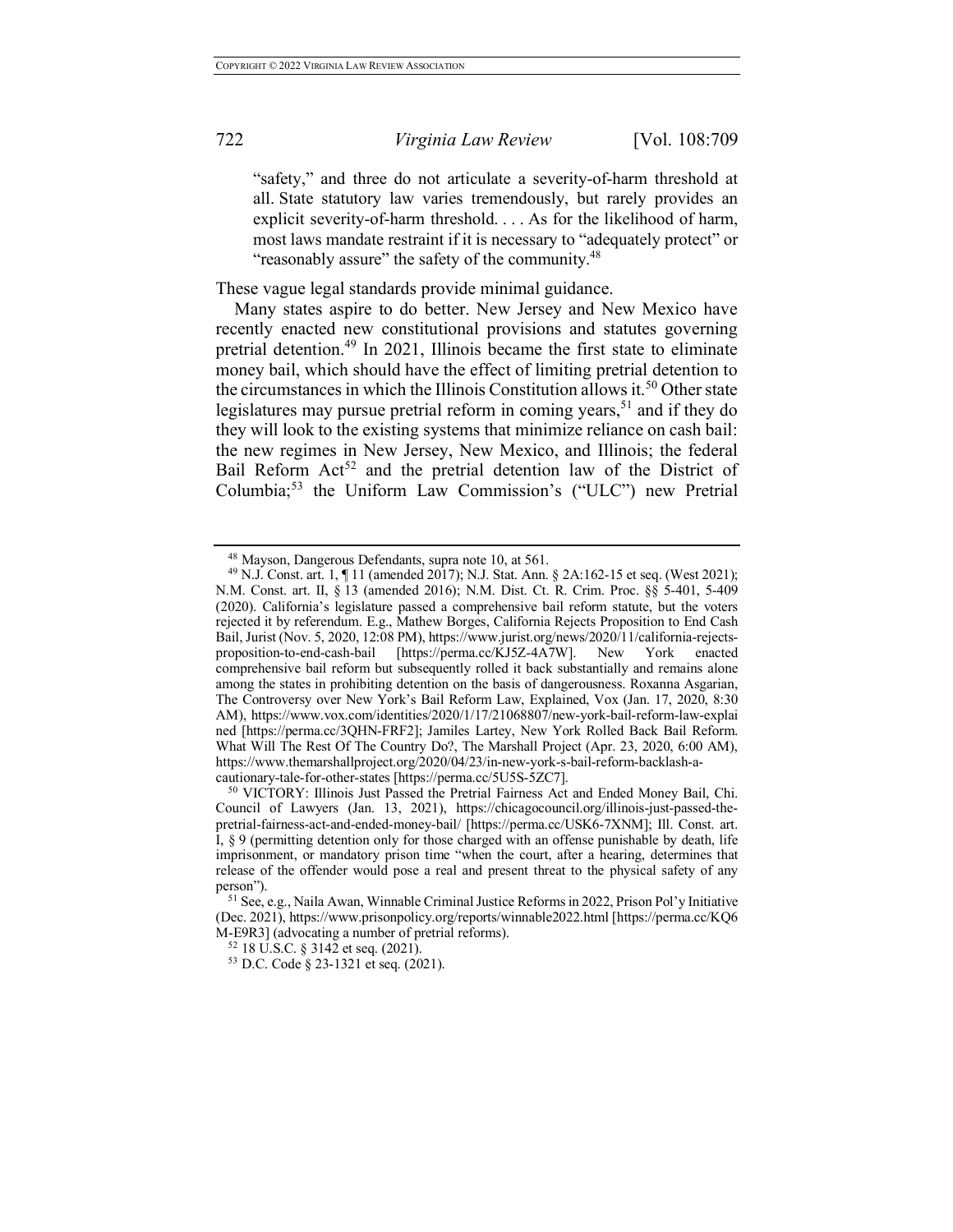> “safety,” and three do not articulate a severity-of-harm threshold at all. State statutory law varies tremendously, but rarely provides an explicit severity-of-harm threshold. . . . As for the likelihood of harm, most laws mandate restraint if it is necessary to “adequately protect” or “reasonably assure” the safety of the community.[48]

These vague legal standards provide minimal guidance.

Many states aspire to do better. New Jersey and New Mexico have recently enacted new constitutional provisions and statutes governing pretrial detention.[49] In 2021, Illinois became the first state to eliminate money bail, which should have the effect of limiting pretrial detention to the circumstances in which the Illinois Constitution allows it.[50] Other state legislatures may pursue pretrial reform in coming years,[51] and if they do they will look to the existing systems that minimize reliance on cash bail: the new regimes in New Jersey, New Mexico, and Illinois; the federal Bail Reform Act[52] and the pretrial detention law of the District of Columbia;[53] the Uniform Law Commission’s (“ULC”) new Pretrial

---

[48] Mayson, Dangerous Defendants, supra note 10, at 561.

[49] N.J. Const. art. 1, ¶ 11 (amended 2017); N.J. Stat. Ann. § 2A:162-15 et seq. (West 2021); N.M. Const. art. II, § 13 (amended 2016); N.M. Dist. Ct. R. Crim. Proc. §§ 5-401, 5-409 (2020). California’s legislature passed a comprehensive bail reform statute, but the voters rejected it by referendum. E.g., Mathew Borges, California Rejects Proposition to End Cash Bail, Jurist (Nov. 5, 2020, 12:08 PM), https://www.jurist.org/news/2020/11/california-rejects-proposition-to-end-cash-bail [https://perma.cc/KJ5Z-4A7W]. New York enacted comprehensive bail reform but subsequently rolled it back substantially and remains alone among the states in prohibiting detention on the basis of dangerousness. Roxanna Asgarian, The Controversy over New York’s Bail Reform Law, Explained, Vox (Jan. 17, 2020, 8:30 AM), https://www.vox.com/identities/2020/1/17/21068807/new-york-bail-reform-law-explained [https://perma.cc/3QHN-FRF2]; Jamiles Lartey, New York Rolled Back Bail Reform. What Will The Rest Of The Country Do?, The Marshall Project (Apr. 23, 2020, 6:00 AM), https://www.themarshallproject.org/2020/04/23/in-new-york-s-bail-reform-backlash-a-cautionary-tale-for-other-states [https://perma.cc/5U5S-5ZC7].

[50] VICTORY: Illinois Just Passed the Pretrial Fairness Act and Ended Money Bail, Chi. Council of Lawyers (Jan. 13, 2021), https://chicagocouncil.org/illinois-just-passed-the-pretrial-fairness-act-and-ended-money-bail/ [https://perma.cc/USK6-7XNM]; Ill. Const. art. I, § 9 (permitting detention only for those charged with an offense punishable by death, life imprisonment, or mandatory prison time “when the court, after a hearing, determines that release of the offender would pose a real and present threat to the physical safety of any person”).

[51] See, e.g., Naila Awan, Winnable Criminal Justice Reforms in 2022, Prison Pol’y Initiative (Dec. 2021), https://www.prisonpolicy.org/reports/winnable2022.html [https://perma.cc/KQ6M-E9R3] (advocating a number of pretrial reforms).

[52] 18 U.S.C. § 3142 et seq. (2021).

[53] D.C. Code § 23-1321 et seq. (2021).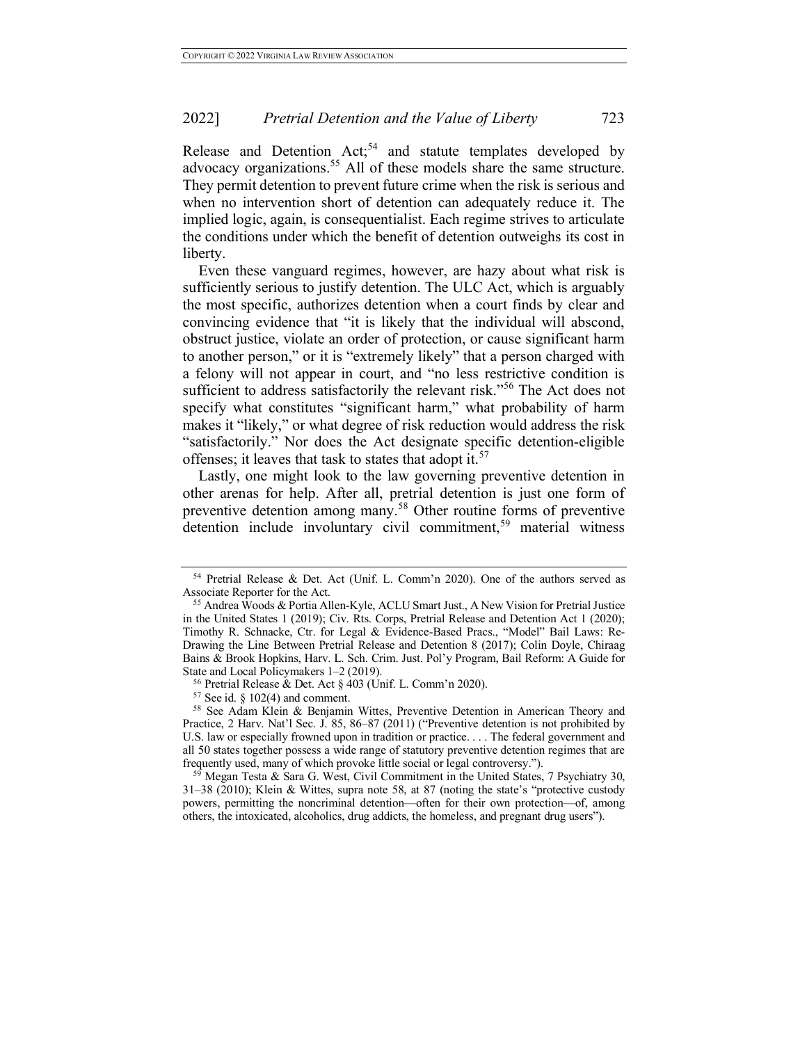Release and Detention Act;[54] and statute templates developed by advocacy organizations.[55] All of these models share the same structure. They permit detention to prevent future crime when the risk is serious and when no intervention short of detention can adequately reduce it. The implied logic, again, is consequentialist. Each regime strives to articulate the conditions under which the benefit of detention outweighs its cost in liberty.

Even these vanguard regimes, however, are hazy about what risk is sufficiently serious to justify detention. The ULC Act, which is arguably the most specific, authorizes detention when a court finds by clear and convincing evidence that "it is likely that the individual will abscond, obstruct justice, violate an order of protection, or cause significant harm to another person," or it is "extremely likely" that a person charged with a felony will not appear in court, and "no less restrictive condition is sufficient to address satisfactorily the relevant risk."[56] The Act does not specify what constitutes "significant harm," what probability of harm makes it "likely," or what degree of risk reduction would address the risk "satisfactorily." Nor does the Act designate specific detention-eligible offenses; it leaves that task to states that adopt it.[57]

Lastly, one might look to the law governing preventive detention in other arenas for help. After all, pretrial detention is just one form of preventive detention among many.[58] Other routine forms of preventive detention include involuntary civil commitment,[59] material witness

---

[54] Pretrial Release & Det. Act (Unif. L. Comm'n 2020). One of the authors served as Associate Reporter for the Act.

[55] Andrea Woods & Portia Allen-Kyle, ACLU Smart Just., A New Vision for Pretrial Justice in the United States 1 (2019); Civ. Rts. Corps, Pretrial Release and Detention Act 1 (2020); Timothy R. Schnacke, Ctr. for Legal & Evidence-Based Pracs., "Model" Bail Laws: Re-Drawing the Line Between Pretrial Release and Detention 8 (2017); Colin Doyle, Chiraag Bains & Brook Hopkins, Harv. L. Sch. Crim. Just. Pol'y Program, Bail Reform: A Guide for State and Local Policymakers 1–2 (2019).

[56] Pretrial Release & Det. Act § 403 (Unif. L. Comm'n 2020).

[57] See id. § 102(4) and comment.

[58] See Adam Klein & Benjamin Wittes, Preventive Detention in American Theory and Practice, 2 Harv. Nat'l Sec. J. 85, 86–87 (2011) ("Preventive detention is not prohibited by U.S. law or especially frowned upon in tradition or practice. . . . The federal government and all 50 states together possess a wide range of statutory preventive detention regimes that are frequently used, many of which provoke little social or legal controversy.").

[59] Megan Testa & Sara G. West, Civil Commitment in the United States, 7 Psychiatry 30, 31–38 (2010); Klein & Wittes, supra note 58, at 87 (noting the state's "protective custody powers, permitting the noncriminal detention—often for their own protection—of, among others, the intoxicated, alcoholics, drug addicts, the homeless, and pregnant drug users").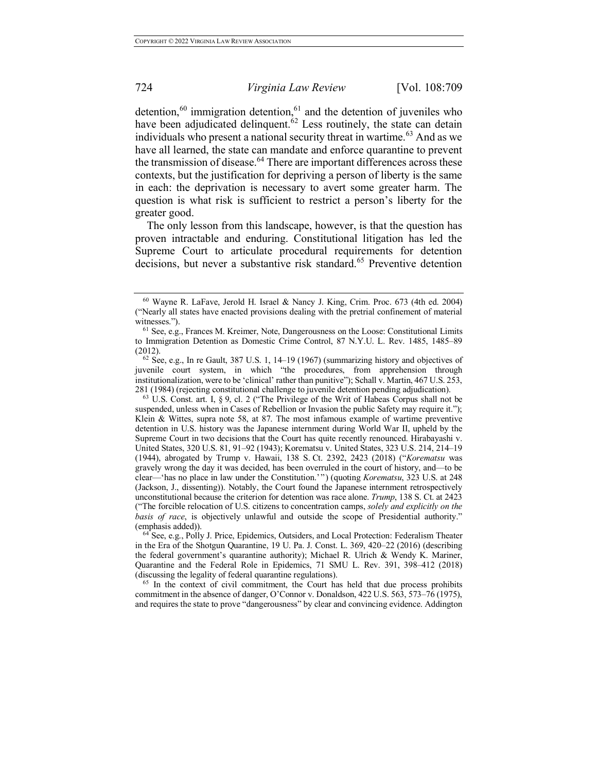detention,[60] immigration detention,[61] and the detention of juveniles who have been adjudicated delinquent.[62] Less routinely, the state can detain individuals who present a national security threat in wartime.[63] And as we have all learned, the state can mandate and enforce quarantine to prevent the transmission of disease.[64] There are important differences across these contexts, but the justification for depriving a person of liberty is the same in each: the deprivation is necessary to avert some greater harm. The question is what risk is sufficient to restrict a person's liberty for the greater good.

The only lesson from this landscape, however, is that the question has proven intractable and enduring. Constitutional litigation has led the Supreme Court to articulate procedural requirements for detention decisions, but never a substantive risk standard.[65] Preventive detention

---

[60] Wayne R. LaFave, Jerold H. Israel & Nancy J. King, Crim. Proc. 673 (4th ed. 2004) ("Nearly all states have enacted provisions dealing with the pretrial confinement of material witnesses.").

[61] See, e.g., Frances M. Kreimer, Note, Dangerousness on the Loose: Constitutional Limits to Immigration Detention as Domestic Crime Control, 87 N.Y.U. L. Rev. 1485, 1485–89 (2012).

[62] See, e.g., In re Gault, 387 U.S. 1, 14–19 (1967) (summarizing history and objectives of juvenile court system, in which "the procedures, from apprehension through institutionalization, were to be 'clinical' rather than punitive"); Schall v. Martin, 467 U.S. 253, 281 (1984) (rejecting constitutional challenge to juvenile detention pending adjudication).

[63] U.S. Const. art. I, § 9, cl. 2 ("The Privilege of the Writ of Habeas Corpus shall not be suspended, unless when in Cases of Rebellion or Invasion the public Safety may require it."); Klein & Wittes, supra note 58, at 87. The most infamous example of wartime preventive detention in U.S. history was the Japanese internment during World War II, upheld by the Supreme Court in two decisions that the Court has quite recently renounced. Hirabayashi v. United States, 320 U.S. 81, 91–92 (1943); Korematsu v. United States, 323 U.S. 214, 214–19 (1944), abrogated by Trump v. Hawaii, 138 S. Ct. 2392, 2423 (2018) ("*Korematsu* was gravely wrong the day it was decided, has been overruled in the court of history, and—to be clear—'has no place in law under the Constitution.'") (quoting *Korematsu*, 323 U.S. at 248 (Jackson, J., dissenting)). Notably, the Court found the Japanese internment retrospectively unconstitutional because the criterion for detention was race alone. *Trump*, 138 S. Ct. at 2423 ("The forcible relocation of U.S. citizens to concentration camps, *solely and explicitly on the basis of race*, is objectively unlawful and outside the scope of Presidential authority." (emphasis added)).

[64] See, e.g., Polly J. Price, Epidemics, Outsiders, and Local Protection: Federalism Theater in the Era of the Shotgun Quarantine, 19 U. Pa. J. Const. L. 369, 420–22 (2016) (describing the federal government's quarantine authority); Michael R. Ulrich & Wendy K. Mariner, Quarantine and the Federal Role in Epidemics, 71 SMU L. Rev. 391, 398–412 (2018) (discussing the legality of federal quarantine regulations).

[65] In the context of civil commitment, the Court has held that due process prohibits commitment in the absence of danger, O'Connor v. Donaldson, 422 U.S. 563, 573–76 (1975), and requires the state to prove "dangerousness" by clear and convincing evidence. Addington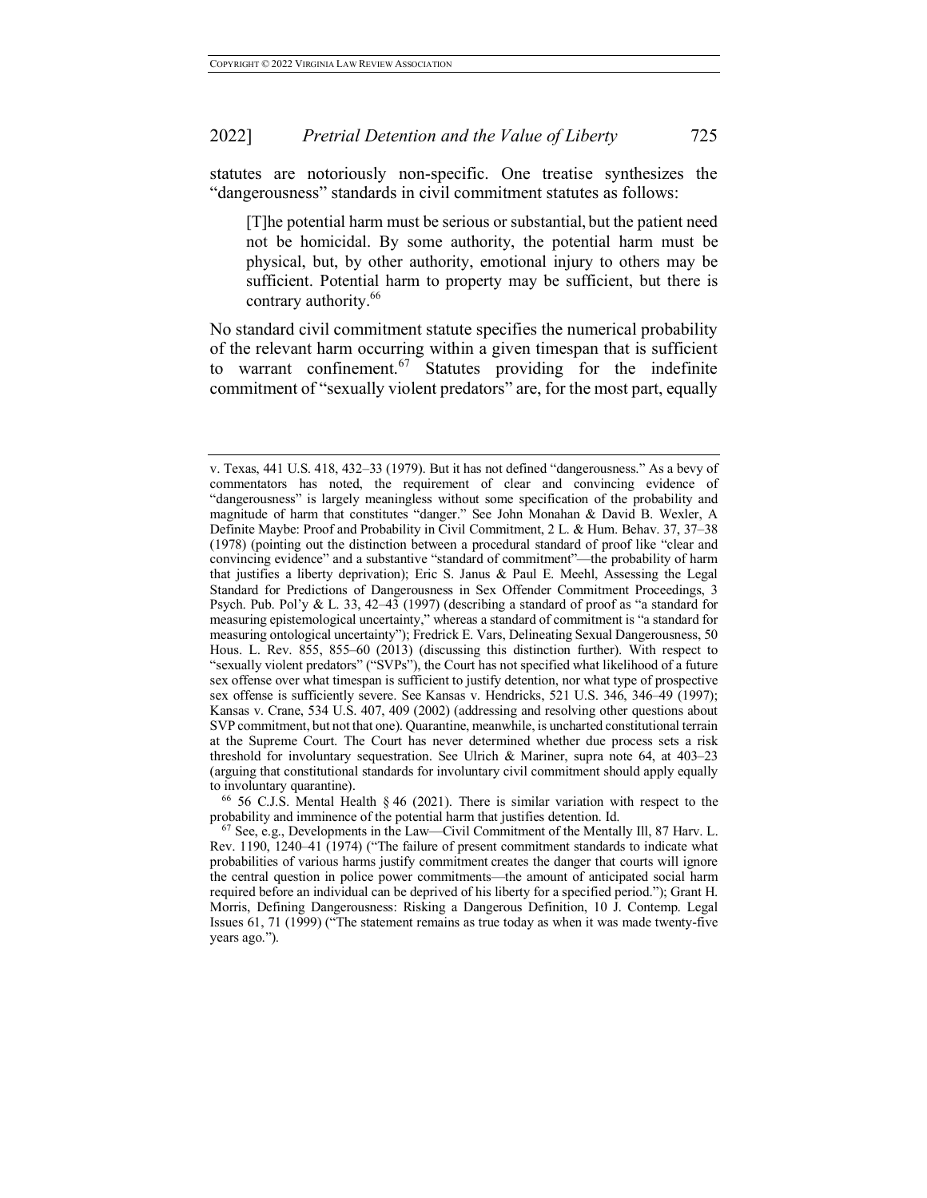statutes are notoriously non-specific. One treatise synthesizes the "dangerousness" standards in civil commitment statutes as follows:

> [T]he potential harm must be serious or substantial, but the patient need not be homicidal. By some authority, the potential harm must be physical, but, by other authority, emotional injury to others may be sufficient. Potential harm to property may be sufficient, but there is contrary authority.[66]

No standard civil commitment statute specifies the numerical probability of the relevant harm occurring within a given timespan that is sufficient to warrant confinement.[67] Statutes providing for the indefinite commitment of "sexually violent predators" are, for the most part, equally

---

v. Texas, 441 U.S. 418, 432–33 (1979). But it has not defined "dangerousness." As a bevy of commentators has noted, the requirement of clear and convincing evidence of "dangerousness" is largely meaningless without some specification of the probability and magnitude of harm that constitutes "danger." See John Monahan & David B. Wexler, A Definite Maybe: Proof and Probability in Civil Commitment, 2 L. & Hum. Behav. 37, 37–38 (1978) (pointing out the distinction between a procedural standard of proof like "clear and convincing evidence" and a substantive "standard of commitment"—the probability of harm that justifies a liberty deprivation); Eric S. Janus & Paul E. Meehl, Assessing the Legal Standard for Predictions of Dangerousness in Sex Offender Commitment Proceedings, 3 Psych. Pub. Pol'y & L. 33, 42–43 (1997) (describing a standard of proof as "a standard for measuring epistemological uncertainty," whereas a standard of commitment is "a standard for measuring ontological uncertainty"); Fredrick E. Vars, Delineating Sexual Dangerousness, 50 Hous. L. Rev. 855, 855–60 (2013) (discussing this distinction further). With respect to "sexually violent predators" ("SVPs"), the Court has not specified what likelihood of a future sex offense over what timespan is sufficient to justify detention, nor what type of prospective sex offense is sufficiently severe. See Kansas v. Hendricks, 521 U.S. 346, 346–49 (1997); Kansas v. Crane, 534 U.S. 407, 409 (2002) (addressing and resolving other questions about SVP commitment, but not that one). Quarantine, meanwhile, is uncharted constitutional terrain at the Supreme Court. The Court has never determined whether due process sets a risk threshold for involuntary sequestration. See Ulrich & Mariner, supra note 64, at 403–23 (arguing that constitutional standards for involuntary civil commitment should apply equally to involuntary quarantine).

[66] 56 C.J.S. Mental Health § 46 (2021). There is similar variation with respect to the probability and imminence of the potential harm that justifies detention. Id.

[67] See, e.g., Developments in the Law—Civil Commitment of the Mentally Ill, 87 Harv. L. Rev. 1190, 1240–41 (1974) ("The failure of present commitment standards to indicate what probabilities of various harms justify commitment creates the danger that courts will ignore the central question in police power commitments—the amount of anticipated social harm required before an individual can be deprived of his liberty for a specified period."); Grant H. Morris, Defining Dangerousness: Risking a Dangerous Definition, 10 J. Contemp. Legal Issues 61, 71 (1999) ("The statement remains as true today as when it was made twenty-five years ago.").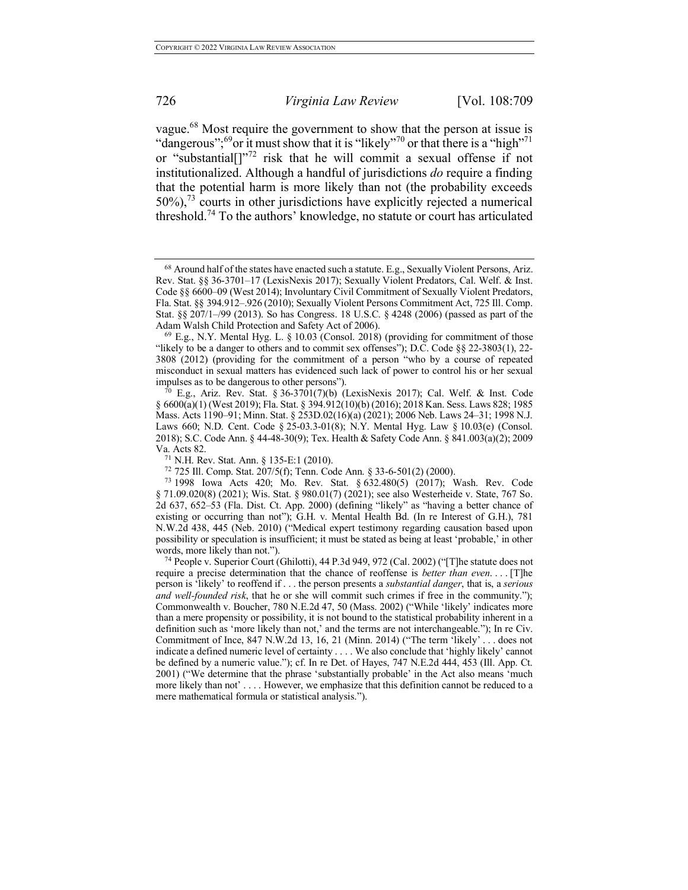vague.[68] Most require the government to show that the person at issue is "dangerous";[69]or it must show that it is "likely"[70] or that there is a "high"[71] or "substantial[]"[72] risk that he will commit a sexual offense if not institutionalized. Although a handful of jurisdictions *do* require a finding that the potential harm is more likely than not (the probability exceeds 50%),[73] courts in other jurisdictions have explicitly rejected a numerical threshold.[74] To the authors' knowledge, no statute or court has articulated

---

[68] Around half of the states have enacted such a statute. E.g., Sexually Violent Persons, Ariz. Rev. Stat. §§ 36-3701–17 (LexisNexis 2017); Sexually Violent Predators, Cal. Welf. & Inst. Code §§ 6600–09 (West 2014); Involuntary Civil Commitment of Sexually Violent Predators, Fla. Stat. §§ 394.912–.926 (2010); Sexually Violent Persons Commitment Act, 725 Ill. Comp. Stat. §§ 207/1–/99 (2013). So has Congress. 18 U.S.C. § 4248 (2006) (passed as part of the Adam Walsh Child Protection and Safety Act of 2006).

[69] E.g., N.Y. Mental Hyg. L. § 10.03 (Consol. 2018) (providing for commitment of those "likely to be a danger to others and to commit sex offenses"); D.C. Code §§ 22-3803(1), 22-3808 (2012) (providing for the commitment of a person "who by a course of repeated misconduct in sexual matters has evidenced such lack of power to control his or her sexual impulses as to be dangerous to other persons").

[70] E.g., Ariz. Rev. Stat. § 36-3701(7)(b) (LexisNexis 2017); Cal. Welf. & Inst. Code § 6600(a)(1) (West 2019); Fla. Stat. § 394.912(10)(b) (2016); 2018 Kan. Sess. Laws 828; 1985 Mass. Acts 1190–91; Minn. Stat. § 253D.02(16)(a) (2021); 2006 Neb. Laws 24–31; 1998 N.J. Laws 660; N.D. Cent. Code § 25-03.3-01(8); N.Y. Mental Hyg. Law § 10.03(e) (Consol. 2018); S.C. Code Ann. § 44-48-30(9); Tex. Health & Safety Code Ann. § 841.003(a)(2); 2009 Va. Acts 82.

[71] N.H. Rev. Stat. Ann. § 135-E:1 (2010).

[72] 725 Ill. Comp. Stat. 207/5(f); Tenn. Code Ann. § 33-6-501(2) (2000).

[73] 1998 Iowa Acts 420; Mo. Rev. Stat. § 632.480(5) (2017); Wash. Rev. Code § 71.09.020(8) (2021); Wis. Stat. § 980.01(7) (2021); see also Westerheide v. State, 767 So. 2d 637, 652–53 (Fla. Dist. Ct. App. 2000) (defining "likely" as "having a better chance of existing or occurring than not"); G.H. v. Mental Health Bd. (In re Interest of G.H.), 781 N.W.2d 438, 445 (Neb. 2010) ("Medical expert testimony regarding causation based upon possibility or speculation is insufficient; it must be stated as being at least 'probable,' in other words, more likely than not.").

[74] People v. Superior Court (Ghilotti), 44 P.3d 949, 972 (Cal. 2002) ("[T]he statute does not require a precise determination that the chance of reoffense is *better than even*. . . . [T]he person is 'likely' to reoffend if . . . the person presents a *substantial danger*, that is, a *serious and well-founded risk*, that he or she will commit such crimes if free in the community."); Commonwealth v. Boucher, 780 N.E.2d 47, 50 (Mass. 2002) ("While 'likely' indicates more than a mere propensity or possibility, it is not bound to the statistical probability inherent in a definition such as 'more likely than not,' and the terms are not interchangeable."); In re Civ. Commitment of Ince, 847 N.W.2d 13, 16, 21 (Minn. 2014) ("The term 'likely' . . . does not indicate a defined numeric level of certainty . . . . We also conclude that 'highly likely' cannot be defined by a numeric value."); cf. In re Det. of Hayes, 747 N.E.2d 444, 453 (Ill. App. Ct. 2001) ("We determine that the phrase 'substantially probable' in the Act also means 'much more likely than not' . . . . However, we emphasize that this definition cannot be reduced to a mere mathematical formula or statistical analysis.").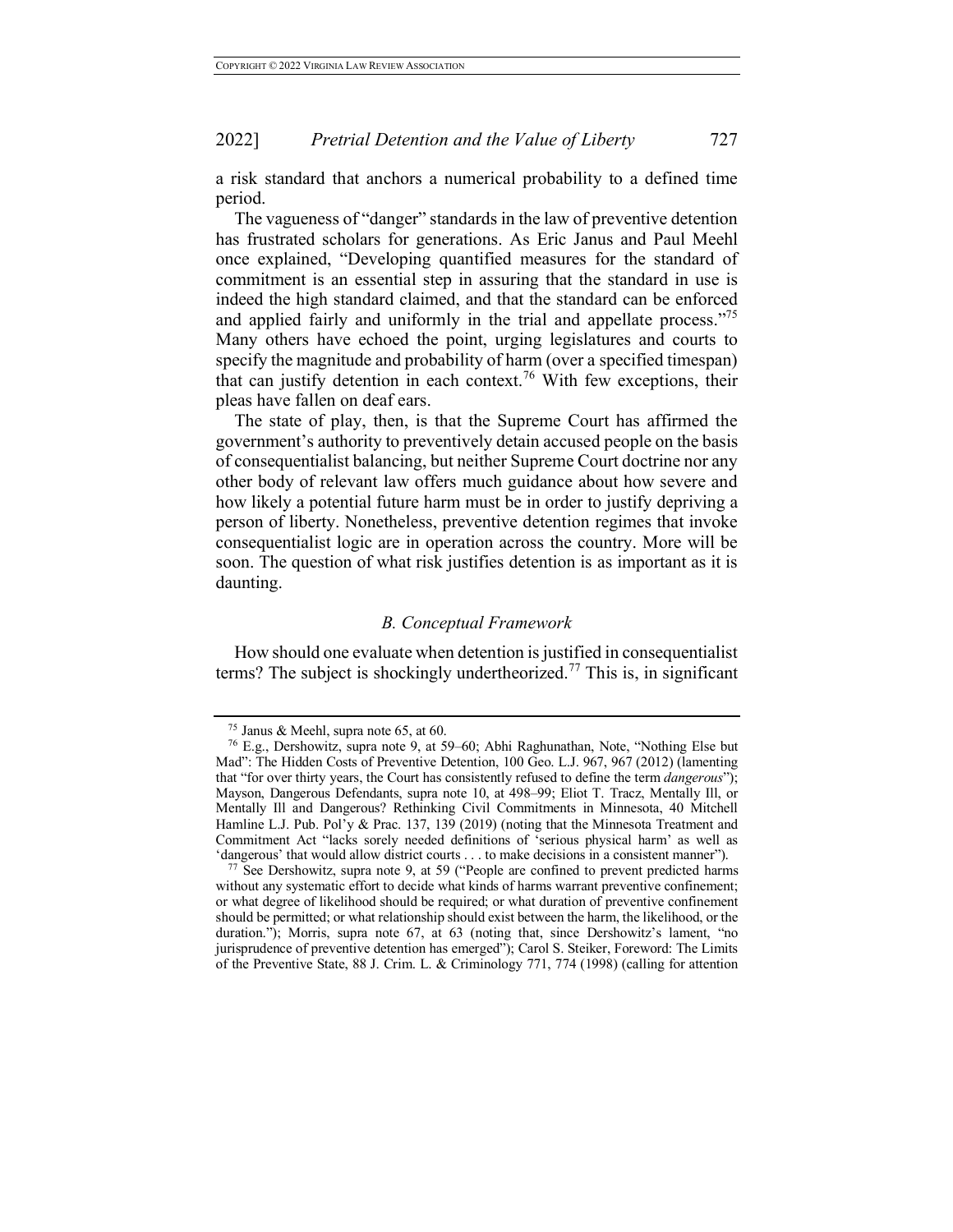a risk standard that anchors a numerical probability to a defined time period.

The vagueness of "danger" standards in the law of preventive detention has frustrated scholars for generations. As Eric Janus and Paul Meehl once explained, "Developing quantified measures for the standard of commitment is an essential step in assuring that the standard in use is indeed the high standard claimed, and that the standard can be enforced and applied fairly and uniformly in the trial and appellate process."[75] Many others have echoed the point, urging legislatures and courts to specify the magnitude and probability of harm (over a specified timespan) that can justify detention in each context.[76] With few exceptions, their pleas have fallen on deaf ears.

The state of play, then, is that the Supreme Court has affirmed the government's authority to preventively detain accused people on the basis of consequentialist balancing, but neither Supreme Court doctrine nor any other body of relevant law offers much guidance about how severe and how likely a potential future harm must be in order to justify depriving a person of liberty. Nonetheless, preventive detention regimes that invoke consequentialist logic are in operation across the country. More will be soon. The question of what risk justifies detention is as important as it is daunting.

### *B. Conceptual Framework*

How should one evaluate when detention is justified in consequentialist terms? The subject is shockingly undertheorized.[77] This is, in significant

---

[75] Janus & Meehl, supra note 65, at 60.

[76] E.g., Dershowitz, supra note 9, at 59–60; Abhi Raghunathan, Note, "Nothing Else but Mad": The Hidden Costs of Preventive Detention, 100 Geo. L.J. 967, 967 (2012) (lamenting that "for over thirty years, the Court has consistently refused to define the term *dangerous*"); Mayson, Dangerous Defendants, supra note 10, at 498–99; Eliot T. Tracz, Mentally Ill, or Mentally Ill and Dangerous? Rethinking Civil Commitments in Minnesota, 40 Mitchell Hamline L.J. Pub. Pol'y & Prac. 137, 139 (2019) (noting that the Minnesota Treatment and Commitment Act "lacks sorely needed definitions of 'serious physical harm' as well as 'dangerous' that would allow district courts . . . to make decisions in a consistent manner").

[77] See Dershowitz, supra note 9, at 59 ("People are confined to prevent predicted harms without any systematic effort to decide what kinds of harms warrant preventive confinement; or what degree of likelihood should be required; or what duration of preventive confinement should be permitted; or what relationship should exist between the harm, the likelihood, or the duration."); Morris, supra note 67, at 63 (noting that, since Dershowitz's lament, "no jurisprudence of preventive detention has emerged"); Carol S. Steiker, Foreword: The Limits of the Preventive State, 88 J. Crim. L. & Criminology 771, 774 (1998) (calling for attention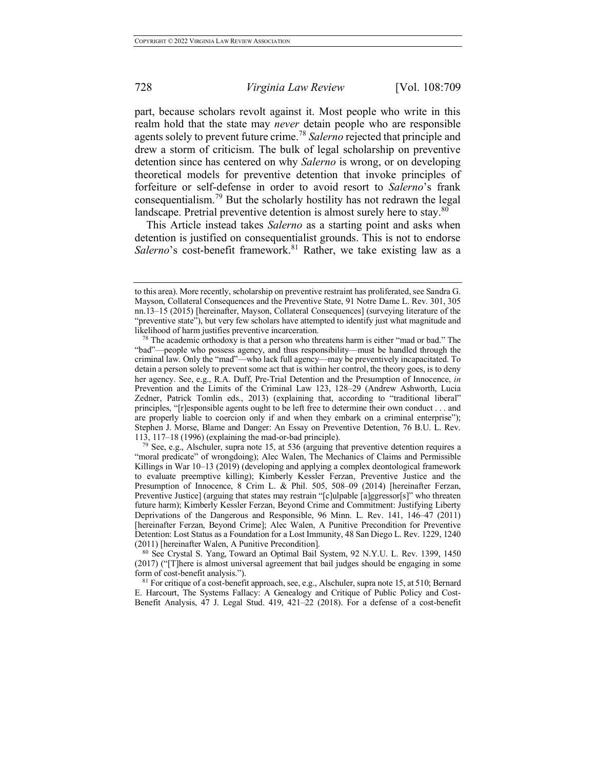part, because scholars revolt against it. Most people who write in this realm hold that the state may *never* detain people who are responsible agents solely to prevent future crime.[78] *Salerno* rejected that principle and drew a storm of criticism. The bulk of legal scholarship on preventive detention since has centered on why *Salerno* is wrong, or on developing theoretical models for preventive detention that invoke principles of forfeiture or self-defense in order to avoid resort to *Salerno*'s frank consequentialism.[79] But the scholarly hostility has not redrawn the legal landscape. Pretrial preventive detention is almost surely here to stay.[80]

This Article instead takes *Salerno* as a starting point and asks when detention is justified on consequentialist grounds. This is not to endorse *Salerno*'s cost-benefit framework.[81] Rather, we take existing law as a

---

to this area). More recently, scholarship on preventive restraint has proliferated, see Sandra G. Mayson, Collateral Consequences and the Preventive State, 91 Notre Dame L. Rev. 301, 305 nn.13–15 (2015) [hereinafter, Mayson, Collateral Consequences] (surveying literature of the "preventive state"), but very few scholars have attempted to identify just what magnitude and likelihood of harm justifies preventive incarceration.

[78] The academic orthodoxy is that a person who threatens harm is either "mad or bad." The "bad"—people who possess agency, and thus responsibility—must be handled through the criminal law. Only the "mad"—who lack full agency—may be preventively incapacitated. To detain a person solely to prevent some act that is within her control, the theory goes, is to deny her agency. See, e.g., R.A. Duff, Pre-Trial Detention and the Presumption of Innocence, *in* Prevention and the Limits of the Criminal Law 123, 128–29 (Andrew Ashworth, Lucia Zedner, Patrick Tomlin eds., 2013) (explaining that, according to "traditional liberal" principles, "[r]esponsible agents ought to be left free to determine their own conduct . . . and are properly liable to coercion only if and when they embark on a criminal enterprise"); Stephen J. Morse, Blame and Danger: An Essay on Preventive Detention, 76 B.U. L. Rev. 113, 117–18 (1996) (explaining the mad-or-bad principle).

[79] See, e.g., Alschuler, supra note 15, at 536 (arguing that preventive detention requires a "moral predicate" of wrongdoing); Alec Walen, The Mechanics of Claims and Permissible Killings in War 10–13 (2019) (developing and applying a complex deontological framework to evaluate preemptive killing); Kimberly Kessler Ferzan, Preventive Justice and the Presumption of Innocence, 8 Crim L. & Phil. 505, 508–09 (2014) [hereinafter Ferzan, Preventive Justice] (arguing that states may restrain "[c]ulpable [a]ggressor[s]" who threaten future harm); Kimberly Kessler Ferzan, Beyond Crime and Commitment: Justifying Liberty Deprivations of the Dangerous and Responsible, 96 Minn. L. Rev. 141, 146–47 (2011) [hereinafter Ferzan, Beyond Crime]; Alec Walen, A Punitive Precondition for Preventive Detention: Lost Status as a Foundation for a Lost Immunity, 48 San Diego L. Rev. 1229, 1240 (2011) [hereinafter Walen, A Punitive Precondition].

[80] See Crystal S. Yang, Toward an Optimal Bail System, 92 N.Y.U. L. Rev. 1399, 1450 (2017) ("[T]here is almost universal agreement that bail judges should be engaging in some form of cost-benefit analysis.").

[81] For critique of a cost-benefit approach, see, e.g., Alschuler, supra note 15, at 510; Bernard E. Harcourt, The Systems Fallacy: A Genealogy and Critique of Public Policy and Cost-Benefit Analysis, 47 J. Legal Stud. 419, 421–22 (2018). For a defense of a cost-benefit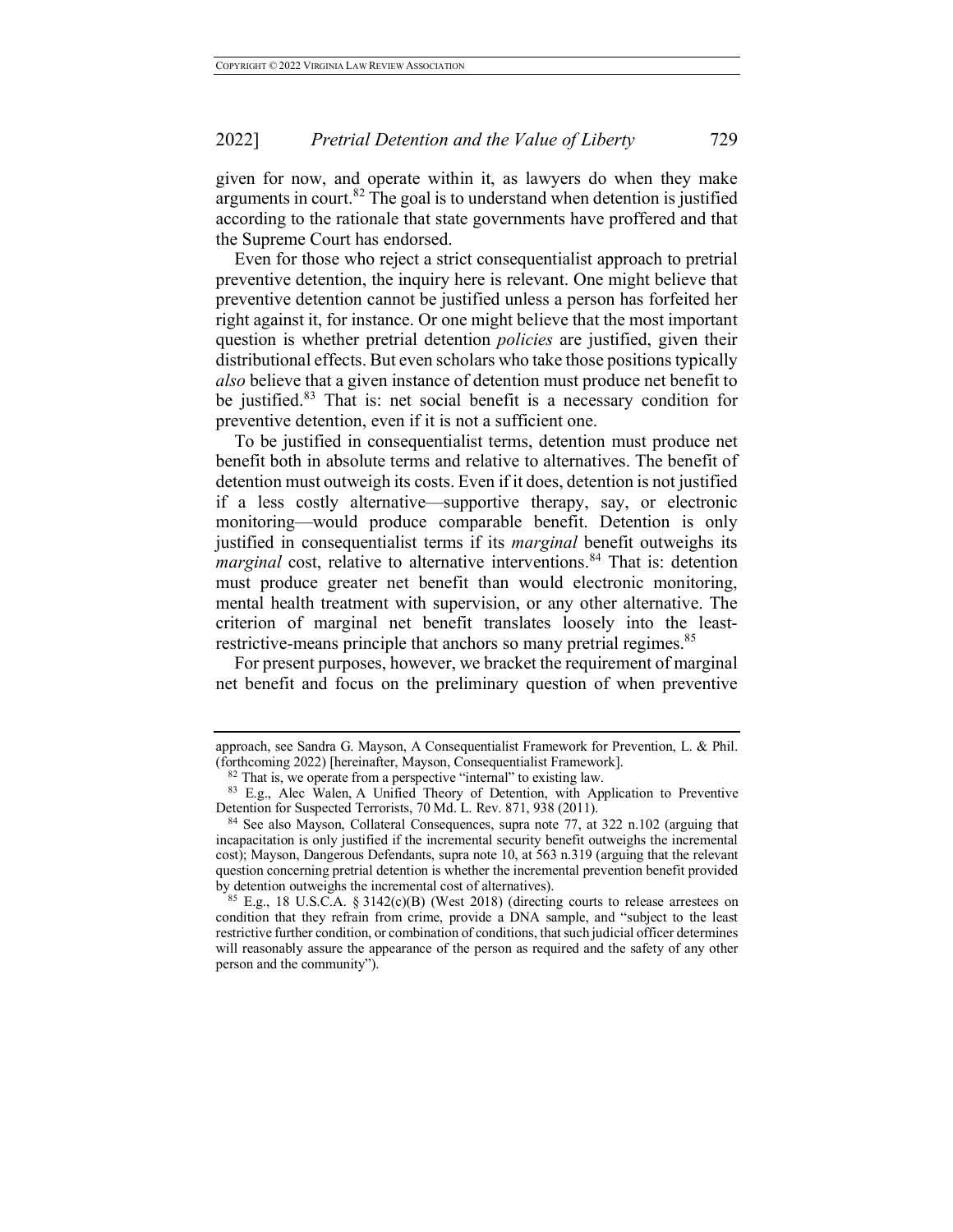given for now, and operate within it, as lawyers do when they make arguments in court.[82] The goal is to understand when detention is justified according to the rationale that state governments have proffered and that the Supreme Court has endorsed.

Even for those who reject a strict consequentialist approach to pretrial preventive detention, the inquiry here is relevant. One might believe that preventive detention cannot be justified unless a person has forfeited her right against it, for instance. Or one might believe that the most important question is whether pretrial detention *policies* are justified, given their distributional effects. But even scholars who take those positions typically *also* believe that a given instance of detention must produce net benefit to be justified.[83] That is: net social benefit is a necessary condition for preventive detention, even if it is not a sufficient one.

To be justified in consequentialist terms, detention must produce net benefit both in absolute terms and relative to alternatives. The benefit of detention must outweigh its costs. Even if it does, detention is not justified if a less costly alternative—supportive therapy, say, or electronic monitoring—would produce comparable benefit. Detention is only justified in consequentialist terms if its *marginal* benefit outweighs its *marginal* cost, relative to alternative interventions.[84] That is: detention must produce greater net benefit than would electronic monitoring, mental health treatment with supervision, or any other alternative. The criterion of marginal net benefit translates loosely into the least-restrictive-means principle that anchors so many pretrial regimes.[85]

For present purposes, however, we bracket the requirement of marginal net benefit and focus on the preliminary question of when preventive

---

approach, see Sandra G. Mayson, A Consequentialist Framework for Prevention, L. & Phil. (forthcoming 2022) [hereinafter, Mayson, Consequentialist Framework].

[82] That is, we operate from a perspective "internal" to existing law.

[83] E.g., Alec Walen, A Unified Theory of Detention, with Application to Preventive Detention for Suspected Terrorists, 70 Md. L. Rev. 871, 938 (2011).

[84] See also Mayson, Collateral Consequences, supra note 77, at 322 n.102 (arguing that incapacitation is only justified if the incremental security benefit outweighs the incremental cost); Mayson, Dangerous Defendants, supra note 10, at 563 n.319 (arguing that the relevant question concerning pretrial detention is whether the incremental prevention benefit provided by detention outweighs the incremental cost of alternatives).

[85] E.g., 18 U.S.C.A. § 3142(c)(B) (West 2018) (directing courts to release arrestees on condition that they refrain from crime, provide a DNA sample, and "subject to the least restrictive further condition, or combination of conditions, that such judicial officer determines will reasonably assure the appearance of the person as required and the safety of any other person and the community").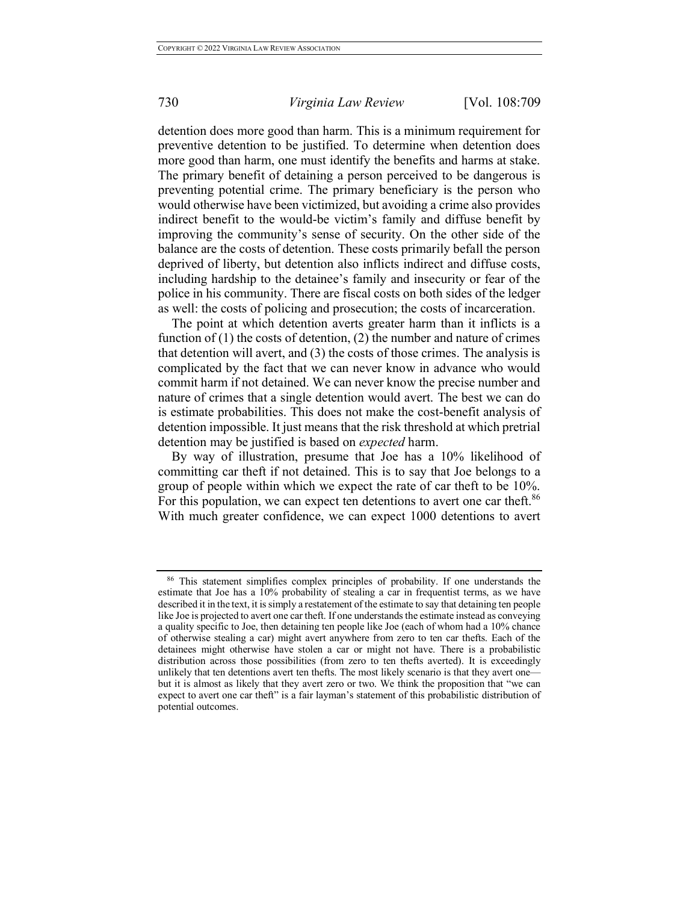detention does more good than harm. This is a minimum requirement for preventive detention to be justified. To determine when detention does more good than harm, one must identify the benefits and harms at stake. The primary benefit of detaining a person perceived to be dangerous is preventing potential crime. The primary beneficiary is the person who would otherwise have been victimized, but avoiding a crime also provides indirect benefit to the would-be victim's family and diffuse benefit by improving the community's sense of security. On the other side of the balance are the costs of detention. These costs primarily befall the person deprived of liberty, but detention also inflicts indirect and diffuse costs, including hardship to the detainee's family and insecurity or fear of the police in his community. There are fiscal costs on both sides of the ledger as well: the costs of policing and prosecution; the costs of incarceration.

The point at which detention averts greater harm than it inflicts is a function of (1) the costs of detention, (2) the number and nature of crimes that detention will avert, and (3) the costs of those crimes. The analysis is complicated by the fact that we can never know in advance who would commit harm if not detained. We can never know the precise number and nature of crimes that a single detention would avert. The best we can do is estimate probabilities. This does not make the cost-benefit analysis of detention impossible. It just means that the risk threshold at which pretrial detention may be justified is based on *expected* harm.

By way of illustration, presume that Joe has a 10% likelihood of committing car theft if not detained. This is to say that Joe belongs to a group of people within which we expect the rate of car theft to be 10%. For this population, we can expect ten detentions to avert one car theft.[86] With much greater confidence, we can expect 1000 detentions to avert

---

[86] This statement simplifies complex principles of probability. If one understands the estimate that Joe has a 10% probability of stealing a car in frequentist terms, as we have described it in the text, it is simply a restatement of the estimate to say that detaining ten people like Joe is projected to avert one car theft. If one understands the estimate instead as conveying a quality specific to Joe, then detaining ten people like Joe (each of whom had a 10% chance of otherwise stealing a car) might avert anywhere from zero to ten car thefts. Each of the detainees might otherwise have stolen a car or might not have. There is a probabilistic distribution across those possibilities (from zero to ten thefts averted). It is exceedingly unlikely that ten detentions avert ten thefts. The most likely scenario is that they avert one—but it is almost as likely that they avert zero or two. We think the proposition that "we can expect to avert one car theft" is a fair layman's statement of this probabilistic distribution of potential outcomes.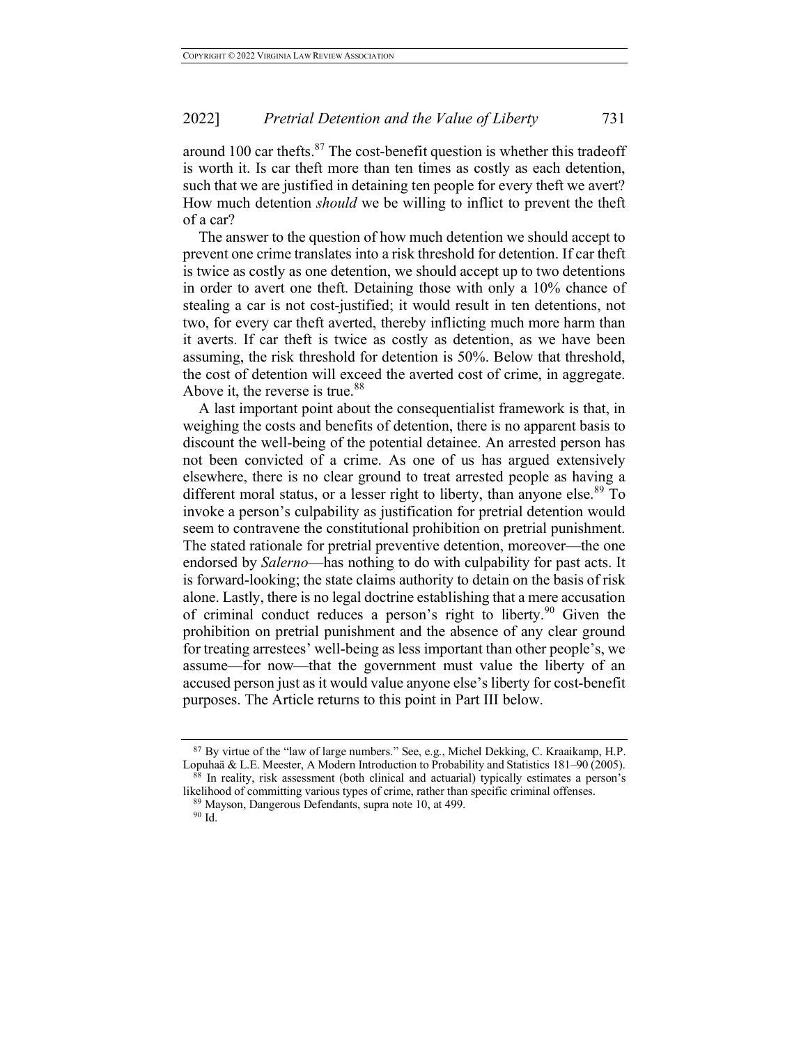around 100 car thefts.[87] The cost-benefit question is whether this tradeoff is worth it. Is car theft more than ten times as costly as each detention, such that we are justified in detaining ten people for every theft we avert? How much detention *should* we be willing to inflict to prevent the theft of a car?

The answer to the question of how much detention we should accept to prevent one crime translates into a risk threshold for detention. If car theft is twice as costly as one detention, we should accept up to two detentions in order to avert one theft. Detaining those with only a 10% chance of stealing a car is not cost-justified; it would result in ten detentions, not two, for every car theft averted, thereby inflicting much more harm than it averts. If car theft is twice as costly as detention, as we have been assuming, the risk threshold for detention is 50%. Below that threshold, the cost of detention will exceed the averted cost of crime, in aggregate. Above it, the reverse is true.[88]

A last important point about the consequentialist framework is that, in weighing the costs and benefits of detention, there is no apparent basis to discount the well-being of the potential detainee. An arrested person has not been convicted of a crime. As one of us has argued extensively elsewhere, there is no clear ground to treat arrested people as having a different moral status, or a lesser right to liberty, than anyone else.[89] To invoke a person's culpability as justification for pretrial detention would seem to contravene the constitutional prohibition on pretrial punishment. The stated rationale for pretrial preventive detention, moreover—the one endorsed by *Salerno*—has nothing to do with culpability for past acts. It is forward-looking; the state claims authority to detain on the basis of risk alone. Lastly, there is no legal doctrine establishing that a mere accusation of criminal conduct reduces a person's right to liberty.[90] Given the prohibition on pretrial punishment and the absence of any clear ground for treating arrestees' well-being as less important than other people's, we assume—for now—that the government must value the liberty of an accused person just as it would value anyone else's liberty for cost-benefit purposes. The Article returns to this point in Part III below.

---

[87] By virtue of the "law of large numbers." See, e.g., Michel Dekking, C. Kraaikamp, H.P. Lopuhaä & L.E. Meester, A Modern Introduction to Probability and Statistics 181–90 (2005).

[88] In reality, risk assessment (both clinical and actuarial) typically estimates a person's likelihood of committing various types of crime, rather than specific criminal offenses.

[89] Mayson, Dangerous Defendants, supra note 10, at 499.

[90] Id.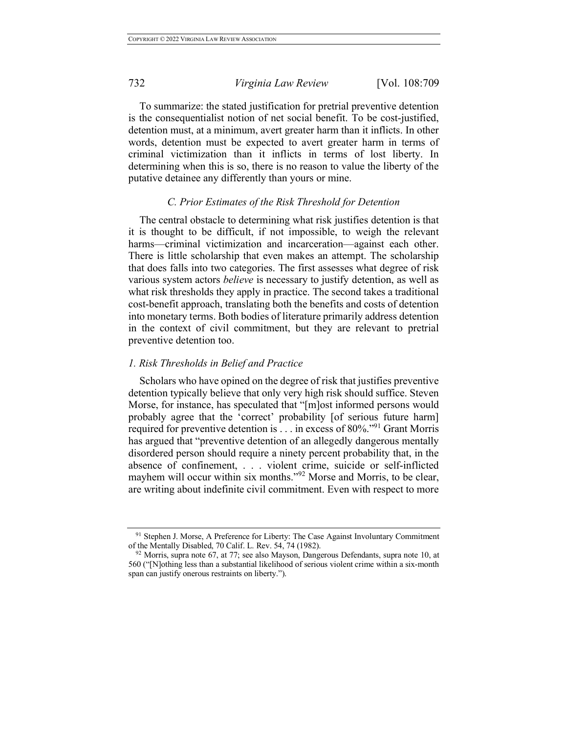To summarize: the stated justification for pretrial preventive detention is the consequentialist notion of net social benefit. To be cost-justified, detention must, at a minimum, avert greater harm than it inflicts. In other words, detention must be expected to avert greater harm in terms of criminal victimization than it inflicts in terms of lost liberty. In determining when this is so, there is no reason to value the liberty of the putative detainee any differently than yours or mine.

### *C. Prior Estimates of the Risk Threshold for Detention*

The central obstacle to determining what risk justifies detention is that it is thought to be difficult, if not impossible, to weigh the relevant harms—criminal victimization and incarceration—against each other. There is little scholarship that even makes an attempt. The scholarship that does falls into two categories. The first assesses what degree of risk various system actors *believe* is necessary to justify detention, as well as what risk thresholds they apply in practice. The second takes a traditional cost-benefit approach, translating both the benefits and costs of detention into monetary terms. Both bodies of literature primarily address detention in the context of civil commitment, but they are relevant to pretrial preventive detention too.

#### *1. Risk Thresholds in Belief and Practice*

Scholars who have opined on the degree of risk that justifies preventive detention typically believe that only very high risk should suffice. Steven Morse, for instance, has speculated that "[m]ost informed persons would probably agree that the 'correct' probability [of serious future harm] required for preventive detention is . . . in excess of 80%."[91] Grant Morris has argued that "preventive detention of an allegedly dangerous mentally disordered person should require a ninety percent probability that, in the absence of confinement, . . . violent crime, suicide or self-inflicted mayhem will occur within six months."[92] Morse and Morris, to be clear, are writing about indefinite civil commitment. Even with respect to more

---

[91] Stephen J. Morse, A Preference for Liberty: The Case Against Involuntary Commitment of the Mentally Disabled, 70 Calif. L. Rev. 54, 74 (1982).

[92] Morris, supra note 67, at 77; see also Mayson, Dangerous Defendants, supra note 10, at 560 ("[N]othing less than a substantial likelihood of serious violent crime within a six-month span can justify onerous restraints on liberty.").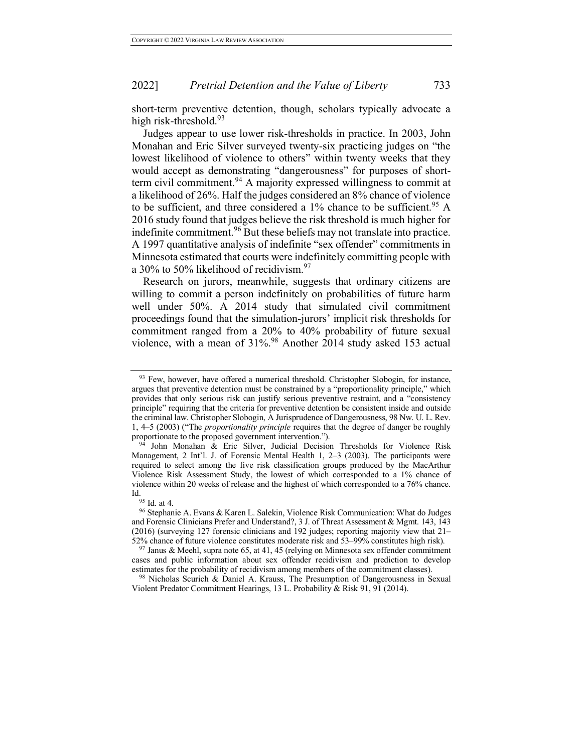short-term preventive detention, though, scholars typically advocate a high risk-threshold.[93]

Judges appear to use lower risk-thresholds in practice. In 2003, John Monahan and Eric Silver surveyed twenty-six practicing judges on "the lowest likelihood of violence to others" within twenty weeks that they would accept as demonstrating "dangerousness" for purposes of short-term civil commitment.[94] A majority expressed willingness to commit at a likelihood of 26%. Half the judges considered an 8% chance of violence to be sufficient, and three considered a 1% chance to be sufficient.[95] A 2016 study found that judges believe the risk threshold is much higher for indefinite commitment.[96] But these beliefs may not translate into practice. A 1997 quantitative analysis of indefinite "sex offender" commitments in Minnesota estimated that courts were indefinitely committing people with a 30% to 50% likelihood of recidivism.[97]

Research on jurors, meanwhile, suggests that ordinary citizens are willing to commit a person indefinitely on probabilities of future harm well under 50%. A 2014 study that simulated civil commitment proceedings found that the simulation-jurors' implicit risk thresholds for commitment ranged from a 20% to 40% probability of future sexual violence, with a mean of 31%.[98] Another 2014 study asked 153 actual

---

[93] Few, however, have offered a numerical threshold. Christopher Slobogin, for instance, argues that preventive detention must be constrained by a "proportionality principle," which provides that only serious risk can justify serious preventive restraint, and a "consistency principle" requiring that the criteria for preventive detention be consistent inside and outside the criminal law. Christopher Slobogin, A Jurisprudence of Dangerousness, 98 Nw. U. L. Rev. 1, 4–5 (2003) ("The *proportionality principle* requires that the degree of danger be roughly proportionate to the proposed government intervention.").

[94] John Monahan & Eric Silver, Judicial Decision Thresholds for Violence Risk Management, 2 Int'l. J. of Forensic Mental Health 1, 2–3 (2003). The participants were required to select among the five risk classification groups produced by the MacArthur Violence Risk Assessment Study, the lowest of which corresponded to a 1% chance of violence within 20 weeks of release and the highest of which corresponded to a 76% chance. Id.

[95] Id. at 4.

[96] Stephanie A. Evans & Karen L. Salekin, Violence Risk Communication: What do Judges and Forensic Clinicians Prefer and Understand?, 3 J. of Threat Assessment & Mgmt. 143, 143 (2016) (surveying 127 forensic clinicians and 192 judges; reporting majority view that 21–52% chance of future violence constitutes moderate risk and 53–99% constitutes high risk).

[97] Janus & Meehl, supra note 65, at 41, 45 (relying on Minnesota sex offender commitment cases and public information about sex offender recidivism and prediction to develop estimates for the probability of recidivism among members of the commitment classes).

[98] Nicholas Scurich & Daniel A. Krauss, The Presumption of Dangerousness in Sexual Violent Predator Commitment Hearings, 13 L. Probability & Risk 91, 91 (2014).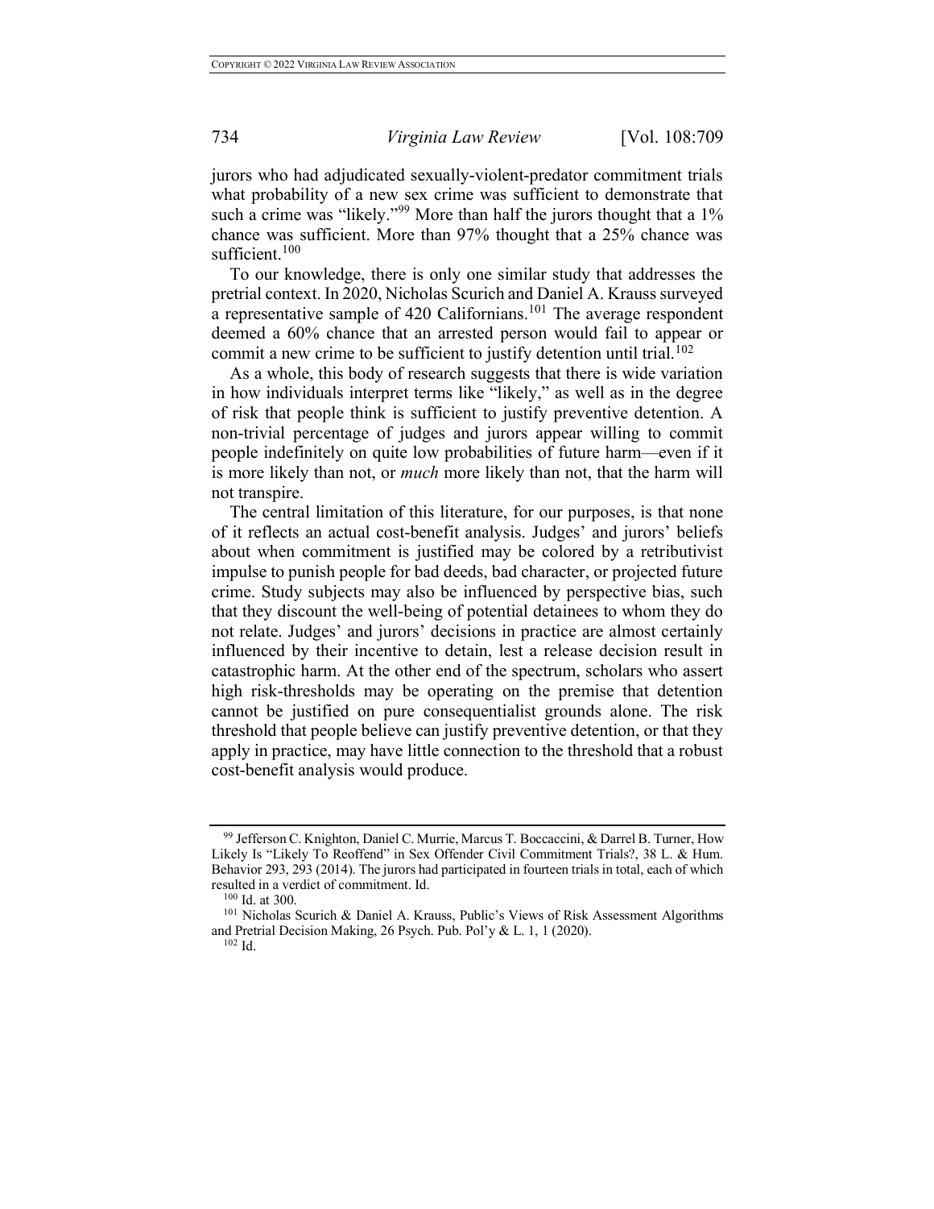jurors who had adjudicated sexually-violent-predator commitment trials what probability of a new sex crime was sufficient to demonstrate that such a crime was "likely."[99] More than half the jurors thought that a 1% chance was sufficient. More than 97% thought that a 25% chance was sufficient.[100]

To our knowledge, there is only one similar study that addresses the pretrial context. In 2020, Nicholas Scurich and Daniel A. Krauss surveyed a representative sample of 420 Californians.[101] The average respondent deemed a 60% chance that an arrested person would fail to appear or commit a new crime to be sufficient to justify detention until trial.[102]

As a whole, this body of research suggests that there is wide variation in how individuals interpret terms like "likely," as well as in the degree of risk that people think is sufficient to justify preventive detention. A non-trivial percentage of judges and jurors appear willing to commit people indefinitely on quite low probabilities of future harm—even if it is more likely than not, or *much* more likely than not, that the harm will not transpire.

The central limitation of this literature, for our purposes, is that none of it reflects an actual cost-benefit analysis. Judges' and jurors' beliefs about when commitment is justified may be colored by a retributivist impulse to punish people for bad deeds, bad character, or projected future crime. Study subjects may also be influenced by perspective bias, such that they discount the well-being of potential detainees to whom they do not relate. Judges' and jurors' decisions in practice are almost certainly influenced by their incentive to detain, lest a release decision result in catastrophic harm. At the other end of the spectrum, scholars who assert high risk-thresholds may be operating on the premise that detention cannot be justified on pure consequentialist grounds alone. The risk threshold that people believe can justify preventive detention, or that they apply in practice, may have little connection to the threshold that a robust cost-benefit analysis would produce.

---

[99] Jefferson C. Knighton, Daniel C. Murrie, Marcus T. Boccaccini, & Darrel B. Turner, How Likely Is "Likely To Reoffend" in Sex Offender Civil Commitment Trials?, 38 L. & Hum. Behavior 293, 293 (2014). The jurors had participated in fourteen trials in total, each of which resulted in a verdict of commitment. Id.

[100] Id. at 300.

[101] Nicholas Scurich & Daniel A. Krauss, Public's Views of Risk Assessment Algorithms and Pretrial Decision Making, 26 Psych. Pub. Pol'y & L. 1, 1 (2020).

[102] Id.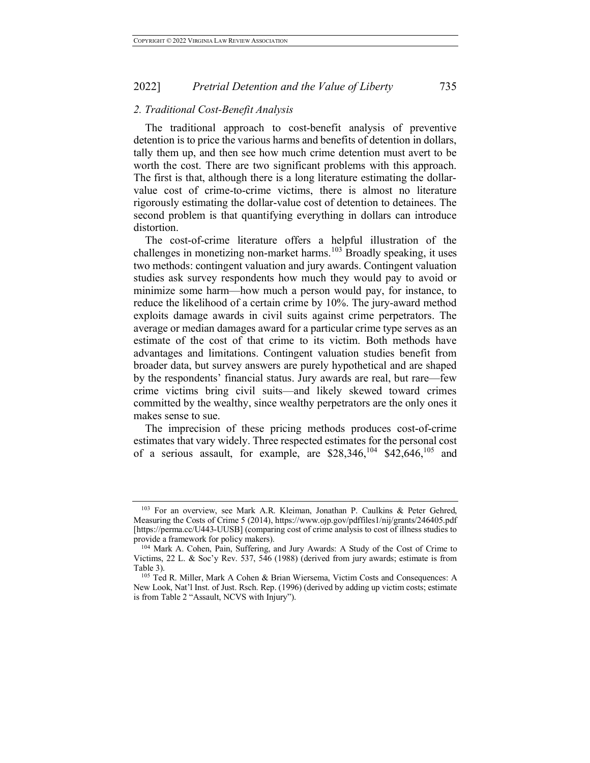### 2. Traditional Cost-Benefit Analysis

The traditional approach to cost-benefit analysis of preventive detention is to price the various harms and benefits of detention in dollars, tally them up, and then see how much crime detention must avert to be worth the cost. There are two significant problems with this approach. The first is that, although there is a long literature estimating the dollar-value cost of crime-to-crime victims, there is almost no literature rigorously estimating the dollar-value cost of detention to detainees. The second problem is that quantifying everything in dollars can introduce distortion.

The cost-of-crime literature offers a helpful illustration of the challenges in monetizing non-market harms.[103] Broadly speaking, it uses two methods: contingent valuation and jury awards. Contingent valuation studies ask survey respondents how much they would pay to avoid or minimize some harm—how much a person would pay, for instance, to reduce the likelihood of a certain crime by 10%. The jury-award method exploits damage awards in civil suits against crime perpetrators. The average or median damages award for a particular crime type serves as an estimate of the cost of that crime to its victim. Both methods have advantages and limitations. Contingent valuation studies benefit from broader data, but survey answers are purely hypothetical and are shaped by the respondents' financial status. Jury awards are real, but rare—few crime victims bring civil suits—and likely skewed toward crimes committed by the wealthy, since wealthy perpetrators are the only ones it makes sense to sue.

The imprecision of these pricing methods produces cost-of-crime estimates that vary widely. Three respected estimates for the personal cost of a serious assault, for example, are $28,346,[104] $42,646,[105] and

---

[103] For an overview, see Mark A.R. Kleiman, Jonathan P. Caulkins & Peter Gehred, Measuring the Costs of Crime 5 (2014), https://www.ojp.gov/pdffiles1/nij/grants/246405.pdf [https://perma.cc/U443-UUSB] (comparing cost of crime analysis to cost of illness studies to provide a framework for policy makers).

[104] Mark A. Cohen, Pain, Suffering, and Jury Awards: A Study of the Cost of Crime to Victims, 22 L. & Soc'y Rev. 537, 546 (1988) (derived from jury awards; estimate is from Table 3).

[105] Ted R. Miller, Mark A Cohen & Brian Wiersema, Victim Costs and Consequences: A New Look, Nat'l Inst. of Just. Rsch. Rep. (1996) (derived by adding up victim costs; estimate is from Table 2 "Assault, NCVS with Injury").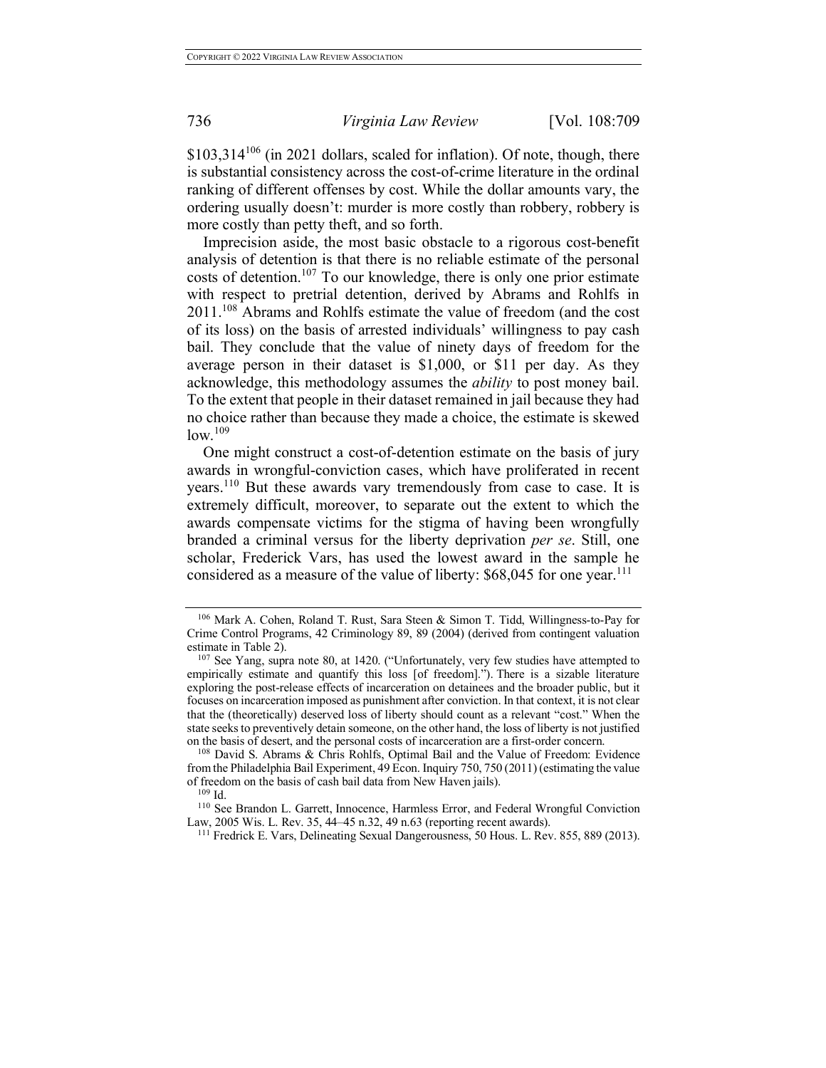$103,314[106] (in 2021 dollars, scaled for inflation). Of note, though, there is substantial consistency across the cost-of-crime literature in the ordinal ranking of different offenses by cost. While the dollar amounts vary, the ordering usually doesn't: murder is more costly than robbery, robbery is more costly than petty theft, and so forth.

Imprecision aside, the most basic obstacle to a rigorous cost-benefit analysis of detention is that there is no reliable estimate of the personal costs of detention.[107] To our knowledge, there is only one prior estimate with respect to pretrial detention, derived by Abrams and Rohlfs in 2011.[108] Abrams and Rohlfs estimate the value of freedom (and the cost of its loss) on the basis of arrested individuals' willingness to pay cash bail. They conclude that the value of ninety days of freedom for the average person in their dataset is $1,000, or $11 per day. As they acknowledge, this methodology assumes the *ability* to post money bail. To the extent that people in their dataset remained in jail because they had no choice rather than because they made a choice, the estimate is skewed low.[109]

One might construct a cost-of-detention estimate on the basis of jury awards in wrongful-conviction cases, which have proliferated in recent years.[110] But these awards vary tremendously from case to case. It is extremely difficult, moreover, to separate out the extent to which the awards compensate victims for the stigma of having been wrongfully branded a criminal versus for the liberty deprivation *per se*. Still, one scholar, Frederick Vars, has used the lowest award in the sample he considered as a measure of the value of liberty: $68,045 for one year.[111]

---

[106] Mark A. Cohen, Roland T. Rust, Sara Steen & Simon T. Tidd, Willingness-to-Pay for Crime Control Programs, 42 Criminology 89, 89 (2004) (derived from contingent valuation estimate in Table 2).

[107] See Yang, supra note 80, at 1420. ("Unfortunately, very few studies have attempted to empirically estimate and quantify this loss [of freedom]."). There is a sizable literature exploring the post-release effects of incarceration on detainees and the broader public, but it focuses on incarceration imposed as punishment after conviction. In that context, it is not clear that the (theoretically) deserved loss of liberty should count as a relevant "cost." When the state seeks to preventively detain someone, on the other hand, the loss of liberty is not justified on the basis of desert, and the personal costs of incarceration are a first-order concern.

[108] David S. Abrams & Chris Rohlfs, Optimal Bail and the Value of Freedom: Evidence from the Philadelphia Bail Experiment, 49 Econ. Inquiry 750, 750 (2011) (estimating the value of freedom on the basis of cash bail data from New Haven jails).

[109] Id.

[110] See Brandon L. Garrett, Innocence, Harmless Error, and Federal Wrongful Conviction Law, 2005 Wis. L. Rev. 35, 44–45 n.32, 49 n.63 (reporting recent awards).

[111] Fredrick E. Vars, Delineating Sexual Dangerousness, 50 Hous. L. Rev. 855, 889 (2013).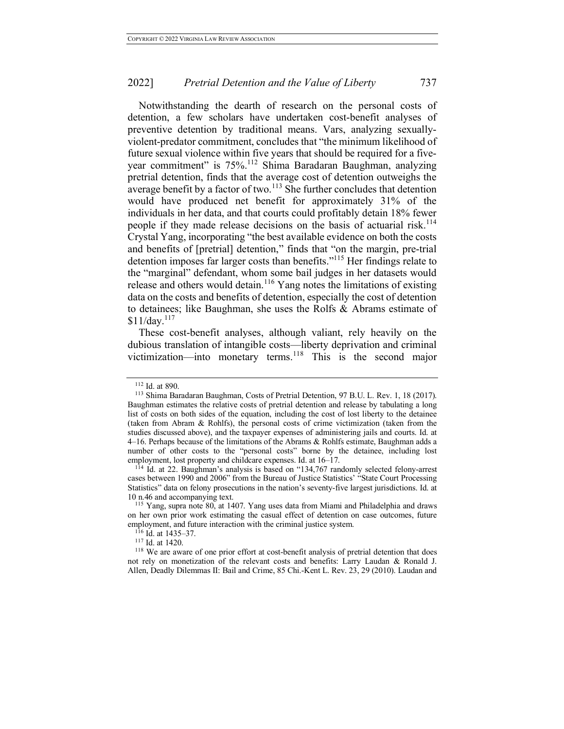Notwithstanding the dearth of research on the personal costs of detention, a few scholars have undertaken cost-benefit analyses of preventive detention by traditional means. Vars, analyzing sexually-violent-predator commitment, concludes that "the minimum likelihood of future sexual violence within five years that should be required for a five-year commitment" is 75%.[112] Shima Baradaran Baughman, analyzing pretrial detention, finds that the average cost of detention outweighs the average benefit by a factor of two.[113] She further concludes that detention would have produced net benefit for approximately 31% of the individuals in her data, and that courts could profitably detain 18% fewer people if they made release decisions on the basis of actuarial risk.[114] Crystal Yang, incorporating "the best available evidence on both the costs and benefits of [pretrial] detention," finds that "on the margin, pre-trial detention imposes far larger costs than benefits."[115] Her findings relate to the "marginal" defendant, whom some bail judges in her datasets would release and others would detain.[116] Yang notes the limitations of existing data on the costs and benefits of detention, especially the cost of detention to detainees; like Baughman, she uses the Rolfs & Abrams estimate of $11/day.[117]

These cost-benefit analyses, although valiant, rely heavily on the dubious translation of intangible costs—liberty deprivation and criminal victimization—into monetary terms.[118] This is the second major

---

[112] Id. at 890.

[113] Shima Baradaran Baughman, Costs of Pretrial Detention, 97 B.U. L. Rev. 1, 18 (2017). Baughman estimates the relative costs of pretrial detention and release by tabulating a long list of costs on both sides of the equation, including the cost of lost liberty to the detainee (taken from Abram & Rohlfs), the personal costs of crime victimization (taken from the studies discussed above), and the taxpayer expenses of administering jails and courts. Id. at 4–16. Perhaps because of the limitations of the Abrams & Rohlfs estimate, Baughman adds a number of other costs to the "personal costs" borne by the detainee, including lost employment, lost property and childcare expenses. Id. at 16–17.

[114] Id. at 22. Baughman's analysis is based on "134,767 randomly selected felony-arrest cases between 1990 and 2006" from the Bureau of Justice Statistics' "State Court Processing Statistics" data on felony prosecutions in the nation's seventy-five largest jurisdictions. Id. at 10 n.46 and accompanying text.

[115] Yang, supra note 80, at 1407. Yang uses data from Miami and Philadelphia and draws on her own prior work estimating the casual effect of detention on case outcomes, future employment, and future interaction with the criminal justice system.

[116] Id. at 1435–37.

[117] Id. at 1420.

[118] We are aware of one prior effort at cost-benefit analysis of pretrial detention that does not rely on monetization of the relevant costs and benefits: Larry Laudan & Ronald J. Allen, Deadly Dilemmas II: Bail and Crime, 85 Chi.-Kent L. Rev. 23, 29 (2010). Laudan and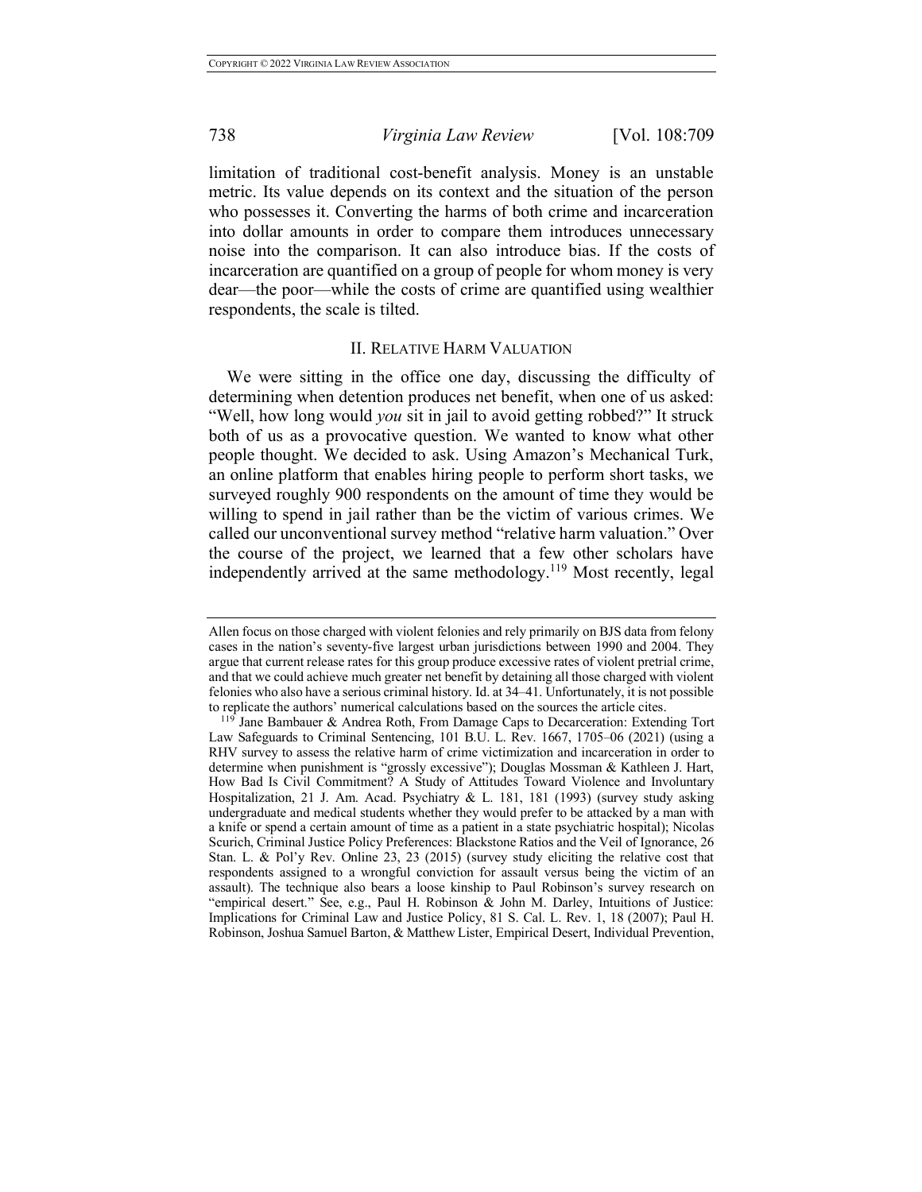limitation of traditional cost-benefit analysis. Money is an unstable metric. Its value depends on its context and the situation of the person who possesses it. Converting the harms of both crime and incarceration into dollar amounts in order to compare them introduces unnecessary noise into the comparison. It can also introduce bias. If the costs of incarceration are quantified on a group of people for whom money is very dear—the poor—while the costs of crime are quantified using wealthier respondents, the scale is tilted.

## II. RELATIVE HARM VALUATION

We were sitting in the office one day, discussing the difficulty of determining when detention produces net benefit, when one of us asked: "Well, how long would *you* sit in jail to avoid getting robbed?" It struck both of us as a provocative question. We wanted to know what other people thought. We decided to ask. Using Amazon's Mechanical Turk, an online platform that enables hiring people to perform short tasks, we surveyed roughly 900 respondents on the amount of time they would be willing to spend in jail rather than be the victim of various crimes. We called our unconventional survey method "relative harm valuation." Over the course of the project, we learned that a few other scholars have independently arrived at the same methodology.[119] Most recently, legal

---

Allen focus on those charged with violent felonies and rely primarily on BJS data from felony cases in the nation's seventy-five largest urban jurisdictions between 1990 and 2004. They argue that current release rates for this group produce excessive rates of violent pretrial crime, and that we could achieve much greater net benefit by detaining all those charged with violent felonies who also have a serious criminal history. Id. at 34–41. Unfortunately, it is not possible to replicate the authors' numerical calculations based on the sources the article cites.

[119] Jane Bambauer & Andrea Roth, From Damage Caps to Decarceration: Extending Tort Law Safeguards to Criminal Sentencing, 101 B.U. L. Rev. 1667, 1705–06 (2021) (using a RHV survey to assess the relative harm of crime victimization and incarceration in order to determine when punishment is "grossly excessive"); Douglas Mossman & Kathleen J. Hart, How Bad Is Civil Commitment? A Study of Attitudes Toward Violence and Involuntary Hospitalization, 21 J. Am. Acad. Psychiatry & L. 181, 181 (1993) (survey study asking undergraduate and medical students whether they would prefer to be attacked by a man with a knife or spend a certain amount of time as a patient in a state psychiatric hospital); Nicolas Scurich, Criminal Justice Policy Preferences: Blackstone Ratios and the Veil of Ignorance, 26 Stan. L. & Pol'y Rev. Online 23, 23 (2015) (survey study eliciting the relative cost that respondents assigned to a wrongful conviction for assault versus being the victim of an assault). The technique also bears a loose kinship to Paul Robinson's survey research on "empirical desert." See, e.g., Paul H. Robinson & John M. Darley, Intuitions of Justice: Implications for Criminal Law and Justice Policy, 81 S. Cal. L. Rev. 1, 18 (2007); Paul H. Robinson, Joshua Samuel Barton, & Matthew Lister, Empirical Desert, Individual Prevention,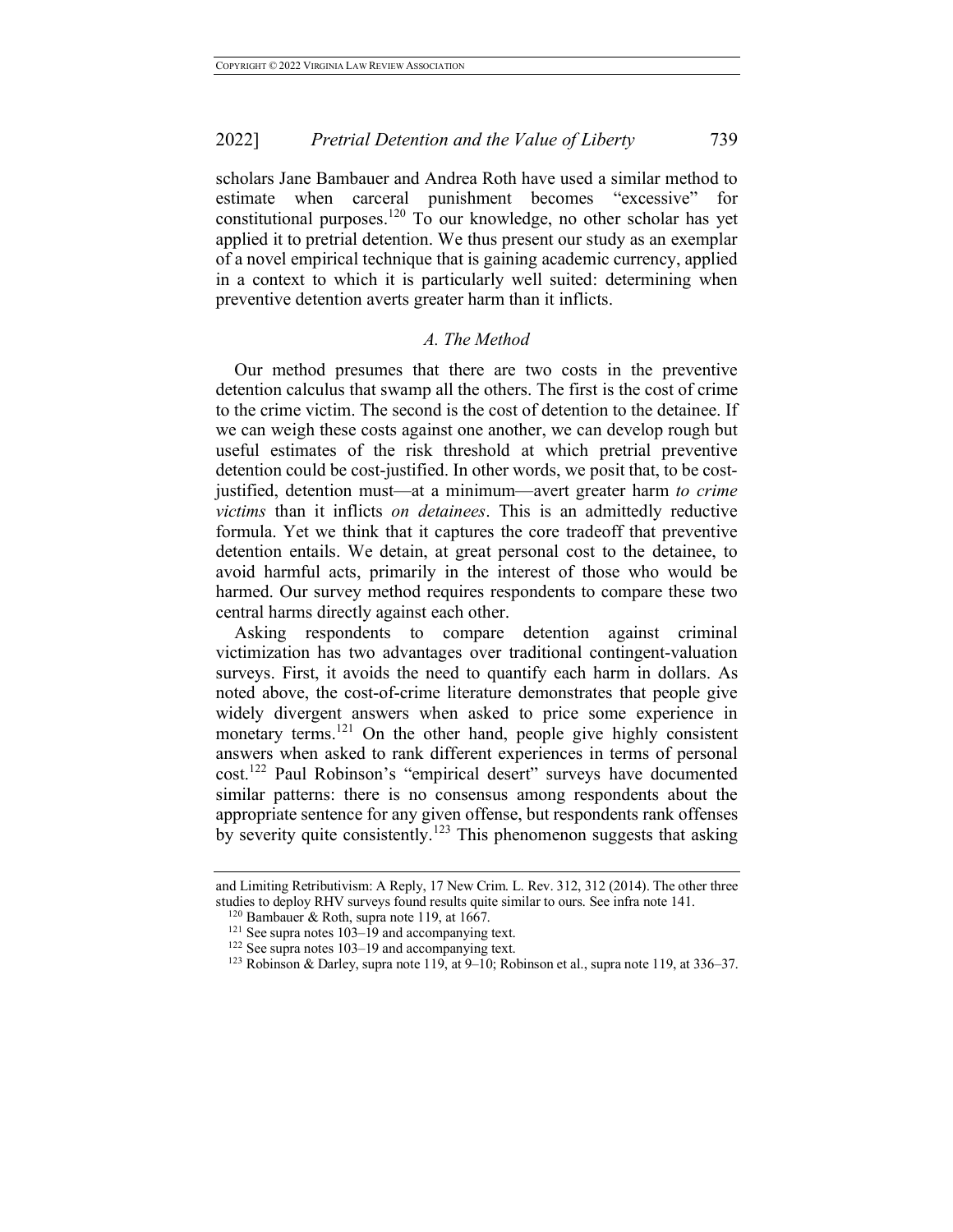scholars Jane Bambauer and Andrea Roth have used a similar method to estimate when carceral punishment becomes "excessive" for constitutional purposes.[120] To our knowledge, no other scholar has yet applied it to pretrial detention. We thus present our study as an exemplar of a novel empirical technique that is gaining academic currency, applied in a context to which it is particularly well suited: determining when preventive detention averts greater harm than it inflicts.

### *A. The Method*

Our method presumes that there are two costs in the preventive detention calculus that swamp all the others. The first is the cost of crime to the crime victim. The second is the cost of detention to the detainee. If we can weigh these costs against one another, we can develop rough but useful estimates of the risk threshold at which pretrial preventive detention could be cost-justified. In other words, we posit that, to be cost-justified, detention must—at a minimum—avert greater harm *to crime victims* than it inflicts *on detainees*. This is an admittedly reductive formula. Yet we think that it captures the core tradeoff that preventive detention entails. We detain, at great personal cost to the detainee, to avoid harmful acts, primarily in the interest of those who would be harmed. Our survey method requires respondents to compare these two central harms directly against each other.

Asking respondents to compare detention against criminal victimization has two advantages over traditional contingent-valuation surveys. First, it avoids the need to quantify each harm in dollars. As noted above, the cost-of-crime literature demonstrates that people give widely divergent answers when asked to price some experience in monetary terms.[121] On the other hand, people give highly consistent answers when asked to rank different experiences in terms of personal cost.[122] Paul Robinson's "empirical desert" surveys have documented similar patterns: there is no consensus among respondents about the appropriate sentence for any given offense, but respondents rank offenses by severity quite consistently.[123] This phenomenon suggests that asking

---

and Limiting Retributivism: A Reply, 17 New Crim. L. Rev. 312, 312 (2014). The other three studies to deploy RHV surveys found results quite similar to ours. See infra note 141.

[120] Bambauer & Roth, supra note 119, at 1667.

[121] See supra notes 103–19 and accompanying text.

[122] See supra notes 103–19 and accompanying text.

[123] Robinson & Darley, supra note 119, at 9–10; Robinson et al., supra note 119, at 336–37.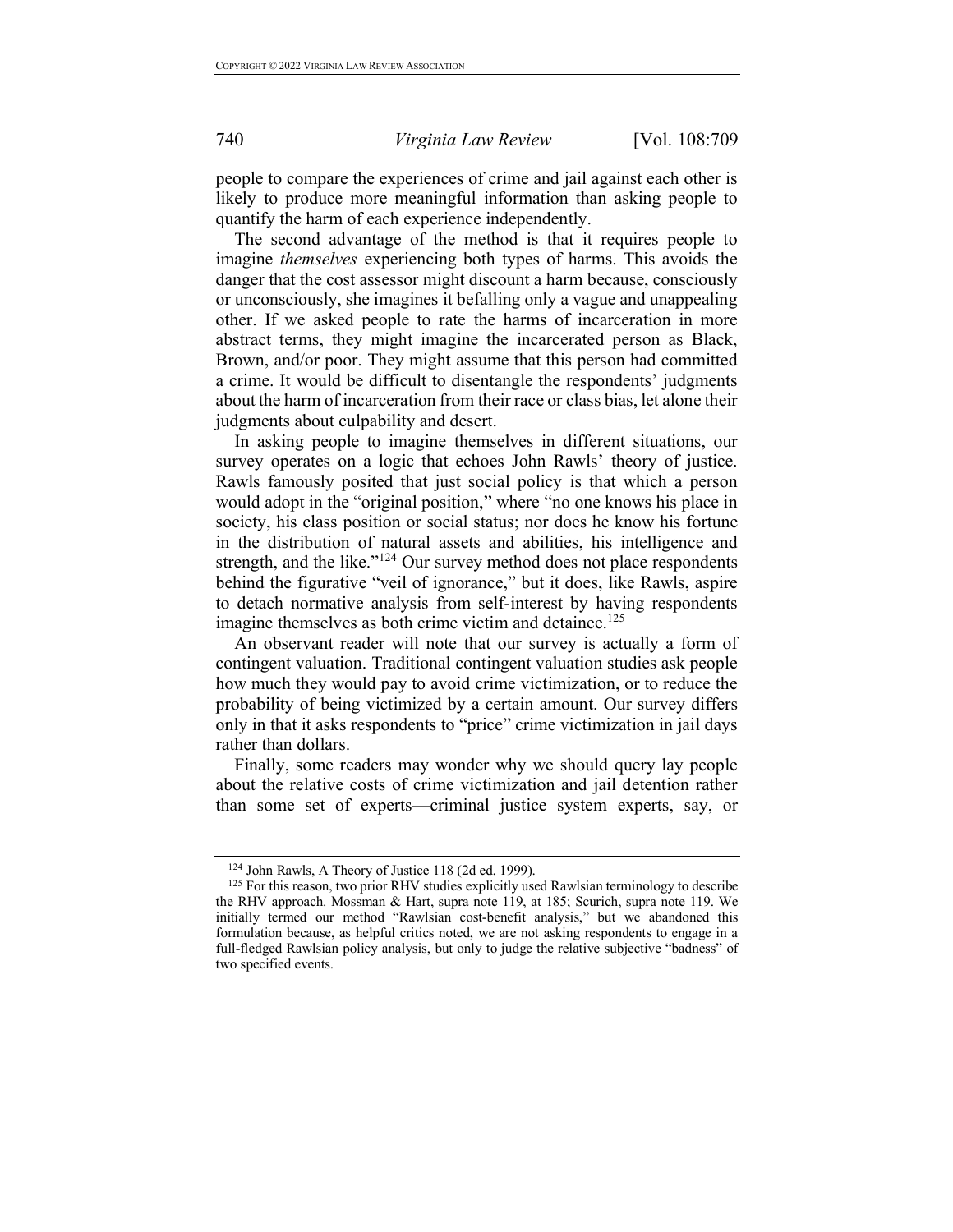people to compare the experiences of crime and jail against each other is likely to produce more meaningful information than asking people to quantify the harm of each experience independently.

The second advantage of the method is that it requires people to imagine *themselves* experiencing both types of harms. This avoids the danger that the cost assessor might discount a harm because, consciously or unconsciously, she imagines it befalling only a vague and unappealing other. If we asked people to rate the harms of incarceration in more abstract terms, they might imagine the incarcerated person as Black, Brown, and/or poor. They might assume that this person had committed a crime. It would be difficult to disentangle the respondents' judgments about the harm of incarceration from their race or class bias, let alone their judgments about culpability and desert.

In asking people to imagine themselves in different situations, our survey operates on a logic that echoes John Rawls' theory of justice. Rawls famously posited that just social policy is that which a person would adopt in the "original position," where "no one knows his place in society, his class position or social status; nor does he know his fortune in the distribution of natural assets and abilities, his intelligence and strength, and the like."[124] Our survey method does not place respondents behind the figurative "veil of ignorance," but it does, like Rawls, aspire to detach normative analysis from self-interest by having respondents imagine themselves as both crime victim and detainee.[125]

An observant reader will note that our survey is actually a form of contingent valuation. Traditional contingent valuation studies ask people how much they would pay to avoid crime victimization, or to reduce the probability of being victimized by a certain amount. Our survey differs only in that it asks respondents to "price" crime victimization in jail days rather than dollars.

Finally, some readers may wonder why we should query lay people about the relative costs of crime victimization and jail detention rather than some set of experts—criminal justice system experts, say, or

---

[124] John Rawls, A Theory of Justice 118 (2d ed. 1999).

[125] For this reason, two prior RHV studies explicitly used Rawlsian terminology to describe the RHV approach. Mossman & Hart, supra note 119, at 185; Scurich, supra note 119. We initially termed our method "Rawlsian cost-benefit analysis," but we abandoned this formulation because, as helpful critics noted, we are not asking respondents to engage in a full-fledged Rawlsian policy analysis, but only to judge the relative subjective "badness" of two specified events.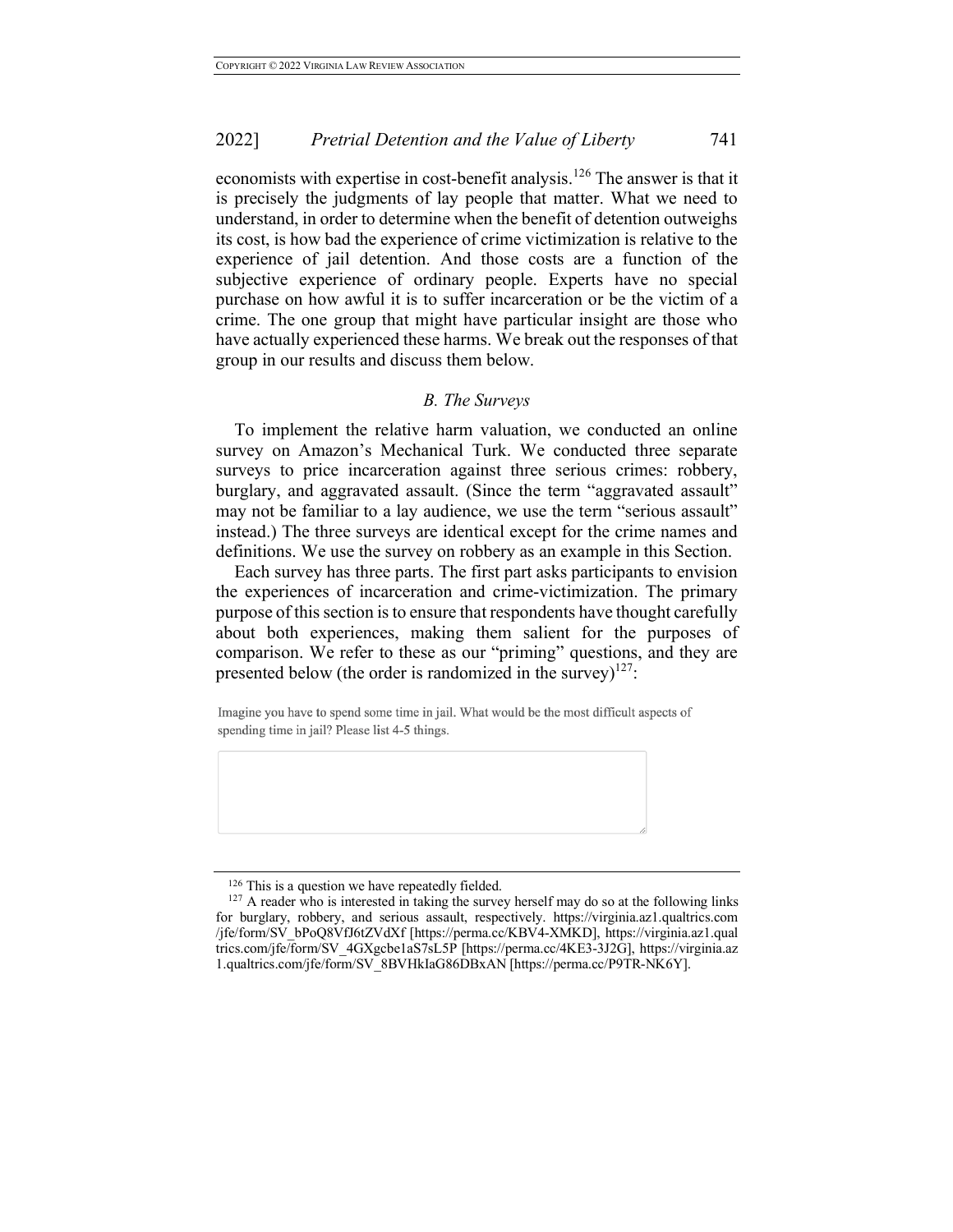economists with expertise in cost-benefit analysis.[126] The answer is that it is precisely the judgments of lay people that matter. What we need to understand, in order to determine when the benefit of detention outweighs its cost, is how bad the experience of crime victimization is relative to the experience of jail detention. And those costs are a function of the subjective experience of ordinary people. Experts have no special purchase on how awful it is to suffer incarceration or be the victim of a crime. The one group that might have particular insight are those who have actually experienced these harms. We break out the responses of that group in our results and discuss them below.

### *B. The Surveys*

To implement the relative harm valuation, we conducted an online survey on Amazon's Mechanical Turk. We conducted three separate surveys to price incarceration against three serious crimes: robbery, burglary, and aggravated assault. (Since the term "aggravated assault" may not be familiar to a lay audience, we use the term "serious assault" instead.) The three surveys are identical except for the crime names and definitions. We use the survey on robbery as an example in this Section.

Each survey has three parts. The first part asks participants to envision the experiences of incarceration and crime-victimization. The primary purpose of this section is to ensure that respondents have thought carefully about both experiences, making them salient for the purposes of comparison. We refer to these as our "priming" questions, and they are presented below (the order is randomized in the survey)[127]:

Imagine you have to spend some time in jail. What would be the most difficult aspects of spending time in jail? Please list 4-5 things.

---

[126] This is a question we have repeatedly fielded.

[127] A reader who is interested in taking the survey herself may do so at the following links for burglary, robbery, and serious assault, respectively. https://virginia.az1.qualtrics.com/jfe/form/SV_bPoQ8VfJ6tZVdXf [https://perma.cc/KBV4-XMKD], https://virginia.az1.qualtrics.com/jfe/form/SV_4GXgcbe1aS7sL5P [https://perma.cc/4KE3-3J2G], https://virginia.az1.qualtrics.com/jfe/form/SV_8BVHkIaG86DBxAN [https://perma.cc/P9TR-NK6Y].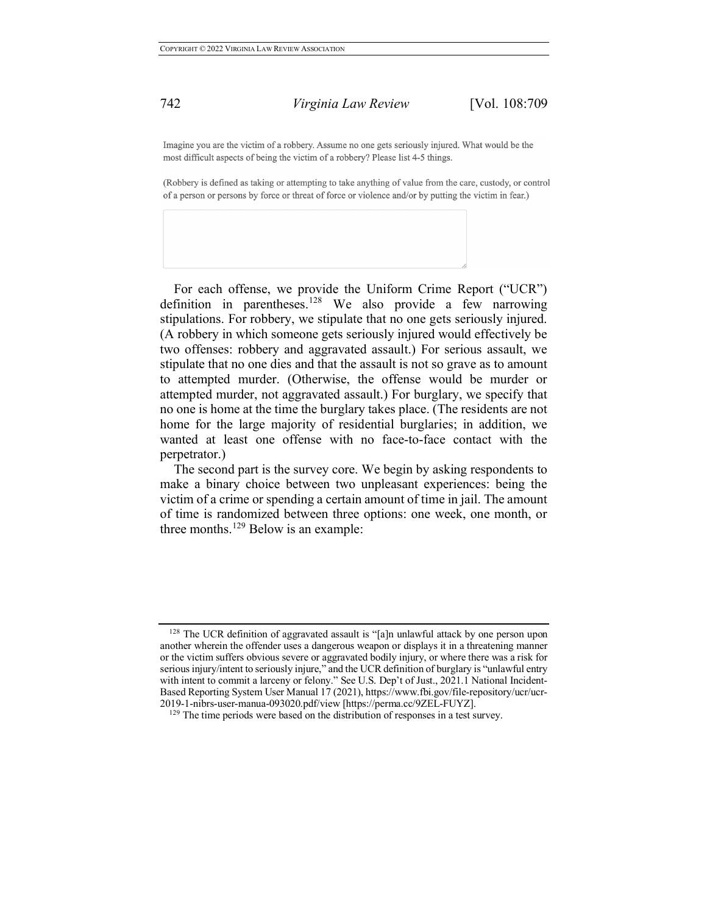Imagine you are the victim of a robbery. Assume no one gets seriously injured. What would be the most difficult aspects of being the victim of a robbery? Please list 4-5 things.

(Robbery is defined as taking or attempting to take anything of value from the care, custody, or control of a person or persons by force or threat of force or violence and/or by putting the victim in fear.)

For each offense, we provide the Uniform Crime Report ("UCR") definition in parentheses.[128] We also provide a few narrowing stipulations. For robbery, we stipulate that no one gets seriously injured. (A robbery in which someone gets seriously injured would effectively be two offenses: robbery and aggravated assault.) For serious assault, we stipulate that no one dies and that the assault is not so grave as to amount to attempted murder. (Otherwise, the offense would be murder or attempted murder, not aggravated assault.) For burglary, we specify that no one is home at the time the burglary takes place. (The residents are not home for the large majority of residential burglaries; in addition, we wanted at least one offense with no face-to-face contact with the perpetrator.)

The second part is the survey core. We begin by asking respondents to make a binary choice between two unpleasant experiences: being the victim of a crime or spending a certain amount of time in jail. The amount of time is randomized between three options: one week, one month, or three months.[129] Below is an example:

---

[128] The UCR definition of aggravated assault is "[a]n unlawful attack by one person upon another wherein the offender uses a dangerous weapon or displays it in a threatening manner or the victim suffers obvious severe or aggravated bodily injury, or where there was a risk for serious injury/intent to seriously injure," and the UCR definition of burglary is "unlawful entry with intent to commit a larceny or felony." See U.S. Dep't of Just., 2021.1 National Incident-Based Reporting System User Manual 17 (2021), https://www.fbi.gov/file-repository/ucr/ucr-2019-1-nibrs-user-manua-093020.pdf/view [https://perma.cc/9ZEL-FUYZ].

[129] The time periods were based on the distribution of responses in a test survey.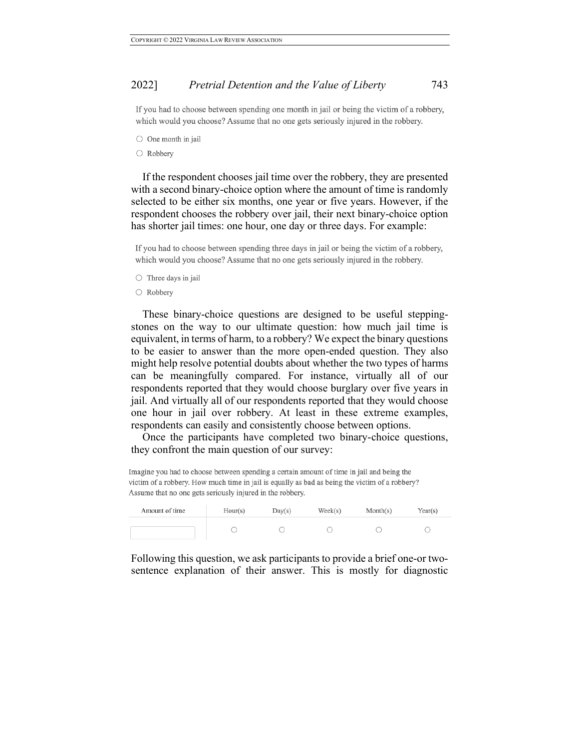If you had to choose between spending one month in jail or being the victim of a robbery, which would you choose? Assume that no one gets seriously injured in the robbery.

○ One month in jail

○ Robbery

If the respondent chooses jail time over the robbery, they are presented with a second binary-choice option where the amount of time is randomly selected to be either six months, one year or five years. However, if the respondent chooses the robbery over jail, their next binary-choice option has shorter jail times: one hour, one day or three days. For example:

If you had to choose between spending three days in jail or being the victim of a robbery, which would you choose? Assume that no one gets seriously injured in the robbery.

○ Three days in jail

○ Robbery

These binary-choice questions are designed to be useful stepping-stones on the way to our ultimate question: how much jail time is equivalent, in terms of harm, to a robbery? We expect the binary questions to be easier to answer than the more open-ended question. They also might help resolve potential doubts about whether the two types of harms can be meaningfully compared. For instance, virtually all of our respondents reported that they would choose burglary over five years in jail. And virtually all of our respondents reported that they would choose one hour in jail over robbery. At least in these extreme examples, respondents can easily and consistently choose between options.

Once the participants have completed two binary-choice questions, they confront the main question of our survey:

Imagine you had to choose between spending a certain amount of time in jail and being the victim of a robbery. How much time in jail is equally as bad as being the victim of a robbery? Assume that no one gets seriously injured in the robbery.

| Amount of time | Hour(s) | Day(s) | Week(s) | Month(s) | Year(s) |
| --- | --- | --- | --- | --- | --- |
| | ○ | ○ | ○ | ○ | ○ |

Following this question, we ask participants to provide a brief one-or two-sentence explanation of their answer. This is mostly for diagnostic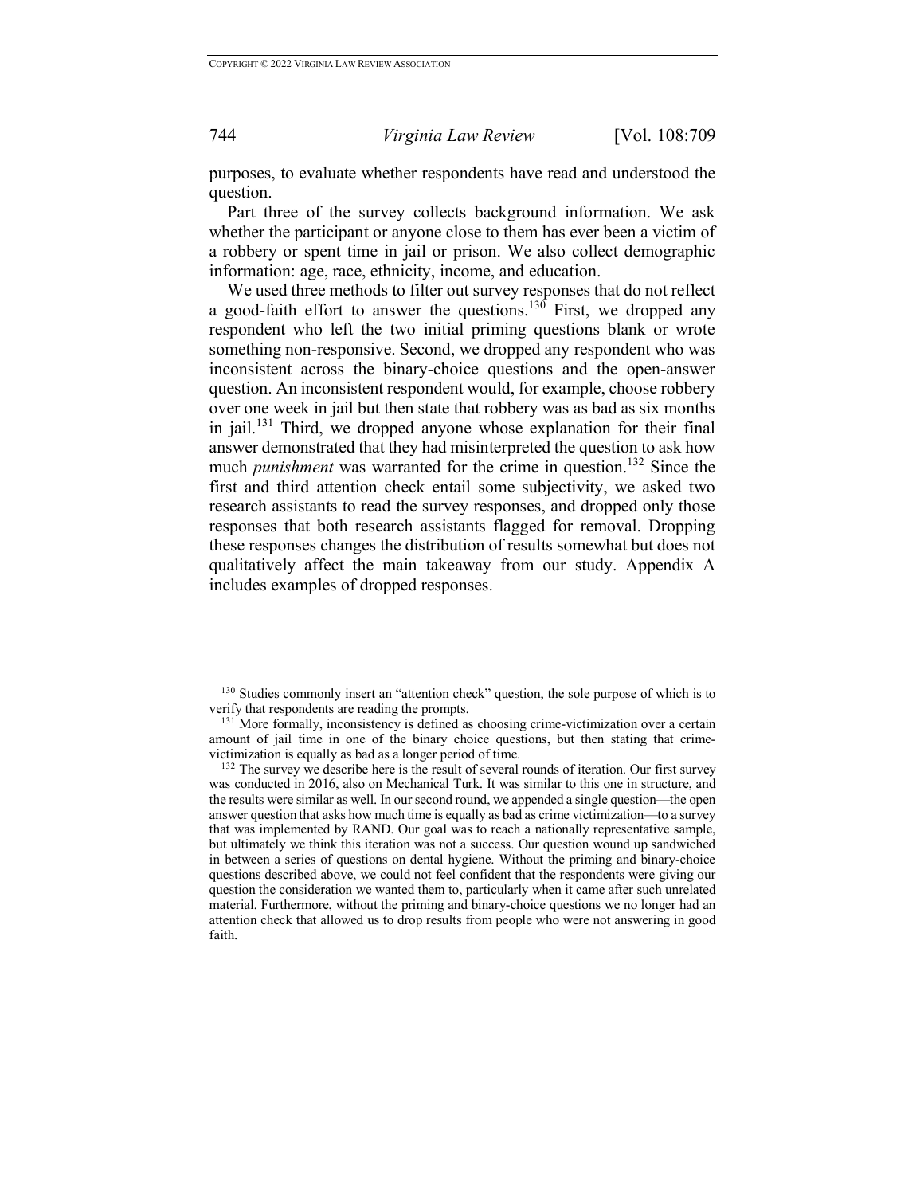purposes, to evaluate whether respondents have read and understood the question.

Part three of the survey collects background information. We ask whether the participant or anyone close to them has ever been a victim of a robbery or spent time in jail or prison. We also collect demographic information: age, race, ethnicity, income, and education.

We used three methods to filter out survey responses that do not reflect a good-faith effort to answer the questions.[130] First, we dropped any respondent who left the two initial priming questions blank or wrote something non-responsive. Second, we dropped any respondent who was inconsistent across the binary-choice questions and the open-answer question. An inconsistent respondent would, for example, choose robbery over one week in jail but then state that robbery was as bad as six months in jail.[131] Third, we dropped anyone whose explanation for their final answer demonstrated that they had misinterpreted the question to ask how much *punishment* was warranted for the crime in question.[132] Since the first and third attention check entail some subjectivity, we asked two research assistants to read the survey responses, and dropped only those responses that both research assistants flagged for removal. Dropping these responses changes the distribution of results somewhat but does not qualitatively affect the main takeaway from our study. Appendix A includes examples of dropped responses.

---

[130] Studies commonly insert an "attention check" question, the sole purpose of which is to verify that respondents are reading the prompts.

[131] More formally, inconsistency is defined as choosing crime-victimization over a certain amount of jail time in one of the binary choice questions, but then stating that crime-victimization is equally as bad as a longer period of time.

[132] The survey we describe here is the result of several rounds of iteration. Our first survey was conducted in 2016, also on Mechanical Turk. It was similar to this one in structure, and the results were similar as well. In our second round, we appended a single question—the open answer question that asks how much time is equally as bad as crime victimization—to a survey that was implemented by RAND. Our goal was to reach a nationally representative sample, but ultimately we think this iteration was not a success. Our question wound up sandwiched in between a series of questions on dental hygiene. Without the priming and binary-choice questions described above, we could not feel confident that the respondents were giving our question the consideration we wanted them to, particularly when it came after such unrelated material. Furthermore, without the priming and binary-choice questions we no longer had an attention check that allowed us to drop results from people who were not answering in good faith.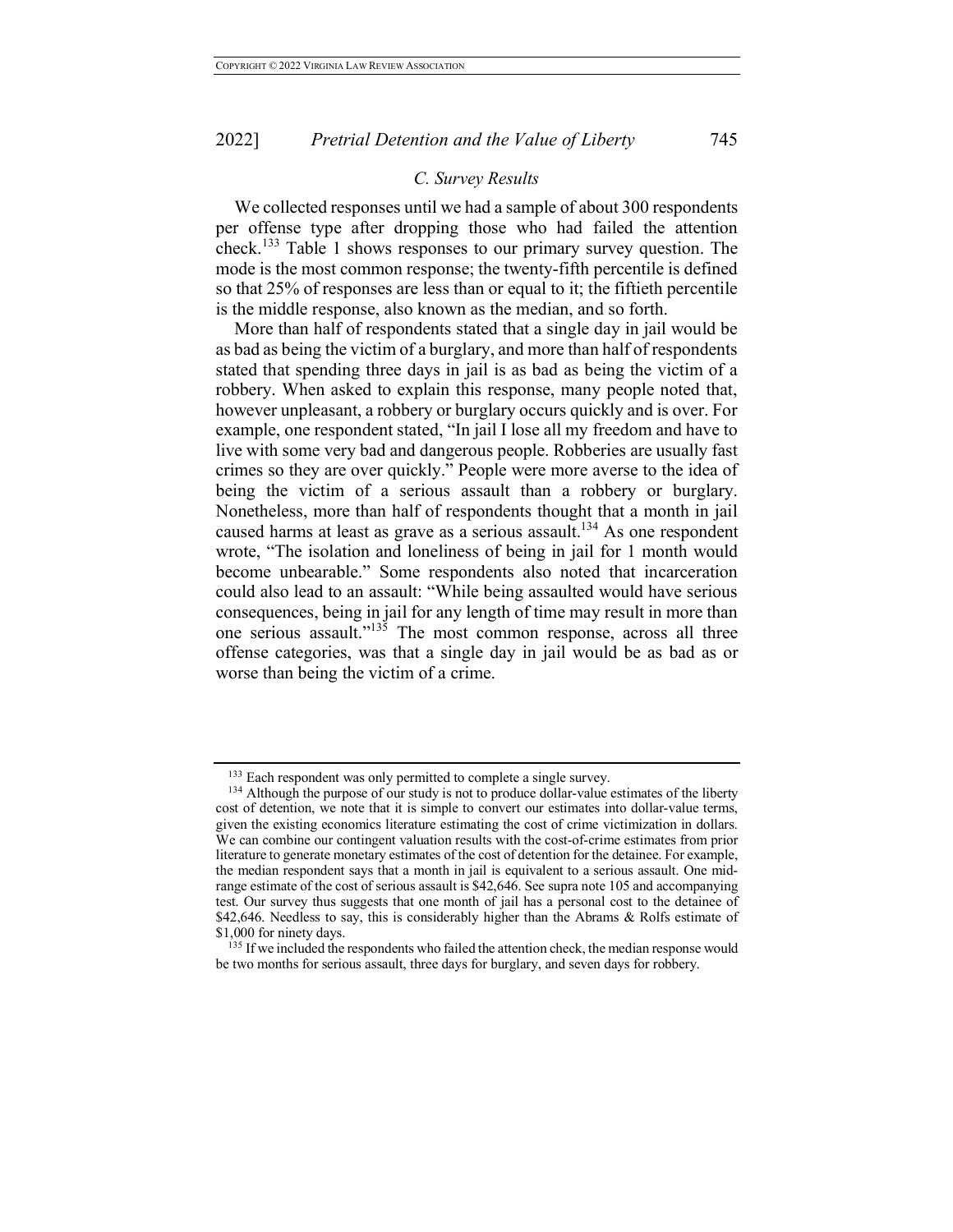### C. Survey Results

We collected responses until we had a sample of about 300 respondents per offense type after dropping those who had failed the attention check.[133] Table 1 shows responses to our primary survey question. The mode is the most common response; the twenty-fifth percentile is defined so that 25% of responses are less than or equal to it; the fiftieth percentile is the middle response, also known as the median, and so forth.

More than half of respondents stated that a single day in jail would be as bad as being the victim of a burglary, and more than half of respondents stated that spending three days in jail is as bad as being the victim of a robbery. When asked to explain this response, many people noted that, however unpleasant, a robbery or burglary occurs quickly and is over. For example, one respondent stated, "In jail I lose all my freedom and have to live with some very bad and dangerous people. Robberies are usually fast crimes so they are over quickly." People were more averse to the idea of being the victim of a serious assault than a robbery or burglary. Nonetheless, more than half of respondents thought that a month in jail caused harms at least as grave as a serious assault.[134] As one respondent wrote, "The isolation and loneliness of being in jail for 1 month would become unbearable." Some respondents also noted that incarceration could also lead to an assault: "While being assaulted would have serious consequences, being in jail for any length of time may result in more than one serious assault."[135] The most common response, across all three offense categories, was that a single day in jail would be as bad as or worse than being the victim of a crime.

---

[133] Each respondent was only permitted to complete a single survey.

[134] Although the purpose of our study is not to produce dollar-value estimates of the liberty cost of detention, we note that it is simple to convert our estimates into dollar-value terms, given the existing economics literature estimating the cost of crime victimization in dollars. We can combine our contingent valuation results with the cost-of-crime estimates from prior literature to generate monetary estimates of the cost of detention for the detainee. For example, the median respondent says that a month in jail is equivalent to a serious assault. One mid-range estimate of the cost of serious assault is $42,646. See supra note 105 and accompanying test. Our survey thus suggests that one month of jail has a personal cost to the detainee of $42,646. Needless to say, this is considerably higher than the Abrams & Rolfs estimate of $1,000 for ninety days.

[135] If we included the respondents who failed the attention check, the median response would be two months for serious assault, three days for burglary, and seven days for robbery.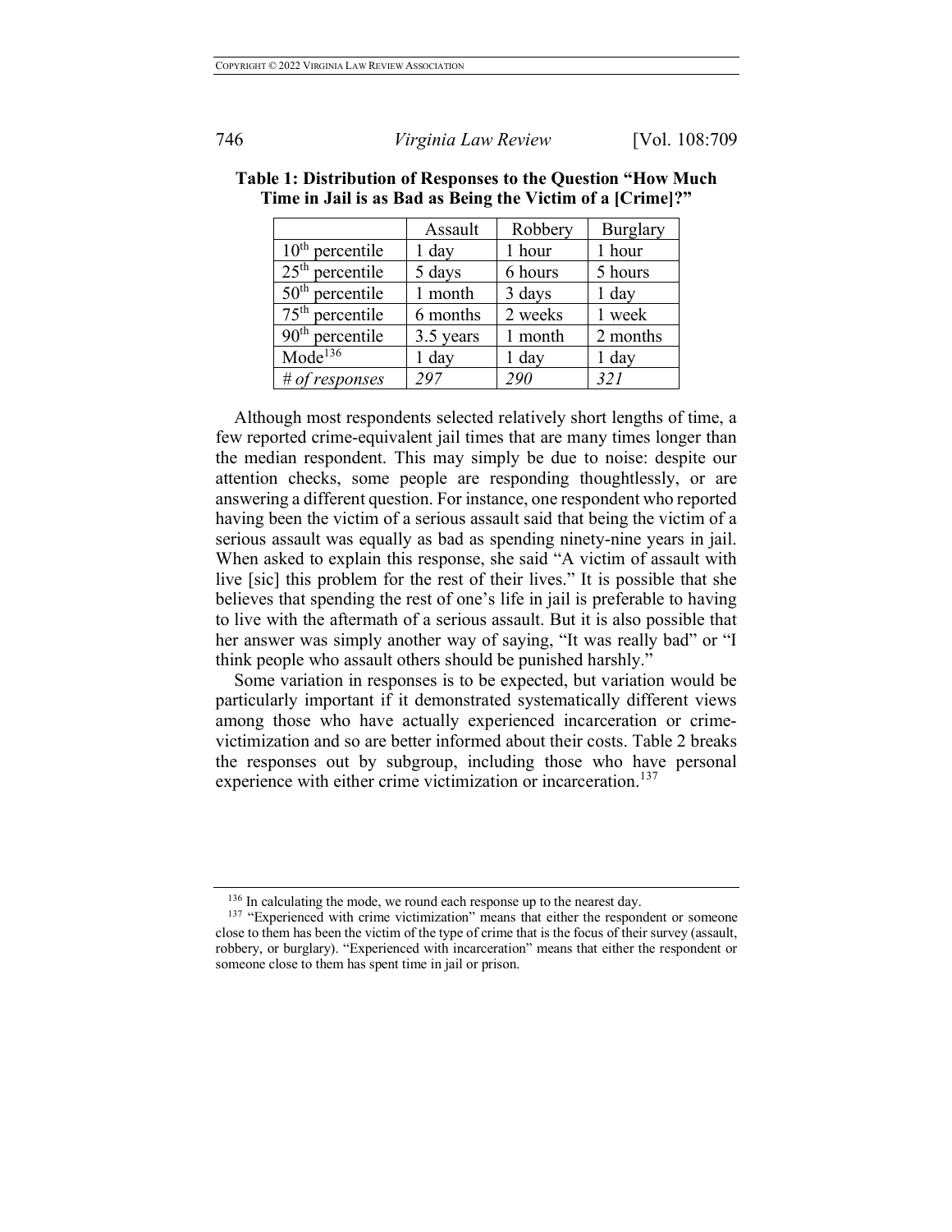**Table 1: Distribution of Responses to the Question "How Much Time in Jail is as Bad as Being the Victim of a [Crime]?"**

| | Assault | Robbery | Burglary |
|---|---|---|---|
| 10th percentile | 1 day | 1 hour | 1 hour |
| 25th percentile | 5 days | 6 hours | 5 hours |
| 50th percentile | 1 month | 3 days | 1 day |
| 75th percentile | 6 months | 2 weeks | 1 week |
| 90th percentile | 3.5 years | 1 month | 2 months |
| Mode[136] | 1 day | 1 day | 1 day |
| *# of responses* | *297* | *290* | *321* |

Although most respondents selected relatively short lengths of time, a few reported crime-equivalent jail times that are many times longer than the median respondent. This may simply be due to noise: despite our attention checks, some people are responding thoughtlessly, or are answering a different question. For instance, one respondent who reported having been the victim of a serious assault said that being the victim of a serious assault was equally as bad as spending ninety-nine years in jail. When asked to explain this response, she said "A victim of assault with live [sic] this problem for the rest of their lives." It is possible that she believes that spending the rest of one's life in jail is preferable to having to live with the aftermath of a serious assault. But it is also possible that her answer was simply another way of saying, "It was really bad" or "I think people who assault others should be punished harshly."

Some variation in responses is to be expected, but variation would be particularly important if it demonstrated systematically different views among those who have actually experienced incarceration or crime-victimization and so are better informed about their costs. Table 2 breaks the responses out by subgroup, including those who have personal experience with either crime victimization or incarceration.[137]

[136] In calculating the mode, we round each response up to the nearest day.

[137] "Experienced with crime victimization" means that either the respondent or someone close to them has been the victim of the type of crime that is the focus of their survey (assault, robbery, or burglary). "Experienced with incarceration" means that either the respondent or someone close to them has spent time in jail or prison.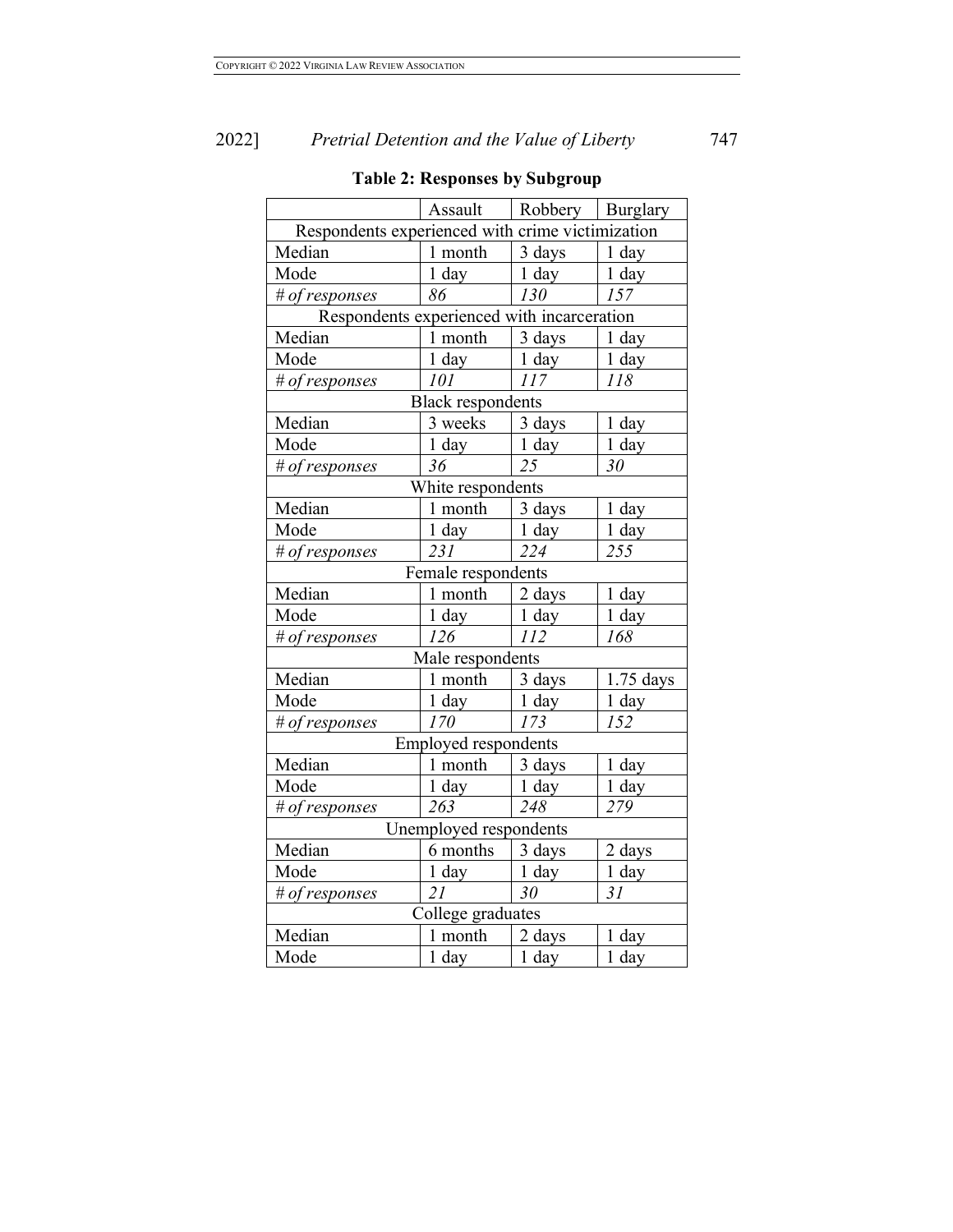**Table 2: Responses by Subgroup**

| | Assault | Robbery | Burglary |
|---|---|---|---|
| Respondents experienced with crime victimization | | | |
| Median | 1 month | 3 days | 1 day |
| Mode | 1 day | 1 day | 1 day |
| *# of responses* | *86* | *130* | *157* |
| Respondents experienced with incarceration | | | |
| Median | 1 month | 3 days | 1 day |
| Mode | 1 day | 1 day | 1 day |
| *# of responses* | *101* | *117* | *118* |
| Black respondents | | | |
| Median | 3 weeks | 3 days | 1 day |
| Mode | 1 day | 1 day | 1 day |
| *# of responses* | *36* | *25* | *30* |
| White respondents | | | |
| Median | 1 month | 3 days | 1 day |
| Mode | 1 day | 1 day | 1 day |
| *# of responses* | *231* | *224* | *255* |
| Female respondents | | | |
| Median | 1 month | 2 days | 1 day |
| Mode | 1 day | 1 day | 1 day |
| *# of responses* | *126* | *112* | *168* |
| Male respondents | | | |
| Median | 1 month | 3 days | 1.75 days |
| Mode | 1 day | 1 day | 1 day |
| *# of responses* | *170* | *173* | *152* |
| Employed respondents | | | |
| Median | 1 month | 3 days | 1 day |
| Mode | 1 day | 1 day | 1 day |
| *# of responses* | *263* | *248* | *279* |
| Unemployed respondents | | | |
| Median | 6 months | 3 days | 2 days |
| Mode | 1 day | 1 day | 1 day |
| *# of responses* | *21* | *30* | *31* |
| College graduates | | | |
| Median | 1 month | 2 days | 1 day |
| Mode | 1 day | 1 day | 1 day |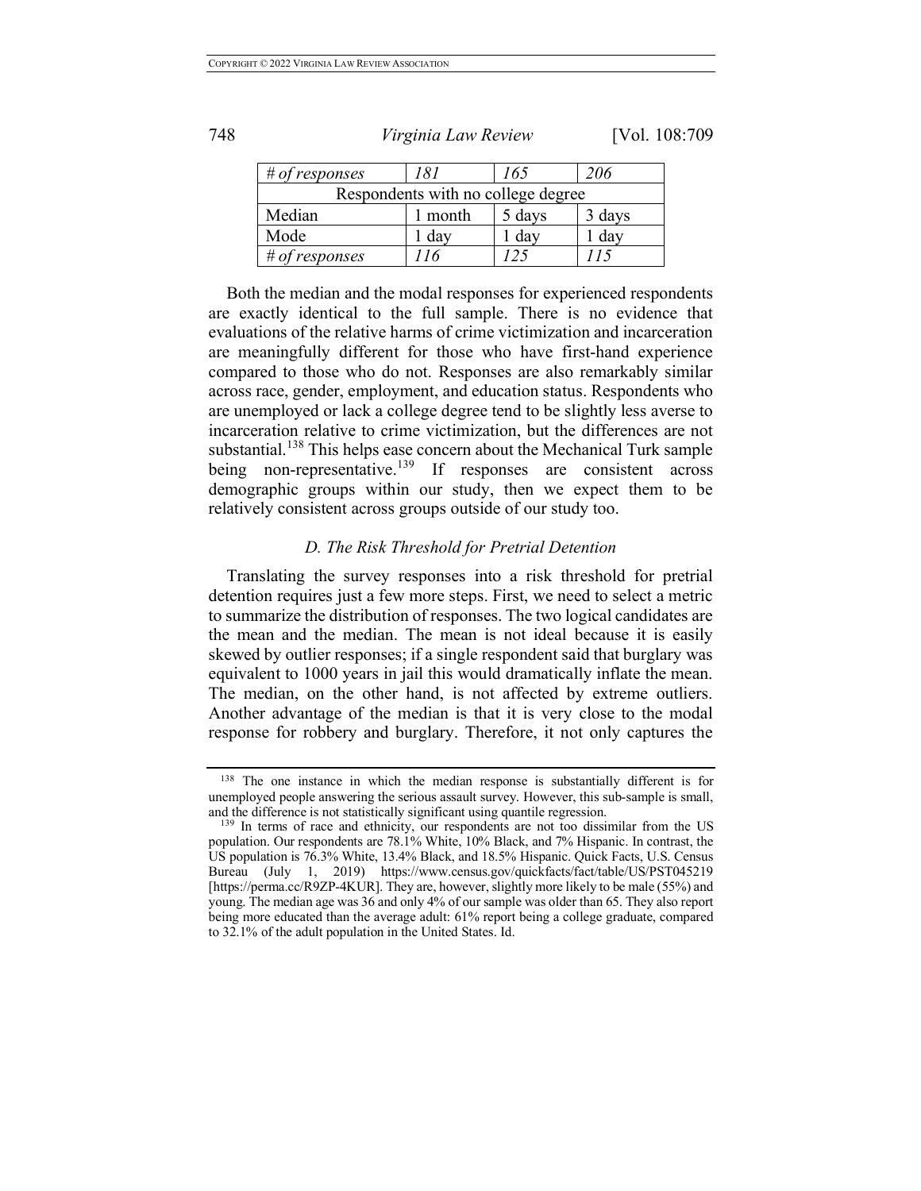| *# of responses* | *181* | *165* | *206* |
|---|---|---|---|
| Respondents with no college degree | | | |
| Median | 1 month | 5 days | 3 days |
| Mode | 1 day | 1 day | 1 day |
| *# of responses* | *116* | *125* | *115* |

Both the median and the modal responses for experienced respondents are exactly identical to the full sample. There is no evidence that evaluations of the relative harms of crime victimization and incarceration are meaningfully different for those who have first-hand experience compared to those who do not. Responses are also remarkably similar across race, gender, employment, and education status. Respondents who are unemployed or lack a college degree tend to be slightly less averse to incarceration relative to crime victimization, but the differences are not substantial.[138] This helps ease concern about the Mechanical Turk sample being non-representative.[139] If responses are consistent across demographic groups within our study, then we expect them to be relatively consistent across groups outside of our study too.

### *D. The Risk Threshold for Pretrial Detention*

Translating the survey responses into a risk threshold for pretrial detention requires just a few more steps. First, we need to select a metric to summarize the distribution of responses. The two logical candidates are the mean and the median. The mean is not ideal because it is easily skewed by outlier responses; if a single respondent said that burglary was equivalent to 1000 years in jail this would dramatically inflate the mean. The median, on the other hand, is not affected by extreme outliers. Another advantage of the median is that it is very close to the modal response for robbery and burglary. Therefore, it not only captures the

---

[138] The one instance in which the median response is substantially different is for unemployed people answering the serious assault survey. However, this sub-sample is small, and the difference is not statistically significant using quantile regression.

[139] In terms of race and ethnicity, our respondents are not too dissimilar from the US population. Our respondents are 78.1% White, 10% Black, and 7% Hispanic. In contrast, the US population is 76.3% White, 13.4% Black, and 18.5% Hispanic. Quick Facts, U.S. Census Bureau (July 1, 2019) https://www.census.gov/quickfacts/fact/table/US/PST045219 [https://perma.cc/R9ZP-4KUR]. They are, however, slightly more likely to be male (55%) and young. The median age was 36 and only 4% of our sample was older than 65. They also report being more educated than the average adult: 61% report being a college graduate, compared to 32.1% of the adult population in the United States. Id.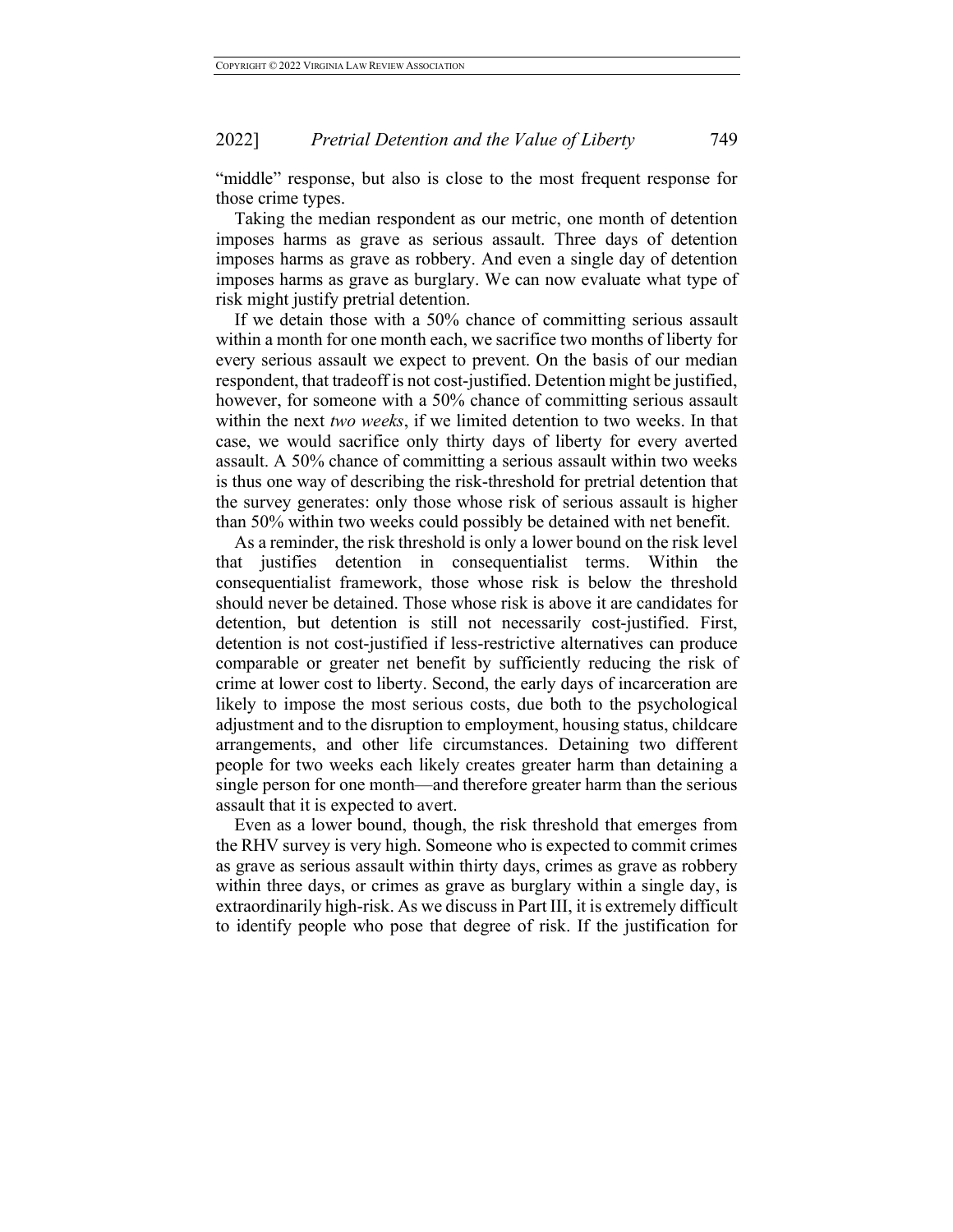"middle" response, but also is close to the most frequent response for those crime types.

Taking the median respondent as our metric, one month of detention imposes harms as grave as serious assault. Three days of detention imposes harms as grave as robbery. And even a single day of detention imposes harms as grave as burglary. We can now evaluate what type of risk might justify pretrial detention.

If we detain those with a 50% chance of committing serious assault within a month for one month each, we sacrifice two months of liberty for every serious assault we expect to prevent. On the basis of our median respondent, that tradeoff is not cost-justified. Detention might be justified, however, for someone with a 50% chance of committing serious assault within the next *two weeks*, if we limited detention to two weeks. In that case, we would sacrifice only thirty days of liberty for every averted assault. A 50% chance of committing a serious assault within two weeks is thus one way of describing the risk-threshold for pretrial detention that the survey generates: only those whose risk of serious assault is higher than 50% within two weeks could possibly be detained with net benefit.

As a reminder, the risk threshold is only a lower bound on the risk level that justifies detention in consequentialist terms. Within the consequentialist framework, those whose risk is below the threshold should never be detained. Those whose risk is above it are candidates for detention, but detention is still not necessarily cost-justified. First, detention is not cost-justified if less-restrictive alternatives can produce comparable or greater net benefit by sufficiently reducing the risk of crime at lower cost to liberty. Second, the early days of incarceration are likely to impose the most serious costs, due both to the psychological adjustment and to the disruption to employment, housing status, childcare arrangements, and other life circumstances. Detaining two different people for two weeks each likely creates greater harm than detaining a single person for one month—and therefore greater harm than the serious assault that it is expected to avert.

Even as a lower bound, though, the risk threshold that emerges from the RHV survey is very high. Someone who is expected to commit crimes as grave as serious assault within thirty days, crimes as grave as robbery within three days, or crimes as grave as burglary within a single day, is extraordinarily high-risk. As we discuss in Part III, it is extremely difficult to identify people who pose that degree of risk. If the justification for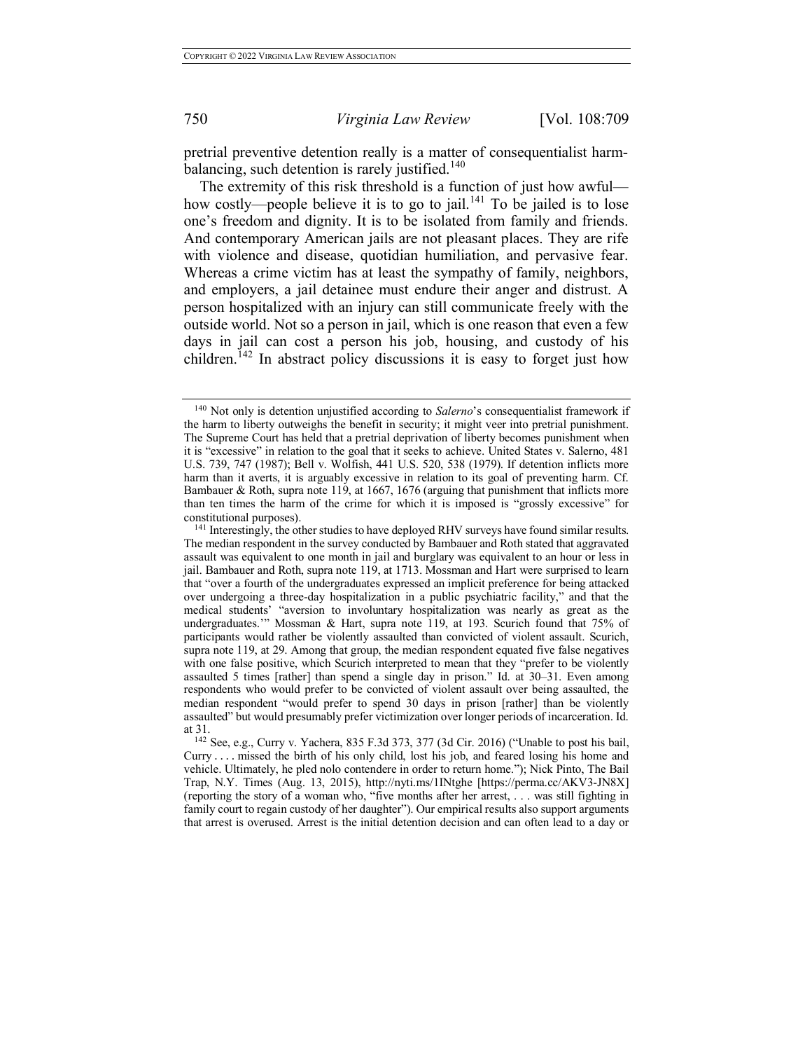pretrial preventive detention really is a matter of consequentialist harm-balancing, such detention is rarely justified.[140]

The extremity of this risk threshold is a function of just how awful—how costly—people believe it is to go to jail.[141] To be jailed is to lose one's freedom and dignity. It is to be isolated from family and friends. And contemporary American jails are not pleasant places. They are rife with violence and disease, quotidian humiliation, and pervasive fear. Whereas a crime victim has at least the sympathy of family, neighbors, and employers, a jail detainee must endure their anger and distrust. A person hospitalized with an injury can still communicate freely with the outside world. Not so a person in jail, which is one reason that even a few days in jail can cost a person his job, housing, and custody of his children.[142] In abstract policy discussions it is easy to forget just how

---

[140] Not only is detention unjustified according to *Salerno*'s consequentialist framework if the harm to liberty outweighs the benefit in security; it might veer into pretrial punishment. The Supreme Court has held that a pretrial deprivation of liberty becomes punishment when it is "excessive" in relation to the goal that it seeks to achieve. United States v. Salerno, 481 U.S. 739, 747 (1987); Bell v. Wolfish, 441 U.S. 520, 538 (1979). If detention inflicts more harm than it averts, it is arguably excessive in relation to its goal of preventing harm. Cf. Bambauer & Roth, supra note 119, at 1667, 1676 (arguing that punishment that inflicts more than ten times the harm of the crime for which it is imposed is "grossly excessive" for constitutional purposes).

[141] Interestingly, the other studies to have deployed RHV surveys have found similar results. The median respondent in the survey conducted by Bambauer and Roth stated that aggravated assault was equivalent to one month in jail and burglary was equivalent to an hour or less in jail. Bambauer and Roth, supra note 119, at 1713. Mossman and Hart were surprised to learn that "over a fourth of the undergraduates expressed an implicit preference for being attacked over undergoing a three-day hospitalization in a public psychiatric facility," and that the medical students' "aversion to involuntary hospitalization was nearly as great as the undergraduates.'" Mossman & Hart, supra note 119, at 193. Scurich found that 75% of participants would rather be violently assaulted than convicted of violent assault. Scurich, supra note 119, at 29. Among that group, the median respondent equated five false negatives with one false positive, which Scurich interpreted to mean that they "prefer to be violently assaulted 5 times [rather] than spend a single day in prison." Id. at 30–31. Even among respondents who would prefer to be convicted of violent assault over being assaulted, the median respondent "would prefer to spend 30 days in prison [rather] than be violently assaulted" but would presumably prefer victimization over longer periods of incarceration. Id. at 31.

[142] See, e.g., Curry v. Yachera, 835 F.3d 373, 377 (3d Cir. 2016) ("Unable to post his bail, Curry . . . . missed the birth of his only child, lost his job, and feared losing his home and vehicle. Ultimately, he pled nolo contendere in order to return home."); Nick Pinto, The Bail Trap, N.Y. Times (Aug. 13, 2015), http://nyti.ms/1lNtghe [https://perma.cc/AKV3-JN8X] (reporting the story of a woman who, "five months after her arrest, . . . was still fighting in family court to regain custody of her daughter"). Our empirical results also support arguments that arrest is overused. Arrest is the initial detention decision and can often lead to a day or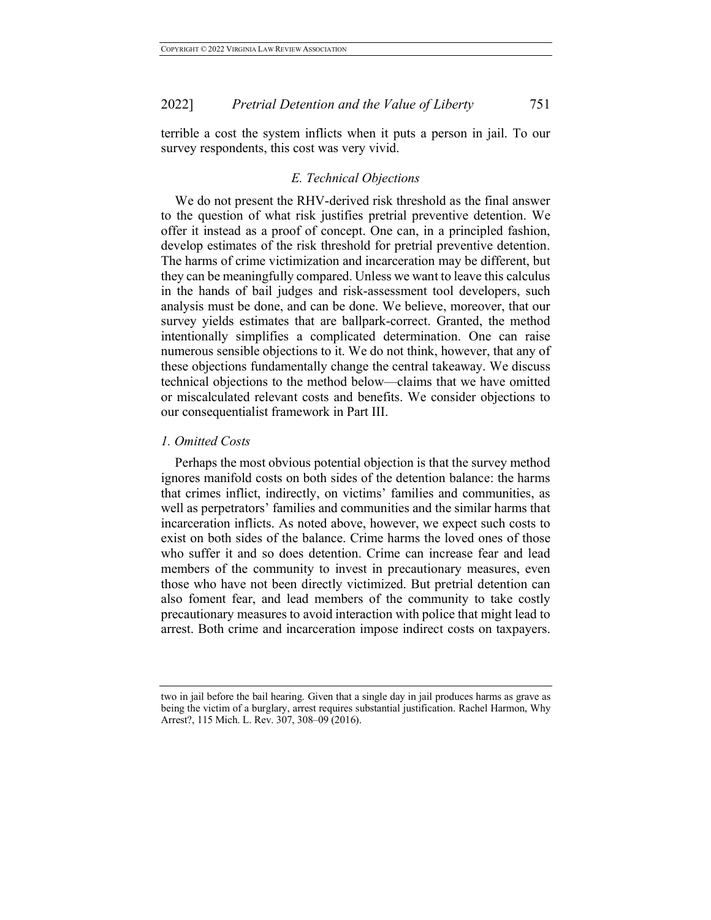terrible a cost the system inflicts when it puts a person in jail. To our survey respondents, this cost was very vivid.

### *E. Technical Objections*

We do not present the RHV-derived risk threshold as the final answer to the question of what risk justifies pretrial preventive detention. We offer it instead as a proof of concept. One can, in a principled fashion, develop estimates of the risk threshold for pretrial preventive detention. The harms of crime victimization and incarceration may be different, but they can be meaningfully compared. Unless we want to leave this calculus in the hands of bail judges and risk-assessment tool developers, such analysis must be done, and can be done. We believe, moreover, that our survey yields estimates that are ballpark-correct. Granted, the method intentionally simplifies a complicated determination. One can raise numerous sensible objections to it. We do not think, however, that any of these objections fundamentally change the central takeaway. We discuss technical objections to the method below—claims that we have omitted or miscalculated relevant costs and benefits. We consider objections to our consequentialist framework in Part III.

#### *1. Omitted Costs*

Perhaps the most obvious potential objection is that the survey method ignores manifold costs on both sides of the detention balance: the harms that crimes inflict, indirectly, on victims' families and communities, as well as perpetrators' families and communities and the similar harms that incarceration inflicts. As noted above, however, we expect such costs to exist on both sides of the balance. Crime harms the loved ones of those who suffer it and so does detention. Crime can increase fear and lead members of the community to invest in precautionary measures, even those who have not been directly victimized. But pretrial detention can also foment fear, and lead members of the community to take costly precautionary measures to avoid interaction with police that might lead to arrest. Both crime and incarceration impose indirect costs on taxpayers.

---

two in jail before the bail hearing. Given that a single day in jail produces harms as grave as being the victim of a burglary, arrest requires substantial justification. Rachel Harmon, Why Arrest?, 115 Mich. L. Rev. 307, 308–09 (2016).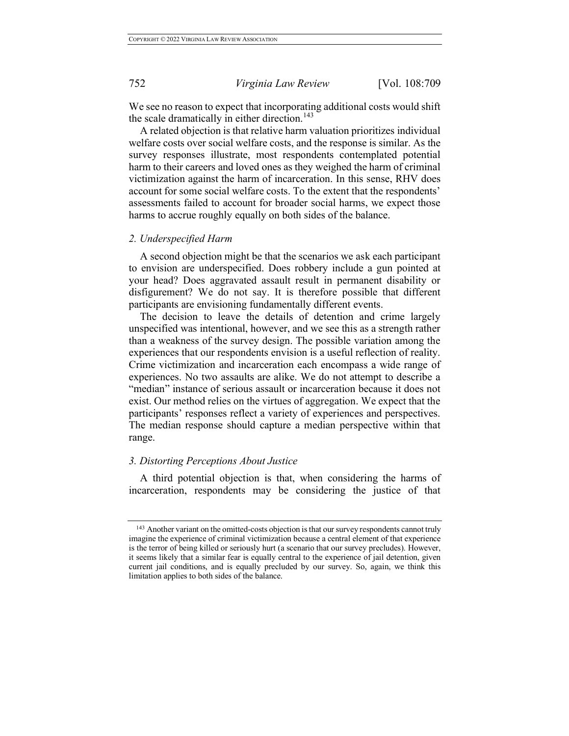We see no reason to expect that incorporating additional costs would shift the scale dramatically in either direction.[143]

A related objection is that relative harm valuation prioritizes individual welfare costs over social welfare costs, and the response is similar. As the survey responses illustrate, most respondents contemplated potential harm to their careers and loved ones as they weighed the harm of criminal victimization against the harm of incarceration. In this sense, RHV does account for some social welfare costs. To the extent that the respondents' assessments failed to account for broader social harms, we expect those harms to accrue roughly equally on both sides of the balance.

### *2. Underspecified Harm*

A second objection might be that the scenarios we ask each participant to envision are underspecified. Does robbery include a gun pointed at your head? Does aggravated assault result in permanent disability or disfigurement? We do not say. It is therefore possible that different participants are envisioning fundamentally different events.

The decision to leave the details of detention and crime largely unspecified was intentional, however, and we see this as a strength rather than a weakness of the survey design. The possible variation among the experiences that our respondents envision is a useful reflection of reality. Crime victimization and incarceration each encompass a wide range of experiences. No two assaults are alike. We do not attempt to describe a "median" instance of serious assault or incarceration because it does not exist. Our method relies on the virtues of aggregation. We expect that the participants' responses reflect a variety of experiences and perspectives. The median response should capture a median perspective within that range.

### *3. Distorting Perceptions About Justice*

A third potential objection is that, when considering the harms of incarceration, respondents may be considering the justice of that

---

[143] Another variant on the omitted-costs objection is that our survey respondents cannot truly imagine the experience of criminal victimization because a central element of that experience is the terror of being killed or seriously hurt (a scenario that our survey precludes). However, it seems likely that a similar fear is equally central to the experience of jail detention, given current jail conditions, and is equally precluded by our survey. So, again, we think this limitation applies to both sides of the balance.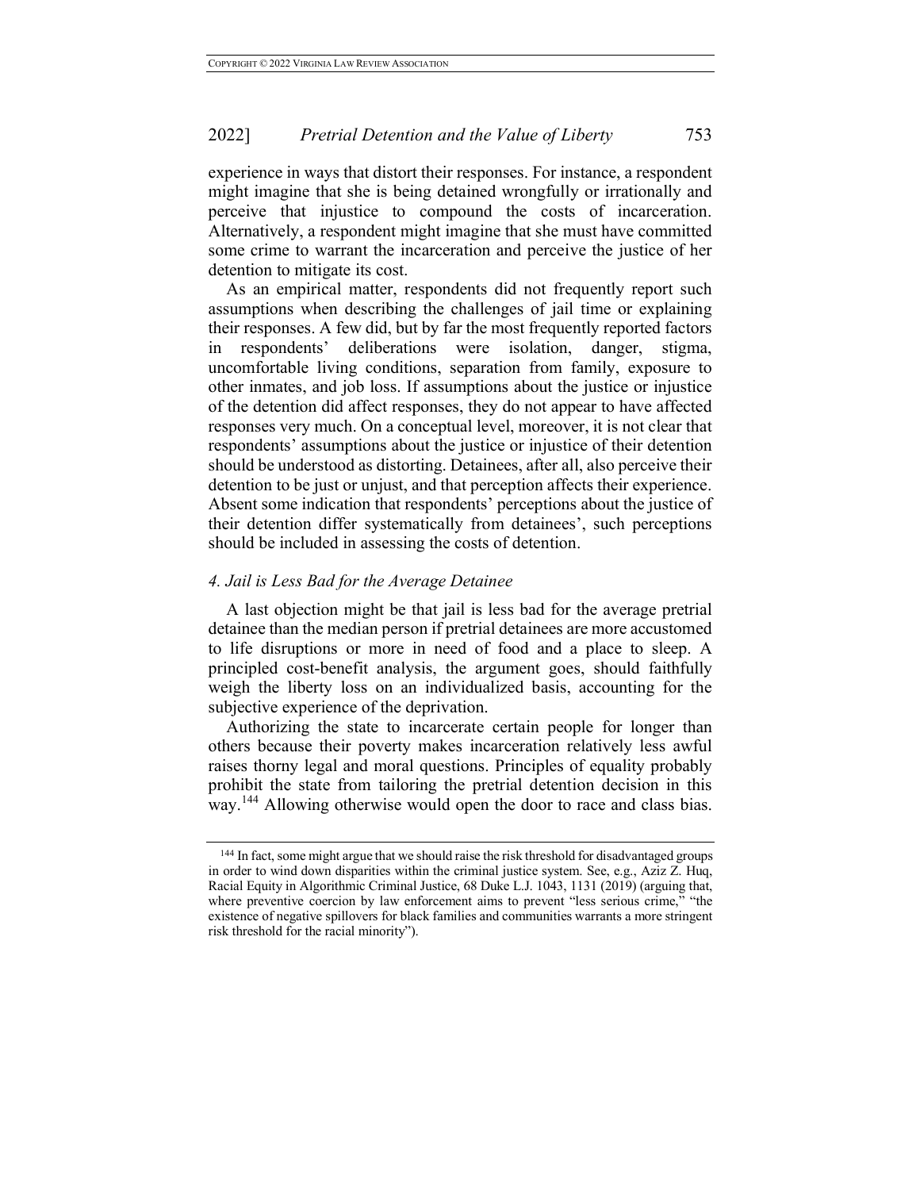experience in ways that distort their responses. For instance, a respondent might imagine that she is being detained wrongfully or irrationally and perceive that injustice to compound the costs of incarceration. Alternatively, a respondent might imagine that she must have committed some crime to warrant the incarceration and perceive the justice of her detention to mitigate its cost.

As an empirical matter, respondents did not frequently report such assumptions when describing the challenges of jail time or explaining their responses. A few did, but by far the most frequently reported factors in respondents' deliberations were isolation, danger, stigma, uncomfortable living conditions, separation from family, exposure to other inmates, and job loss. If assumptions about the justice or injustice of the detention did affect responses, they do not appear to have affected responses very much. On a conceptual level, moreover, it is not clear that respondents' assumptions about the justice or injustice of their detention should be understood as distorting. Detainees, after all, also perceive their detention to be just or unjust, and that perception affects their experience. Absent some indication that respondents' perceptions about the justice of their detention differ systematically from detainees', such perceptions should be included in assessing the costs of detention.

#### *4. Jail is Less Bad for the Average Detainee*

A last objection might be that jail is less bad for the average pretrial detainee than the median person if pretrial detainees are more accustomed to life disruptions or more in need of food and a place to sleep. A principled cost-benefit analysis, the argument goes, should faithfully weigh the liberty loss on an individualized basis, accounting for the subjective experience of the deprivation.

Authorizing the state to incarcerate certain people for longer than others because their poverty makes incarceration relatively less awful raises thorny legal and moral questions. Principles of equality probably prohibit the state from tailoring the pretrial detention decision in this way.[144] Allowing otherwise would open the door to race and class bias.

---

[144] In fact, some might argue that we should raise the risk threshold for disadvantaged groups in order to wind down disparities within the criminal justice system. See, e.g., Aziz Z. Huq, Racial Equity in Algorithmic Criminal Justice, 68 Duke L.J. 1043, 1131 (2019) (arguing that, where preventive coercion by law enforcement aims to prevent "less serious crime," "the existence of negative spillovers for black families and communities warrants a more stringent risk threshold for the racial minority").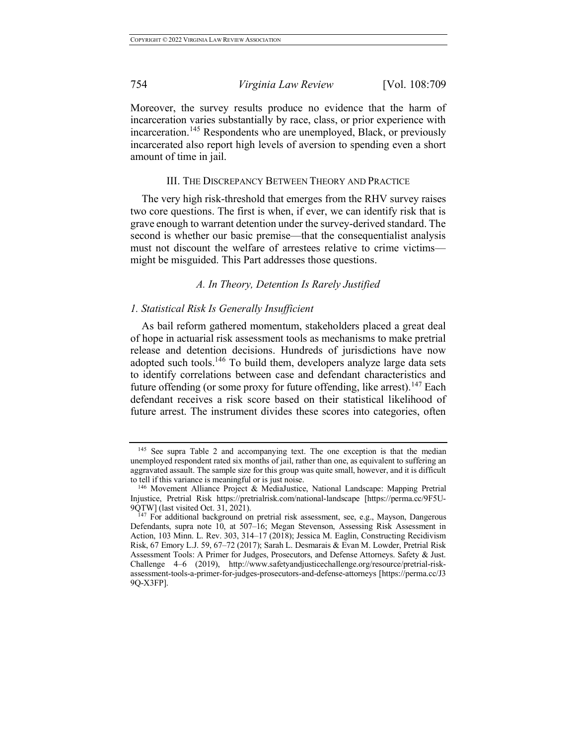Moreover, the survey results produce no evidence that the harm of incarceration varies substantially by race, class, or prior experience with incarceration.[145] Respondents who are unemployed, Black, or previously incarcerated also report high levels of aversion to spending even a short amount of time in jail.

## III. THE DISCREPANCY BETWEEN THEORY AND PRACTICE

The very high risk-threshold that emerges from the RHV survey raises two core questions. The first is when, if ever, we can identify risk that is grave enough to warrant detention under the survey-derived standard. The second is whether our basic premise—that the consequentialist analysis must not discount the welfare of arrestees relative to crime victims—might be misguided. This Part addresses those questions.

### *A. In Theory, Detention Is Rarely Justified*

#### *1. Statistical Risk Is Generally Insufficient*

As bail reform gathered momentum, stakeholders placed a great deal of hope in actuarial risk assessment tools as mechanisms to make pretrial release and detention decisions. Hundreds of jurisdictions have now adopted such tools.[146] To build them, developers analyze large data sets to identify correlations between case and defendant characteristics and future offending (or some proxy for future offending, like arrest).[147] Each defendant receives a risk score based on their statistical likelihood of future arrest. The instrument divides these scores into categories, often

---

[145] See supra Table 2 and accompanying text. The one exception is that the median unemployed respondent rated six months of jail, rather than one, as equivalent to suffering an aggravated assault. The sample size for this group was quite small, however, and it is difficult to tell if this variance is meaningful or is just noise.

[146] Movement Alliance Project & MediaJustice, National Landscape: Mapping Pretrial Injustice, Pretrial Risk https://pretrialrisk.com/national-landscape [https://perma.cc/9F5U-9QTW] (last visited Oct. 31, 2021).

[147] For additional background on pretrial risk assessment, see, e.g., Mayson, Dangerous Defendants, supra note 10, at 507–16; Megan Stevenson, Assessing Risk Assessment in Action, 103 Minn. L. Rev. 303, 314–17 (2018); Jessica M. Eaglin, Constructing Recidivism Risk, 67 Emory L.J. 59, 67–72 (2017); Sarah L. Desmarais & Evan M. Lowder, Pretrial Risk Assessment Tools: A Primer for Judges, Prosecutors, and Defense Attorneys. Safety & Just. Challenge 4–6 (2019), http://www.safetyandjusticechallenge.org/resource/pretrial-risk-assessment-tools-a-primer-for-judges-prosecutors-and-defense-attorneys [https://perma.cc/J39Q-X3FP].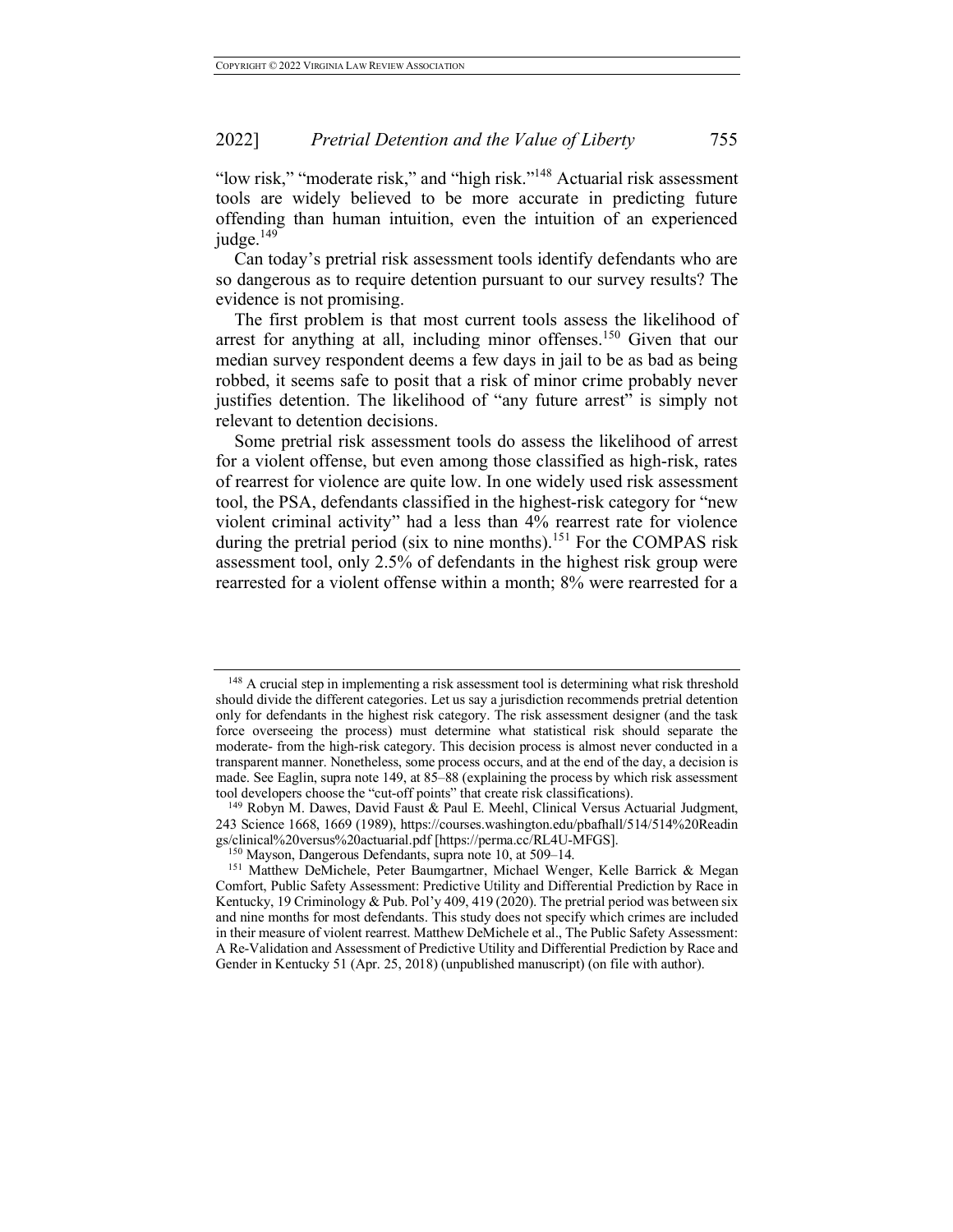"low risk," "moderate risk," and "high risk."[148] Actuarial risk assessment tools are widely believed to be more accurate in predicting future offending than human intuition, even the intuition of an experienced judge.[149]

Can today's pretrial risk assessment tools identify defendants who are so dangerous as to require detention pursuant to our survey results? The evidence is not promising.

The first problem is that most current tools assess the likelihood of arrest for anything at all, including minor offenses.[150] Given that our median survey respondent deems a few days in jail to be as bad as being robbed, it seems safe to posit that a risk of minor crime probably never justifies detention. The likelihood of "any future arrest" is simply not relevant to detention decisions.

Some pretrial risk assessment tools do assess the likelihood of arrest for a violent offense, but even among those classified as high-risk, rates of rearrest for violence are quite low. In one widely used risk assessment tool, the PSA, defendants classified in the highest-risk category for "new violent criminal activity" had a less than 4% rearrest rate for violence during the pretrial period (six to nine months).[151] For the COMPAS risk assessment tool, only 2.5% of defendants in the highest risk group were rearrested for a violent offense within a month; 8% were rearrested for a

---

[148] A crucial step in implementing a risk assessment tool is determining what risk threshold should divide the different categories. Let us say a jurisdiction recommends pretrial detention only for defendants in the highest risk category. The risk assessment designer (and the task force overseeing the process) must determine what statistical risk should separate the moderate- from the high-risk category. This decision process is almost never conducted in a transparent manner. Nonetheless, some process occurs, and at the end of the day, a decision is made. See Eaglin, supra note 149, at 85–88 (explaining the process by which risk assessment tool developers choose the "cut-off points" that create risk classifications).

[149] Robyn M. Dawes, David Faust & Paul E. Meehl, Clinical Versus Actuarial Judgment, 243 Science 1668, 1669 (1989), https://courses.washington.edu/pbafhall/514/514%20Readings/clinical%20versus%20actuarial.pdf [https://perma.cc/RL4U-MFGS].

[150] Mayson, Dangerous Defendants, supra note 10, at 509–14.

[151] Matthew DeMichele, Peter Baumgartner, Michael Wenger, Kelle Barrick & Megan Comfort, Public Safety Assessment: Predictive Utility and Differential Prediction by Race in Kentucky, 19 Criminology & Pub. Pol'y 409, 419 (2020). The pretrial period was between six and nine months for most defendants. This study does not specify which crimes are included in their measure of violent rearrest. Matthew DeMichele et al., The Public Safety Assessment: A Re-Validation and Assessment of Predictive Utility and Differential Prediction by Race and Gender in Kentucky 51 (Apr. 25, 2018) (unpublished manuscript) (on file with author).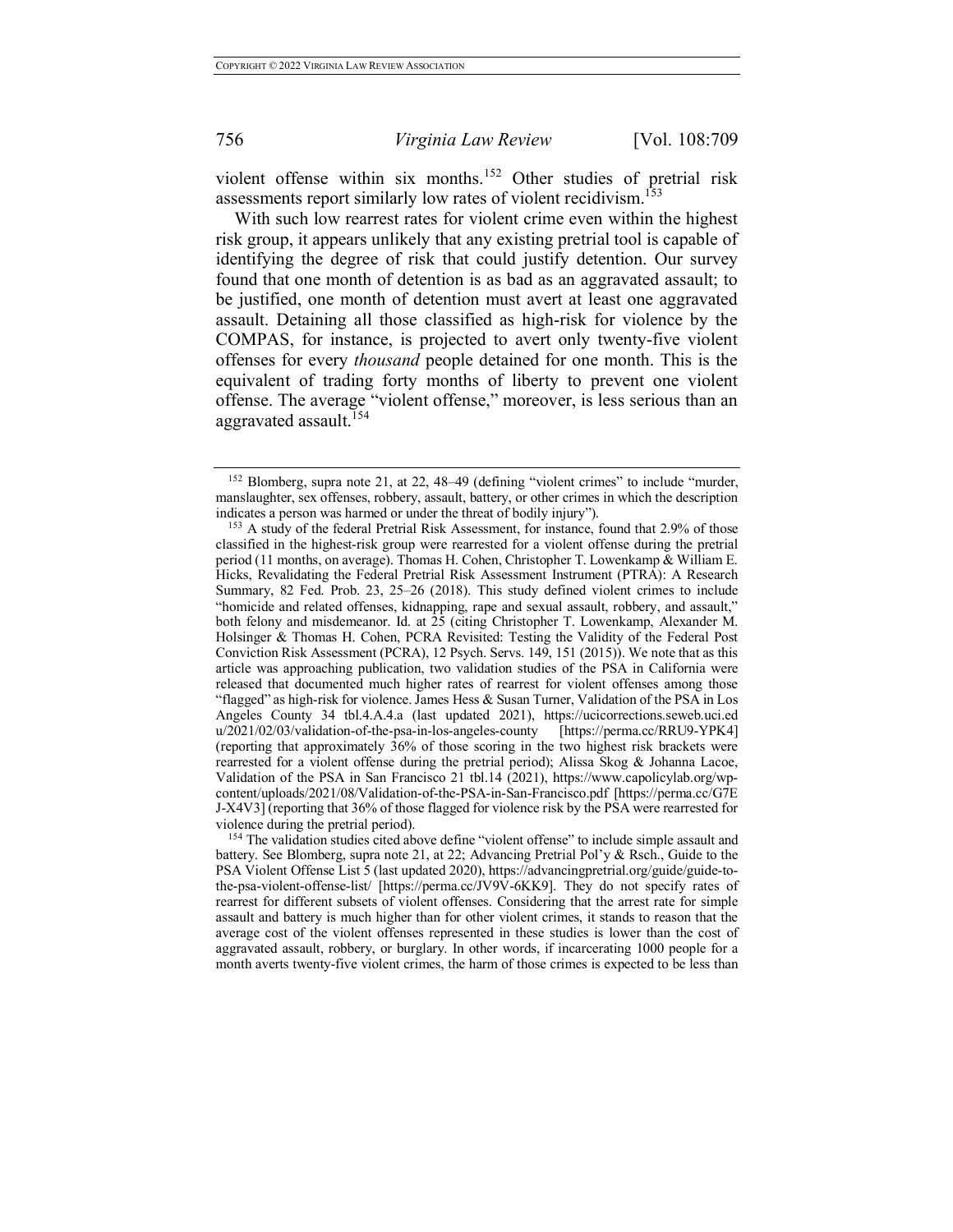violent offense within six months.[152] Other studies of pretrial risk assessments report similarly low rates of violent recidivism.[153]

With such low rearrest rates for violent crime even within the highest risk group, it appears unlikely that any existing pretrial tool is capable of identifying the degree of risk that could justify detention. Our survey found that one month of detention is as bad as an aggravated assault; to be justified, one month of detention must avert at least one aggravated assault. Detaining all those classified as high-risk for violence by the COMPAS, for instance, is projected to avert only twenty-five violent offenses for every *thousand* people detained for one month. This is the equivalent of trading forty months of liberty to prevent one violent offense. The average "violent offense," moreover, is less serious than an aggravated assault.[154]

---

[152] Blomberg, supra note 21, at 22, 48–49 (defining "violent crimes" to include "murder, manslaughter, sex offenses, robbery, assault, battery, or other crimes in which the description indicates a person was harmed or under the threat of bodily injury").

[153] A study of the federal Pretrial Risk Assessment, for instance, found that 2.9% of those classified in the highest-risk group were rearrested for a violent offense during the pretrial period (11 months, on average). Thomas H. Cohen, Christopher T. Lowenkamp & William E. Hicks, Revalidating the Federal Pretrial Risk Assessment Instrument (PTRA): A Research Summary, 82 Fed. Prob. 23, 25–26 (2018). This study defined violent crimes to include "homicide and related offenses, kidnapping, rape and sexual assault, robbery, and assault," both felony and misdemeanor. Id. at 25 (citing Christopher T. Lowenkamp, Alexander M. Holsinger & Thomas H. Cohen, PCRA Revisited: Testing the Validity of the Federal Post Conviction Risk Assessment (PCRA), 12 Psych. Servs. 149, 151 (2015)). We note that as this article was approaching publication, two validation studies of the PSA in California were released that documented much higher rates of rearrest for violent offenses among those "flagged" as high-risk for violence. James Hess & Susan Turner, Validation of the PSA in Los Angeles County 34 tbl.4.A.4.a (last updated 2021), https://ucicorrections.seweb.uci.edu/2021/02/03/validation-of-the-psa-in-los-angeles-county [https://perma.cc/RRU9-YPK4] (reporting that approximately 36% of those scoring in the two highest risk brackets were rearrested for a violent offense during the pretrial period); Alissa Skog & Johanna Lacoe, Validation of the PSA in San Francisco 21 tbl.14 (2021), https://www.capolicylab.org/wp-content/uploads/2021/08/Validation-of-the-PSA-in-San-Francisco.pdf [https://perma.cc/G7EJ-X4V3] (reporting that 36% of those flagged for violence risk by the PSA were rearrested for violence during the pretrial period).

[154] The validation studies cited above define "violent offense" to include simple assault and battery. See Blomberg, supra note 21, at 22; Advancing Pretrial Pol'y & Rsch., Guide to the PSA Violent Offense List 5 (last updated 2020), https://advancingpretrial.org/guide/guide-to-the-psa-violent-offense-list/ [https://perma.cc/JV9V-6KK9]. They do not specify rates of rearrest for different subsets of violent offenses. Considering that the arrest rate for simple assault and battery is much higher than for other violent crimes, it stands to reason that the average cost of the violent offenses represented in these studies is lower than the cost of aggravated assault, robbery, or burglary. In other words, if incarcerating 1000 people for a month averts twenty-five violent crimes, the harm of those crimes is expected to be less than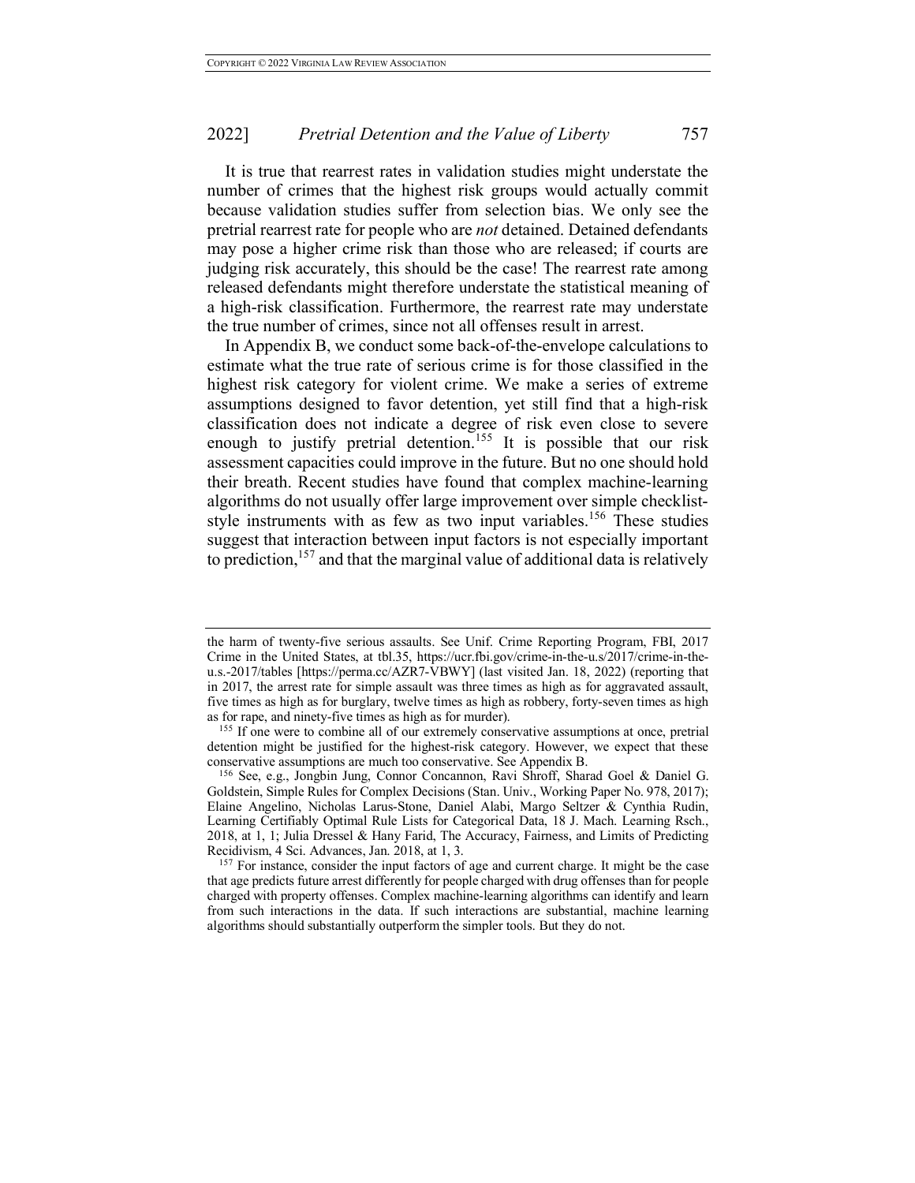It is true that rearrest rates in validation studies might understate the number of crimes that the highest risk groups would actually commit because validation studies suffer from selection bias. We only see the pretrial rearrest rate for people who are *not* detained. Detained defendants may pose a higher crime risk than those who are released; if courts are judging risk accurately, this should be the case! The rearrest rate among released defendants might therefore understate the statistical meaning of a high-risk classification. Furthermore, the rearrest rate may understate the true number of crimes, since not all offenses result in arrest.

In Appendix B, we conduct some back-of-the-envelope calculations to estimate what the true rate of serious crime is for those classified in the highest risk category for violent crime. We make a series of extreme assumptions designed to favor detention, yet still find that a high-risk classification does not indicate a degree of risk even close to severe enough to justify pretrial detention.[155] It is possible that our risk assessment capacities could improve in the future. But no one should hold their breath. Recent studies have found that complex machine-learning algorithms do not usually offer large improvement over simple checklist-style instruments with as few as two input variables.[156] These studies suggest that interaction between input factors is not especially important to prediction,[157] and that the marginal value of additional data is relatively

---

the harm of twenty-five serious assaults. See Unif. Crime Reporting Program, FBI, 2017 Crime in the United States, at tbl.35, https://ucr.fbi.gov/crime-in-the-u.s/2017/crime-in-the-u.s.-2017/tables [https://perma.cc/AZR7-VBWY] (last visited Jan. 18, 2022) (reporting that in 2017, the arrest rate for simple assault was three times as high as for aggravated assault, five times as high as for burglary, twelve times as high as robbery, forty-seven times as high as for rape, and ninety-five times as high as for murder).

[155] If one were to combine all of our extremely conservative assumptions at once, pretrial detention might be justified for the highest-risk category. However, we expect that these conservative assumptions are much too conservative. See Appendix B.

[156] See, e.g., Jongbin Jung, Connor Concannon, Ravi Shroff, Sharad Goel & Daniel G. Goldstein, Simple Rules for Complex Decisions (Stan. Univ., Working Paper No. 978, 2017); Elaine Angelino, Nicholas Larus-Stone, Daniel Alabi, Margo Seltzer & Cynthia Rudin, Learning Certifiably Optimal Rule Lists for Categorical Data, 18 J. Mach. Learning Rsch., 2018, at 1, 1; Julia Dressel & Hany Farid, The Accuracy, Fairness, and Limits of Predicting Recidivism, 4 Sci. Advances, Jan. 2018, at 1, 3.

[157] For instance, consider the input factors of age and current charge. It might be the case that age predicts future arrest differently for people charged with drug offenses than for people charged with property offenses. Complex machine-learning algorithms can identify and learn from such interactions in the data. If such interactions are substantial, machine learning algorithms should substantially outperform the simpler tools. But they do not.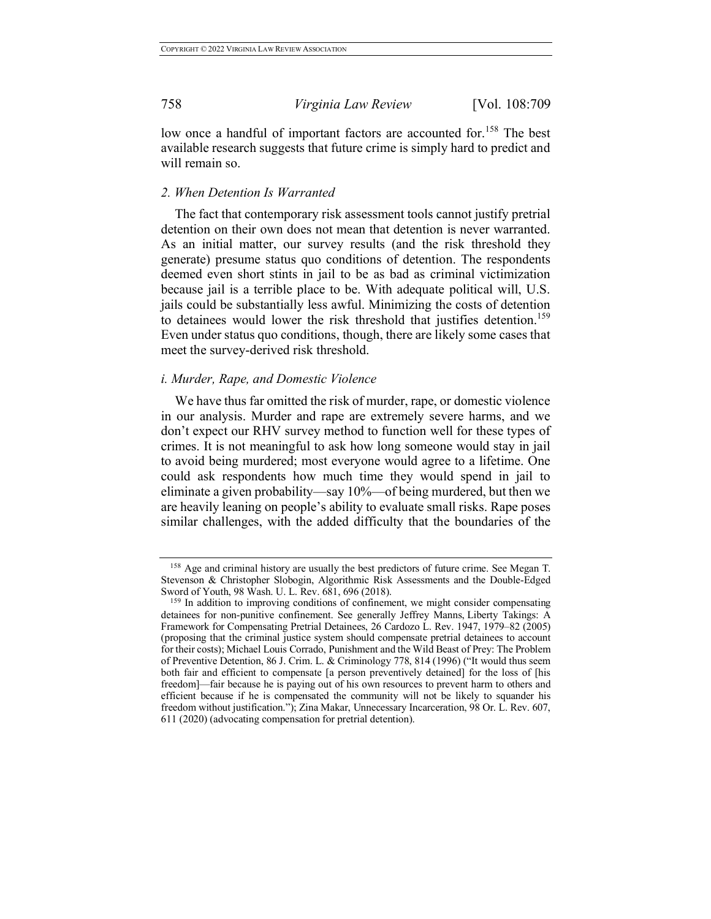low once a handful of important factors are accounted for.[158] The best available research suggests that future crime is simply hard to predict and will remain so.

### 2. When Detention Is Warranted

The fact that contemporary risk assessment tools cannot justify pretrial detention on their own does not mean that detention is never warranted. As an initial matter, our survey results (and the risk threshold they generate) presume status quo conditions of detention. The respondents deemed even short stints in jail to be as bad as criminal victimization because jail is a terrible place to be. With adequate political will, U.S. jails could be substantially less awful. Minimizing the costs of detention to detainees would lower the risk threshold that justifies detention.[159] Even under status quo conditions, though, there are likely some cases that meet the survey-derived risk threshold.

#### i. Murder, Rape, and Domestic Violence

We have thus far omitted the risk of murder, rape, or domestic violence in our analysis. Murder and rape are extremely severe harms, and we don't expect our RHV survey method to function well for these types of crimes. It is not meaningful to ask how long someone would stay in jail to avoid being murdered; most everyone would agree to a lifetime. One could ask respondents how much time they would spend in jail to eliminate a given probability—say 10%—of being murdered, but then we are heavily leaning on people's ability to evaluate small risks. Rape poses similar challenges, with the added difficulty that the boundaries of the

---

[158] Age and criminal history are usually the best predictors of future crime. See Megan T. Stevenson & Christopher Slobogin, Algorithmic Risk Assessments and the Double-Edged Sword of Youth, 98 Wash. U. L. Rev. 681, 696 (2018).

[159] In addition to improving conditions of confinement, we might consider compensating detainees for non-punitive confinement. See generally Jeffrey Manns, Liberty Takings: A Framework for Compensating Pretrial Detainees, 26 Cardozo L. Rev. 1947, 1979–82 (2005) (proposing that the criminal justice system should compensate pretrial detainees to account for their costs); Michael Louis Corrado, Punishment and the Wild Beast of Prey: The Problem of Preventive Detention, 86 J. Crim. L. & Criminology 778, 814 (1996) ("It would thus seem both fair and efficient to compensate [a person preventively detained] for the loss of [his freedom]—fair because he is paying out of his own resources to prevent harm to others and efficient because if he is compensated the community will not be likely to squander his freedom without justification."); Zina Makar, Unnecessary Incarceration, 98 Or. L. Rev. 607, 611 (2020) (advocating compensation for pretrial detention).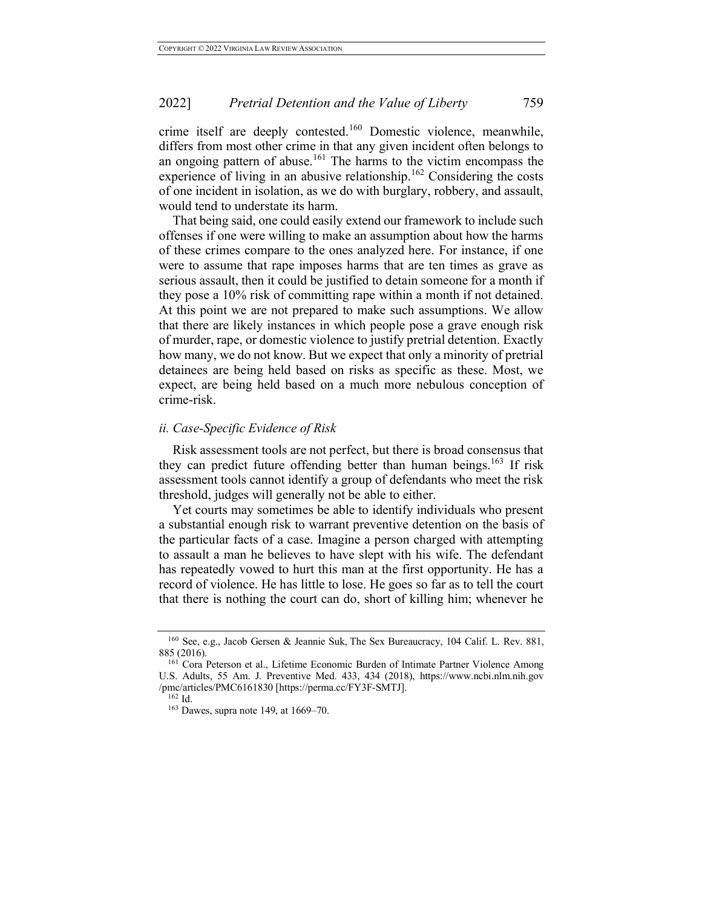crime itself are deeply contested.[160] Domestic violence, meanwhile, differs from most other crime in that any given incident often belongs to an ongoing pattern of abuse.[161] The harms to the victim encompass the experience of living in an abusive relationship.[162] Considering the costs of one incident in isolation, as we do with burglary, robbery, and assault, would tend to understate its harm.

That being said, one could easily extend our framework to include such offenses if one were willing to make an assumption about how the harms of these crimes compare to the ones analyzed here. For instance, if one were to assume that rape imposes harms that are ten times as grave as serious assault, then it could be justified to detain someone for a month if they pose a 10% risk of committing rape within a month if not detained. At this point we are not prepared to make such assumptions. We allow that there are likely instances in which people pose a grave enough risk of murder, rape, or domestic violence to justify pretrial detention. Exactly how many, we do not know. But we expect that only a minority of pretrial detainees are being held based on risks as specific as these. Most, we expect, are being held based on a much more nebulous conception of crime-risk.

### *ii. Case-Specific Evidence of Risk*

Risk assessment tools are not perfect, but there is broad consensus that they can predict future offending better than human beings.[163] If risk assessment tools cannot identify a group of defendants who meet the risk threshold, judges will generally not be able to either.

Yet courts may sometimes be able to identify individuals who present a substantial enough risk to warrant preventive detention on the basis of the particular facts of a case. Imagine a person charged with attempting to assault a man he believes to have slept with his wife. The defendant has repeatedly vowed to hurt this man at the first opportunity. He has a record of violence. He has little to lose. He goes so far as to tell the court that there is nothing the court can do, short of killing him; whenever he

---

[160] See, e.g., Jacob Gersen & Jeannie Suk, The Sex Bureaucracy, 104 Calif. L. Rev. 881, 885 (2016).

[161] Cora Peterson et al., Lifetime Economic Burden of Intimate Partner Violence Among U.S. Adults, 55 Am. J. Preventive Med. 433, 434 (2018), https://www.ncbi.nlm.nih.gov/pmc/articles/PMC6161830 [https://perma.cc/FY3F-SMTJ].

[162] Id.

[163] Dawes, supra note 149, at 1669–70.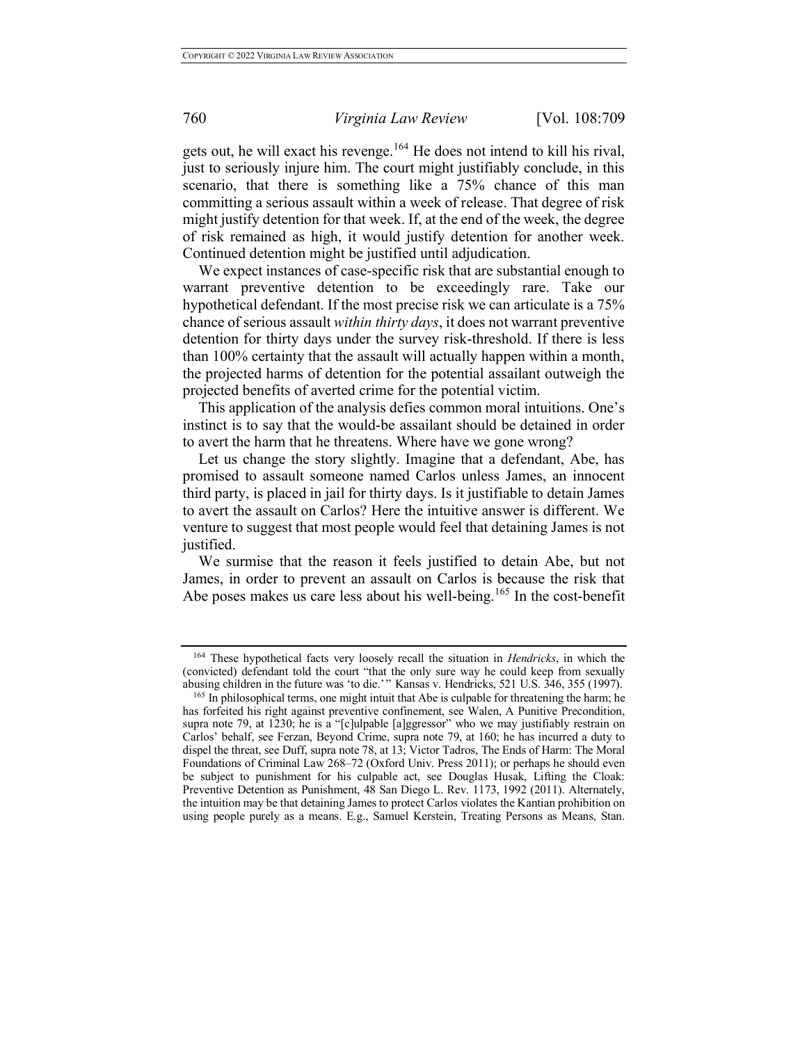gets out, he will exact his revenge.[164] He does not intend to kill his rival, just to seriously injure him. The court might justifiably conclude, in this scenario, that there is something like a 75% chance of this man committing a serious assault within a week of release. That degree of risk might justify detention for that week. If, at the end of the week, the degree of risk remained as high, it would justify detention for another week. Continued detention might be justified until adjudication.

We expect instances of case-specific risk that are substantial enough to warrant preventive detention to be exceedingly rare. Take our hypothetical defendant. If the most precise risk we can articulate is a 75% chance of serious assault *within thirty days*, it does not warrant preventive detention for thirty days under the survey risk-threshold. If there is less than 100% certainty that the assault will actually happen within a month, the projected harms of detention for the potential assailant outweigh the projected benefits of averted crime for the potential victim.

This application of the analysis defies common moral intuitions. One's instinct is to say that the would-be assailant should be detained in order to avert the harm that he threatens. Where have we gone wrong?

Let us change the story slightly. Imagine that a defendant, Abe, has promised to assault someone named Carlos unless James, an innocent third party, is placed in jail for thirty days. Is it justifiable to detain James to avert the assault on Carlos? Here the intuitive answer is different. We venture to suggest that most people would feel that detaining James is not justified.

We surmise that the reason it feels justified to detain Abe, but not James, in order to prevent an assault on Carlos is because the risk that Abe poses makes us care less about his well-being.[165] In the cost-benefit

---

[164] These hypothetical facts very loosely recall the situation in *Hendricks*, in which the (convicted) defendant told the court "that the only sure way he could keep from sexually abusing children in the future was 'to die.'" Kansas v. Hendricks, 521 U.S. 346, 355 (1997).

[165] In philosophical terms, one might intuit that Abe is culpable for threatening the harm; he has forfeited his right against preventive confinement, see Walen, A Punitive Precondition, supra note 79, at 1230; he is a "[c]ulpable [a]ggressor" who we may justifiably restrain on Carlos' behalf, see Ferzan, Beyond Crime, supra note 79, at 160; he has incurred a duty to dispel the threat, see Duff, supra note 78, at 13; Victor Tadros, The Ends of Harm: The Moral Foundations of Criminal Law 268–72 (Oxford Univ. Press 2011); or perhaps he should even be subject to punishment for his culpable act, see Douglas Husak, Lifting the Cloak: Preventive Detention as Punishment, 48 San Diego L. Rev. 1173, 1992 (2011). Alternately, the intuition may be that detaining James to protect Carlos violates the Kantian prohibition on using people purely as a means. E.g., Samuel Kerstein, Treating Persons as Means, Stan.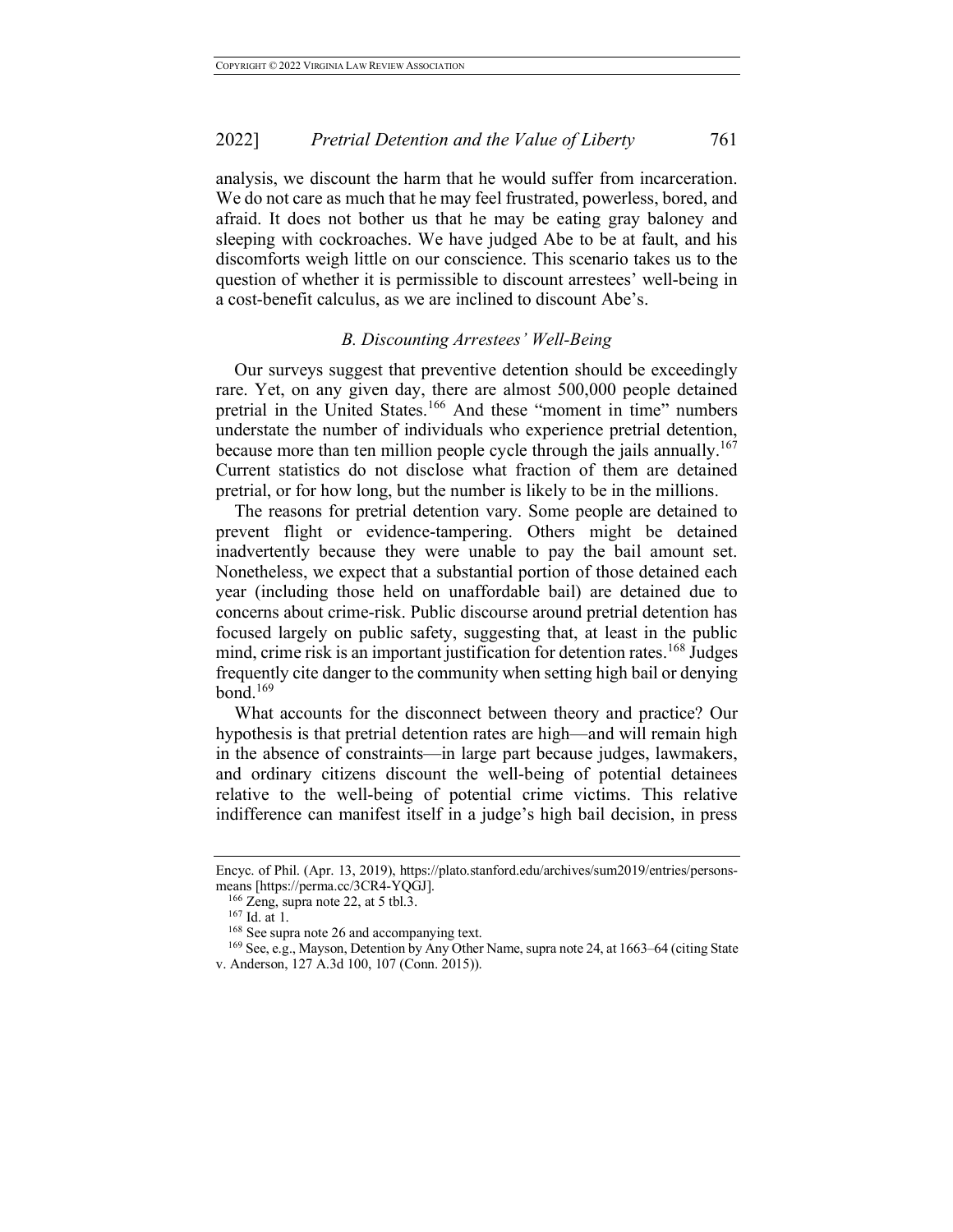analysis, we discount the harm that he would suffer from incarceration. We do not care as much that he may feel frustrated, powerless, bored, and afraid. It does not bother us that he may be eating gray baloney and sleeping with cockroaches. We have judged Abe to be at fault, and his discomforts weigh little on our conscience. This scenario takes us to the question of whether it is permissible to discount arrestees' well-being in a cost-benefit calculus, as we are inclined to discount Abe's.

### *B. Discounting Arrestees' Well-Being*

Our surveys suggest that preventive detention should be exceedingly rare. Yet, on any given day, there are almost 500,000 people detained pretrial in the United States.[166] And these "moment in time" numbers understate the number of individuals who experience pretrial detention, because more than ten million people cycle through the jails annually.[167] Current statistics do not disclose what fraction of them are detained pretrial, or for how long, but the number is likely to be in the millions.

The reasons for pretrial detention vary. Some people are detained to prevent flight or evidence-tampering. Others might be detained inadvertently because they were unable to pay the bail amount set. Nonetheless, we expect that a substantial portion of those detained each year (including those held on unaffordable bail) are detained due to concerns about crime-risk. Public discourse around pretrial detention has focused largely on public safety, suggesting that, at least in the public mind, crime risk is an important justification for detention rates.[168] Judges frequently cite danger to the community when setting high bail or denying bond.[169]

What accounts for the disconnect between theory and practice? Our hypothesis is that pretrial detention rates are high—and will remain high in the absence of constraints—in large part because judges, lawmakers, and ordinary citizens discount the well-being of potential detainees relative to the well-being of potential crime victims. This relative indifference can manifest itself in a judge's high bail decision, in press

---

Encyc. of Phil. (Apr. 13, 2019), https://plato.stanford.edu/archives/sum2019/entries/persons-means [https://perma.cc/3CR4-YQGJ].

[166] Zeng, supra note 22, at 5 tbl.3.

[167] Id. at 1.

[168] See supra note 26 and accompanying text.

[169] See, e.g., Mayson, Detention by Any Other Name, supra note 24, at 1663–64 (citing State v. Anderson, 127 A.3d 100, 107 (Conn. 2015)).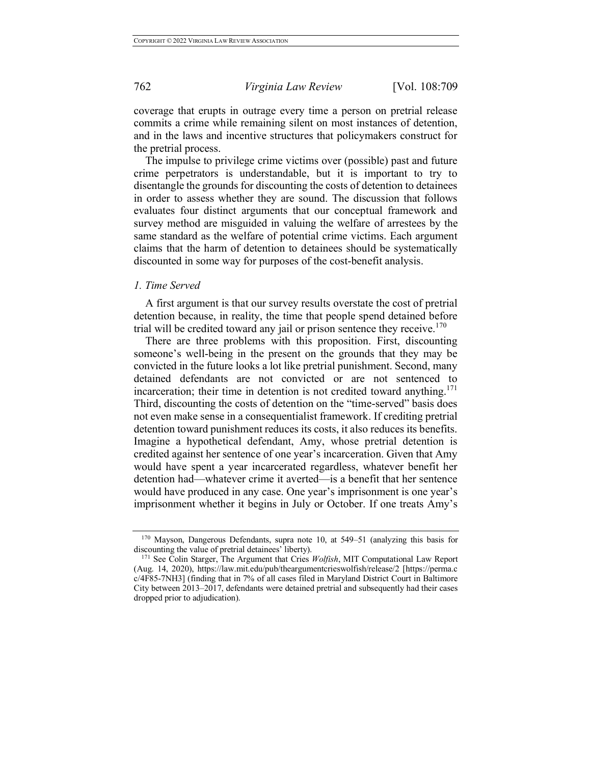coverage that erupts in outrage every time a person on pretrial release commits a crime while remaining silent on most instances of detention, and in the laws and incentive structures that policymakers construct for the pretrial process.

The impulse to privilege crime victims over (possible) past and future crime perpetrators is understandable, but it is important to try to disentangle the grounds for discounting the costs of detention to detainees in order to assess whether they are sound. The discussion that follows evaluates four distinct arguments that our conceptual framework and survey method are misguided in valuing the welfare of arrestees by the same standard as the welfare of potential crime victims. Each argument claims that the harm of detention to detainees should be systematically discounted in some way for purposes of the cost-benefit analysis.

### *1. Time Served*

A first argument is that our survey results overstate the cost of pretrial detention because, in reality, the time that people spend detained before trial will be credited toward any jail or prison sentence they receive.[170]

There are three problems with this proposition. First, discounting someone's well-being in the present on the grounds that they may be convicted in the future looks a lot like pretrial punishment. Second, many detained defendants are not convicted or are not sentenced to incarceration; their time in detention is not credited toward anything.[171] Third, discounting the costs of detention on the "time-served" basis does not even make sense in a consequentialist framework. If crediting pretrial detention toward punishment reduces its costs, it also reduces its benefits. Imagine a hypothetical defendant, Amy, whose pretrial detention is credited against her sentence of one year's incarceration. Given that Amy would have spent a year incarcerated regardless, whatever benefit her detention had—whatever crime it averted—is a benefit that her sentence would have produced in any case. One year's imprisonment is one year's imprisonment whether it begins in July or October. If one treats Amy's

---

[170] Mayson, Dangerous Defendants, supra note 10, at 549–51 (analyzing this basis for discounting the value of pretrial detainees' liberty).

[171] See Colin Starger, The Argument that Cries *Wolfish*, MIT Computational Law Report (Aug. 14, 2020), https://law.mit.edu/pub/theargumentcrieswolfish/release/2 [https://perma.cc/4F85-7NH3] (finding that in 7% of all cases filed in Maryland District Court in Baltimore City between 2013–2017, defendants were detained pretrial and subsequently had their cases dropped prior to adjudication).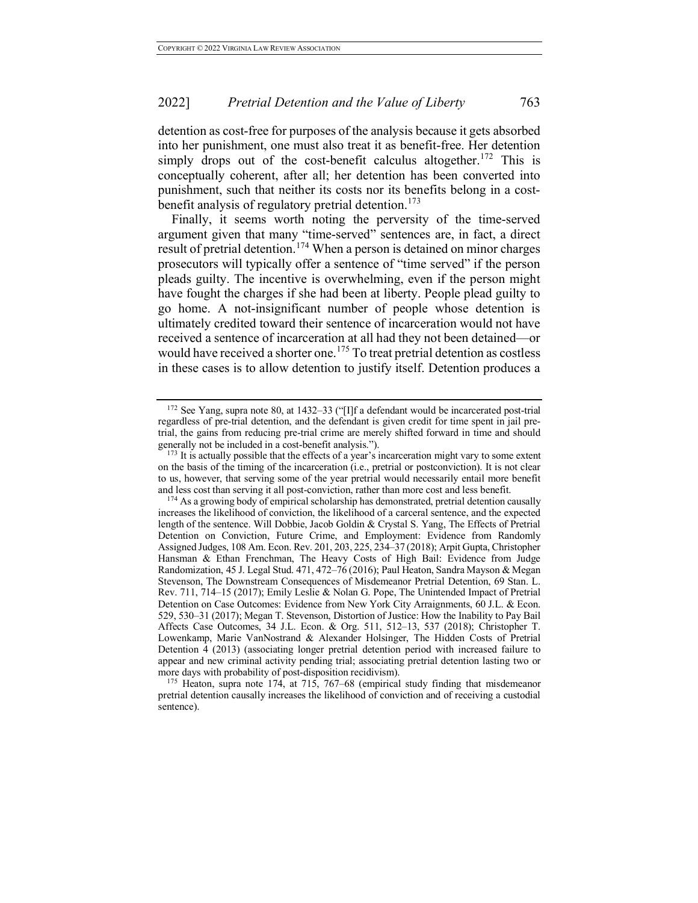detention as cost-free for purposes of the analysis because it gets absorbed into her punishment, one must also treat it as benefit-free. Her detention simply drops out of the cost-benefit calculus altogether.[172] This is conceptually coherent, after all; her detention has been converted into punishment, such that neither its costs nor its benefits belong in a cost-benefit analysis of regulatory pretrial detention.[173]

Finally, it seems worth noting the perversity of the time-served argument given that many "time-served" sentences are, in fact, a direct result of pretrial detention.[174] When a person is detained on minor charges prosecutors will typically offer a sentence of "time served" if the person pleads guilty. The incentive is overwhelming, even if the person might have fought the charges if she had been at liberty. People plead guilty to go home. A not-insignificant number of people whose detention is ultimately credited toward their sentence of incarceration would not have received a sentence of incarceration at all had they not been detained—or would have received a shorter one.[175] To treat pretrial detention as costless in these cases is to allow detention to justify itself. Detention produces a

---

[172] See Yang, supra note 80, at 1432–33 ("[I]f a defendant would be incarcerated post-trial regardless of pre-trial detention, and the defendant is given credit for time spent in jail pre-trial, the gains from reducing pre-trial crime are merely shifted forward in time and should generally not be included in a cost-benefit analysis.").

[173] It is actually possible that the effects of a year's incarceration might vary to some extent on the basis of the timing of the incarceration (i.e., pretrial or postconviction). It is not clear to us, however, that serving some of the year pretrial would necessarily entail more benefit and less cost than serving it all post-conviction, rather than more cost and less benefit.

[174] As a growing body of empirical scholarship has demonstrated, pretrial detention causally increases the likelihood of conviction, the likelihood of a carceral sentence, and the expected length of the sentence. Will Dobbie, Jacob Goldin & Crystal S. Yang, The Effects of Pretrial Detention on Conviction, Future Crime, and Employment: Evidence from Randomly Assigned Judges, 108 Am. Econ. Rev. 201, 203, 225, 234–37 (2018); Arpit Gupta, Christopher Hansman & Ethan Frenchman, The Heavy Costs of High Bail: Evidence from Judge Randomization, 45 J. Legal Stud. 471, 472–76 (2016); Paul Heaton, Sandra Mayson & Megan Stevenson, The Downstream Consequences of Misdemeanor Pretrial Detention, 69 Stan. L. Rev. 711, 714–15 (2017); Emily Leslie & Nolan G. Pope, The Unintended Impact of Pretrial Detention on Case Outcomes: Evidence from New York City Arraignments, 60 J.L. & Econ. 529, 530–31 (2017); Megan T. Stevenson, Distortion of Justice: How the Inability to Pay Bail Affects Case Outcomes, 34 J.L. Econ. & Org. 511, 512–13, 537 (2018); Christopher T. Lowenkamp, Marie VanNostrand & Alexander Holsinger, The Hidden Costs of Pretrial Detention 4 (2013) (associating longer pretrial detention period with increased failure to appear and new criminal activity pending trial; associating pretrial detention lasting two or more days with probability of post-disposition recidivism).

[175] Heaton, supra note 174, at 715, 767–68 (empirical study finding that misdemeanor pretrial detention causally increases the likelihood of conviction and of receiving a custodial sentence).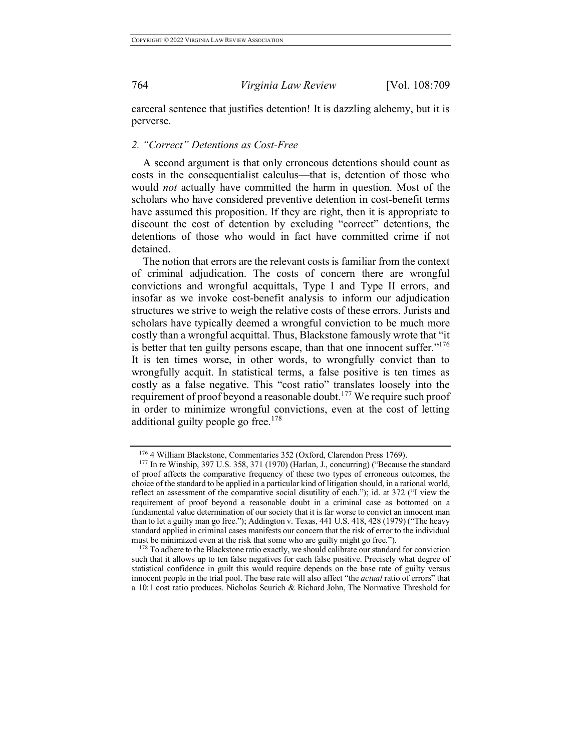carceral sentence that justifies detention! It is dazzling alchemy, but it is perverse.

### 2. *"Correct" Detentions as Cost-Free*

A second argument is that only erroneous detentions should count as costs in the consequentialist calculus—that is, detention of those who would *not* actually have committed the harm in question. Most of the scholars who have considered preventive detention in cost-benefit terms have assumed this proposition. If they are right, then it is appropriate to discount the cost of detention by excluding "correct" detentions, the detentions of those who would in fact have committed crime if not detained.

The notion that errors are the relevant costs is familiar from the context of criminal adjudication. The costs of concern there are wrongful convictions and wrongful acquittals, Type I and Type II errors, and insofar as we invoke cost-benefit analysis to inform our adjudication structures we strive to weigh the relative costs of these errors. Jurists and scholars have typically deemed a wrongful conviction to be much more costly than a wrongful acquittal. Thus, Blackstone famously wrote that "it is better that ten guilty persons escape, than that one innocent suffer."[176] It is ten times worse, in other words, to wrongfully convict than to wrongfully acquit. In statistical terms, a false positive is ten times as costly as a false negative. This "cost ratio" translates loosely into the requirement of proof beyond a reasonable doubt.[177] We require such proof in order to minimize wrongful convictions, even at the cost of letting additional guilty people go free.[178]

---

[176] 4 William Blackstone, Commentaries 352 (Oxford, Clarendon Press 1769).

[177] In re Winship, 397 U.S. 358, 371 (1970) (Harlan, J., concurring) ("Because the standard of proof affects the comparative frequency of these two types of erroneous outcomes, the choice of the standard to be applied in a particular kind of litigation should, in a rational world, reflect an assessment of the comparative social disutility of each."); id. at 372 ("I view the requirement of proof beyond a reasonable doubt in a criminal case as bottomed on a fundamental value determination of our society that it is far worse to convict an innocent man than to let a guilty man go free."); Addington v. Texas, 441 U.S. 418, 428 (1979) ("The heavy standard applied in criminal cases manifests our concern that the risk of error to the individual must be minimized even at the risk that some who are guilty might go free.").

[178] To adhere to the Blackstone ratio exactly, we should calibrate our standard for conviction such that it allows up to ten false negatives for each false positive. Precisely what degree of statistical confidence in guilt this would require depends on the base rate of guilty versus innocent people in the trial pool. The base rate will also affect "the *actual* ratio of errors" that a 10:1 cost ratio produces. Nicholas Scurich & Richard John, The Normative Threshold for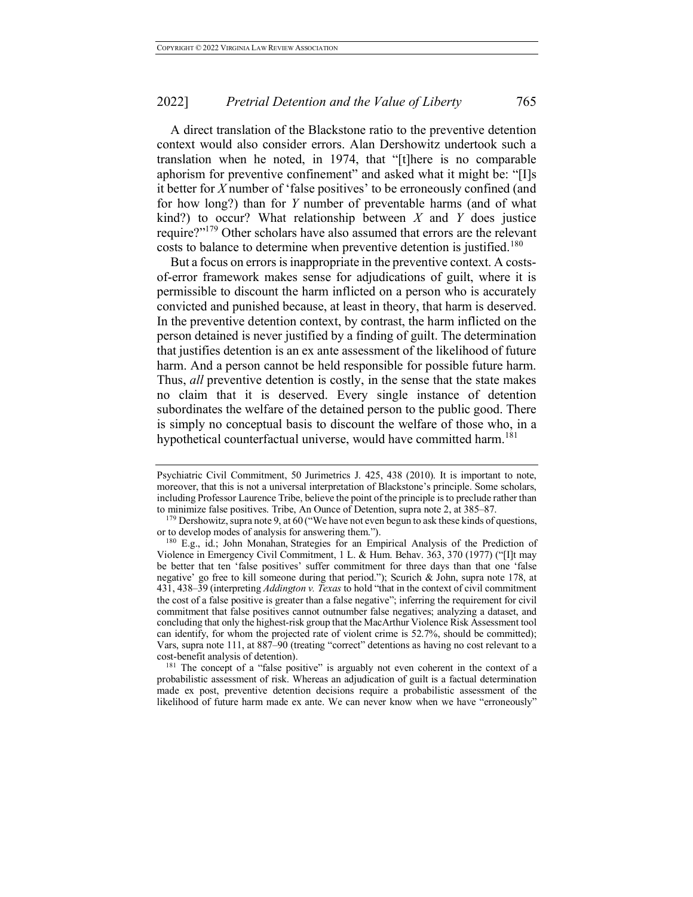A direct translation of the Blackstone ratio to the preventive detention context would also consider errors. Alan Dershowitz undertook such a translation when he noted, in 1974, that "[t]here is no comparable aphorism for preventive confinement" and asked what it might be: "[I]s it better for *X* number of 'false positives' to be erroneously confined (and for how long?) than for *Y* number of preventable harms (and of what kind?) to occur? What relationship between *X* and *Y* does justice require?"[179] Other scholars have also assumed that errors are the relevant costs to balance to determine when preventive detention is justified.[180]

But a focus on errors is inappropriate in the preventive context. A costs-of-error framework makes sense for adjudications of guilt, where it is permissible to discount the harm inflicted on a person who is accurately convicted and punished because, at least in theory, that harm is deserved. In the preventive detention context, by contrast, the harm inflicted on the person detained is never justified by a finding of guilt. The determination that justifies detention is an ex ante assessment of the likelihood of future harm. And a person cannot be held responsible for possible future harm. Thus, *all* preventive detention is costly, in the sense that the state makes no claim that it is deserved. Every single instance of detention subordinates the welfare of the detained person to the public good. There is simply no conceptual basis to discount the welfare of those who, in a hypothetical counterfactual universe, would have committed harm.[181]

---

Psychiatric Civil Commitment, 50 Jurimetrics J. 425, 438 (2010). It is important to note, moreover, that this is not a universal interpretation of Blackstone's principle. Some scholars, including Professor Laurence Tribe, believe the point of the principle is to preclude rather than to minimize false positives. Tribe, An Ounce of Detention, supra note 2, at 385–87.

[179] Dershowitz, supra note 9, at 60 ("We have not even begun to ask these kinds of questions, or to develop modes of analysis for answering them.").

[180] E.g., id.; John Monahan, Strategies for an Empirical Analysis of the Prediction of Violence in Emergency Civil Commitment, 1 L. & Hum. Behav. 363, 370 (1977) ("[I]t may be better that ten 'false positives' suffer commitment for three days than that one 'false negative' go free to kill someone during that period."); Scurich & John, supra note 178, at 431, 438–39 (interpreting *Addington v. Texas* to hold "that in the context of civil commitment the cost of a false positive is greater than a false negative"; inferring the requirement for civil commitment that false positives cannot outnumber false negatives; analyzing a dataset, and concluding that only the highest-risk group that the MacArthur Violence Risk Assessment tool can identify, for whom the projected rate of violent crime is 52.7%, should be committed); Vars, supra note 111, at 887–90 (treating "correct" detentions as having no cost relevant to a cost-benefit analysis of detention).

[181] The concept of a "false positive" is arguably not even coherent in the context of a probabilistic assessment of risk. Whereas an adjudication of guilt is a factual determination made ex post, preventive detention decisions require a probabilistic assessment of the likelihood of future harm made ex ante. We can never know when we have "erroneously"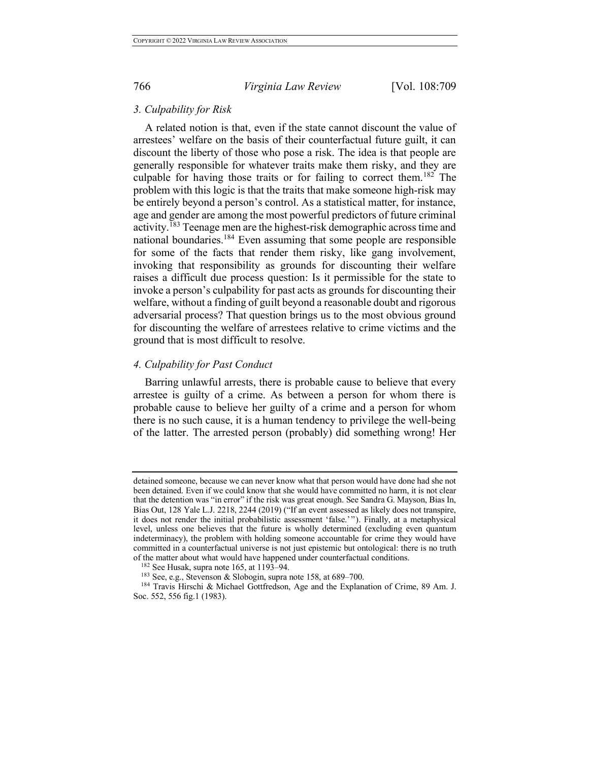### 3. Culpability for Risk

A related notion is that, even if the state cannot discount the value of arrestees' welfare on the basis of their counterfactual future guilt, it can discount the liberty of those who pose a risk. The idea is that people are generally responsible for whatever traits make them risky, and they are culpable for having those traits or for failing to correct them.[182] The problem with this logic is that the traits that make someone high-risk may be entirely beyond a person's control. As a statistical matter, for instance, age and gender are among the most powerful predictors of future criminal activity.[183] Teenage men are the highest-risk demographic across time and national boundaries.[184] Even assuming that some people are responsible for some of the facts that render them risky, like gang involvement, invoking that responsibility as grounds for discounting their welfare raises a difficult due process question: Is it permissible for the state to invoke a person's culpability for past acts as grounds for discounting their welfare, without a finding of guilt beyond a reasonable doubt and rigorous adversarial process? That question brings us to the most obvious ground for discounting the welfare of arrestees relative to crime victims and the ground that is most difficult to resolve.

### 4. Culpability for Past Conduct

Barring unlawful arrests, there is probable cause to believe that every arrestee is guilty of a crime. As between a person for whom there is probable cause to believe her guilty of a crime and a person for whom there is no such cause, it is a human tendency to privilege the well-being of the latter. The arrested person (probably) did something wrong! Her

---

detained someone, because we can never know what that person would have done had she not been detained. Even if we could know that she would have committed no harm, it is not clear that the detention was "in error" if the risk was great enough. See Sandra G. Mayson, Bias In, Bias Out, 128 Yale L.J. 2218, 2244 (2019) ("If an event assessed as likely does not transpire, it does not render the initial probabilistic assessment 'false.'"). Finally, at a metaphysical level, unless one believes that the future is wholly determined (excluding even quantum indeterminacy), the problem with holding someone accountable for crime they would have committed in a counterfactual universe is not just epistemic but ontological: there is no truth of the matter about what would have happened under counterfactual conditions.

[182] See Husak, supra note 165, at 1193–94.

[183] See, e.g., Stevenson & Slobogin, supra note 158, at 689–700.

[184] Travis Hirschi & Michael Gottfredson, Age and the Explanation of Crime, 89 Am. J. Soc. 552, 556 fig.1 (1983).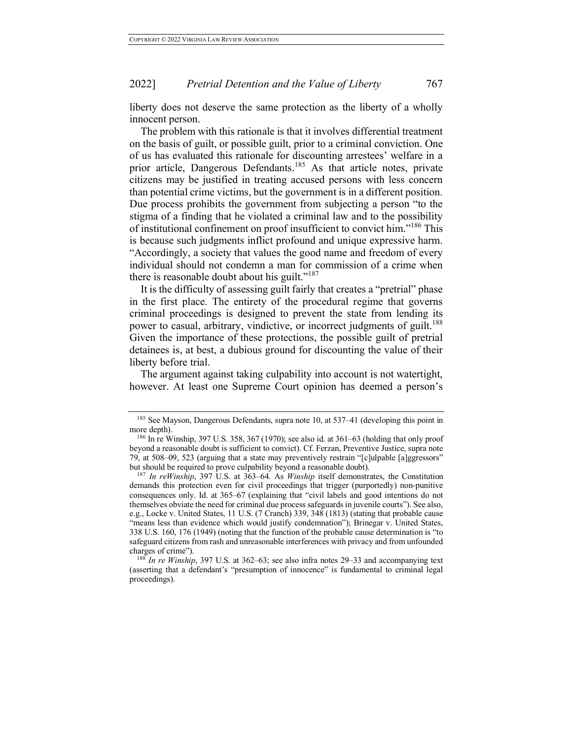liberty does not deserve the same protection as the liberty of a wholly innocent person.

The problem with this rationale is that it involves differential treatment on the basis of guilt, or possible guilt, prior to a criminal conviction. One of us has evaluated this rationale for discounting arrestees' welfare in a prior article, Dangerous Defendants.[185] As that article notes, private citizens may be justified in treating accused persons with less concern than potential crime victims, but the government is in a different position. Due process prohibits the government from subjecting a person "to the stigma of a finding that he violated a criminal law and to the possibility of institutional confinement on proof insufficient to convict him."[186] This is because such judgments inflict profound and unique expressive harm. "Accordingly, a society that values the good name and freedom of every individual should not condemn a man for commission of a crime when there is reasonable doubt about his guilt."[187]

It is the difficulty of assessing guilt fairly that creates a "pretrial" phase in the first place. The entirety of the procedural regime that governs criminal proceedings is designed to prevent the state from lending its power to casual, arbitrary, vindictive, or incorrect judgments of guilt.[188] Given the importance of these protections, the possible guilt of pretrial detainees is, at best, a dubious ground for discounting the value of their liberty before trial.

The argument against taking culpability into account is not watertight, however. At least one Supreme Court opinion has deemed a person's

---

[185] See Mayson, Dangerous Defendants, supra note 10, at 537–41 (developing this point in more depth).

[186] In re Winship, 397 U.S. 358, 367 (1970); see also id. at 361–63 (holding that only proof beyond a reasonable doubt is sufficient to convict). Cf. Ferzan, Preventive Justice, supra note 79, at 508–09, 523 (arguing that a state may preventively restrain "[c]ulpable [a]ggressors" but should be required to prove culpability beyond a reasonable doubt).

[187] *In reWinship*, 397 U.S. at 363–64. As *Winship* itself demonstrates, the Constitution demands this protection even for civil proceedings that trigger (purportedly) non-punitive consequences only. Id. at 365–67 (explaining that "civil labels and good intentions do not themselves obviate the need for criminal due process safeguards in juvenile courts"). See also, e.g., Locke v. United States, 11 U.S. (7 Cranch) 339, 348 (1813) (stating that probable cause "means less than evidence which would justify condemnation"); Brinegar v. United States, 338 U.S. 160, 176 (1949) (noting that the function of the probable cause determination is "to safeguard citizens from rash and unreasonable interferences with privacy and from unfounded charges of crime").

[188] *In re Winship*, 397 U.S. at 362–63; see also infra notes 29–33 and accompanying text (asserting that a defendant's "presumption of innocence" is fundamental to criminal legal proceedings).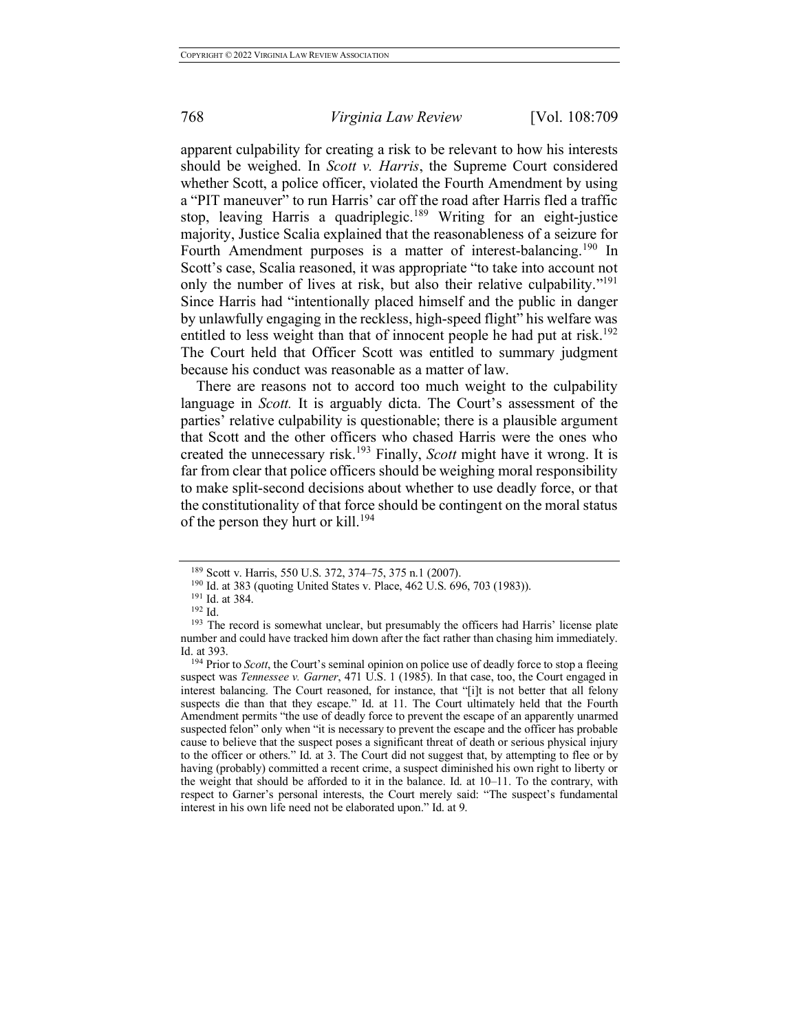apparent culpability for creating a risk to be relevant to how his interests should be weighed. In *Scott v. Harris*, the Supreme Court considered whether Scott, a police officer, violated the Fourth Amendment by using a "PIT maneuver" to run Harris' car off the road after Harris fled a traffic stop, leaving Harris a quadriplegic.[189] Writing for an eight-justice majority, Justice Scalia explained that the reasonableness of a seizure for Fourth Amendment purposes is a matter of interest-balancing.[190] In Scott's case, Scalia reasoned, it was appropriate "to take into account not only the number of lives at risk, but also their relative culpability."[191] Since Harris had "intentionally placed himself and the public in danger by unlawfully engaging in the reckless, high-speed flight" his welfare was entitled to less weight than that of innocent people he had put at risk.[192] The Court held that Officer Scott was entitled to summary judgment because his conduct was reasonable as a matter of law.

There are reasons not to accord too much weight to the culpability language in *Scott.* It is arguably dicta. The Court's assessment of the parties' relative culpability is questionable; there is a plausible argument that Scott and the other officers who chased Harris were the ones who created the unnecessary risk.[193] Finally, *Scott* might have it wrong. It is far from clear that police officers should be weighing moral responsibility to make split-second decisions about whether to use deadly force, or that the constitutionality of that force should be contingent on the moral status of the person they hurt or kill.[194]

---

[189] Scott v. Harris, 550 U.S. 372, 374–75, 375 n.1 (2007).

[190] Id. at 383 (quoting United States v. Place, 462 U.S. 696, 703 (1983)).

[191] Id. at 384.

[192] Id.

[193] The record is somewhat unclear, but presumably the officers had Harris' license plate number and could have tracked him down after the fact rather than chasing him immediately. Id. at 393.

[194] Prior to *Scott*, the Court's seminal opinion on police use of deadly force to stop a fleeing suspect was *Tennessee v. Garner*, 471 U.S. 1 (1985). In that case, too, the Court engaged in interest balancing. The Court reasoned, for instance, that "[i]t is not better that all felony suspects die than that they escape." Id. at 11. The Court ultimately held that the Fourth Amendment permits "the use of deadly force to prevent the escape of an apparently unarmed suspected felon" only when "it is necessary to prevent the escape and the officer has probable cause to believe that the suspect poses a significant threat of death or serious physical injury to the officer or others." Id. at 3. The Court did not suggest that, by attempting to flee or by having (probably) committed a recent crime, a suspect diminished his own right to liberty or the weight that should be afforded to it in the balance. Id. at 10–11. To the contrary, with respect to Garner's personal interests, the Court merely said: "The suspect's fundamental interest in his own life need not be elaborated upon." Id. at 9.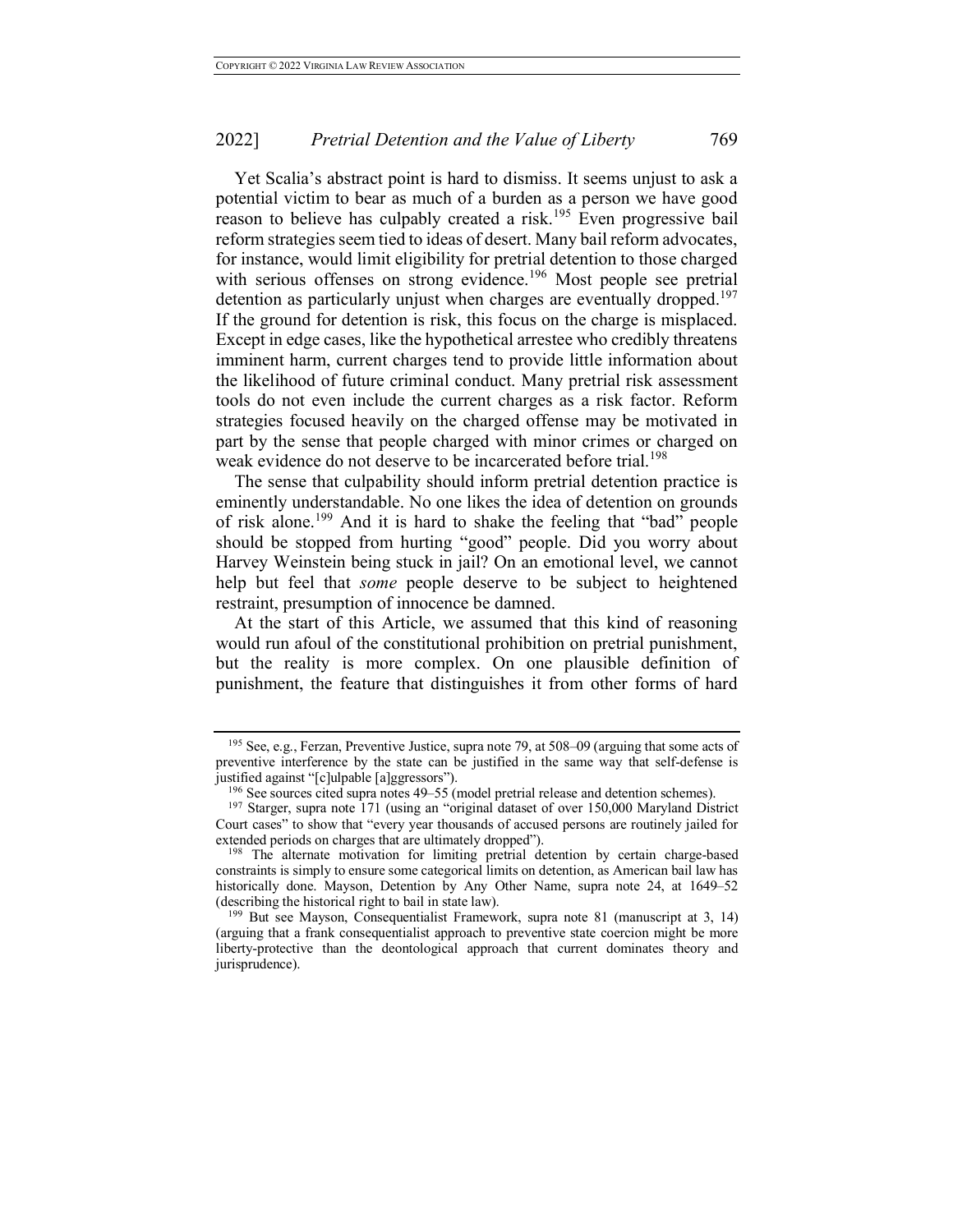Yet Scalia's abstract point is hard to dismiss. It seems unjust to ask a potential victim to bear as much of a burden as a person we have good reason to believe has culpably created a risk.[195] Even progressive bail reform strategies seem tied to ideas of desert. Many bail reform advocates, for instance, would limit eligibility for pretrial detention to those charged with serious offenses on strong evidence.[196] Most people see pretrial detention as particularly unjust when charges are eventually dropped.[197] If the ground for detention is risk, this focus on the charge is misplaced. Except in edge cases, like the hypothetical arrestee who credibly threatens imminent harm, current charges tend to provide little information about the likelihood of future criminal conduct. Many pretrial risk assessment tools do not even include the current charges as a risk factor. Reform strategies focused heavily on the charged offense may be motivated in part by the sense that people charged with minor crimes or charged on weak evidence do not deserve to be incarcerated before trial.[198]

The sense that culpability should inform pretrial detention practice is eminently understandable. No one likes the idea of detention on grounds of risk alone.[199] And it is hard to shake the feeling that "bad" people should be stopped from hurting "good" people. Did you worry about Harvey Weinstein being stuck in jail? On an emotional level, we cannot help but feel that *some* people deserve to be subject to heightened restraint, presumption of innocence be damned.

At the start of this Article, we assumed that this kind of reasoning would run afoul of the constitutional prohibition on pretrial punishment, but the reality is more complex. On one plausible definition of punishment, the feature that distinguishes it from other forms of hard

---

[195] See, e.g., Ferzan, Preventive Justice, supra note 79, at 508–09 (arguing that some acts of preventive interference by the state can be justified in the same way that self-defense is justified against "[c]ulpable [a]ggressors").

[196] See sources cited supra notes 49–55 (model pretrial release and detention schemes).

[197] Starger, supra note 171 (using an "original dataset of over 150,000 Maryland District Court cases" to show that "every year thousands of accused persons are routinely jailed for extended periods on charges that are ultimately dropped").

[198] The alternate motivation for limiting pretrial detention by certain charge-based constraints is simply to ensure some categorical limits on detention, as American bail law has historically done. Mayson, Detention by Any Other Name, supra note 24, at 1649–52 (describing the historical right to bail in state law).

[199] But see Mayson, Consequentialist Framework, supra note 81 (manuscript at 3, 14) (arguing that a frank consequentialist approach to preventive state coercion might be more liberty-protective than the deontological approach that current dominates theory and jurisprudence).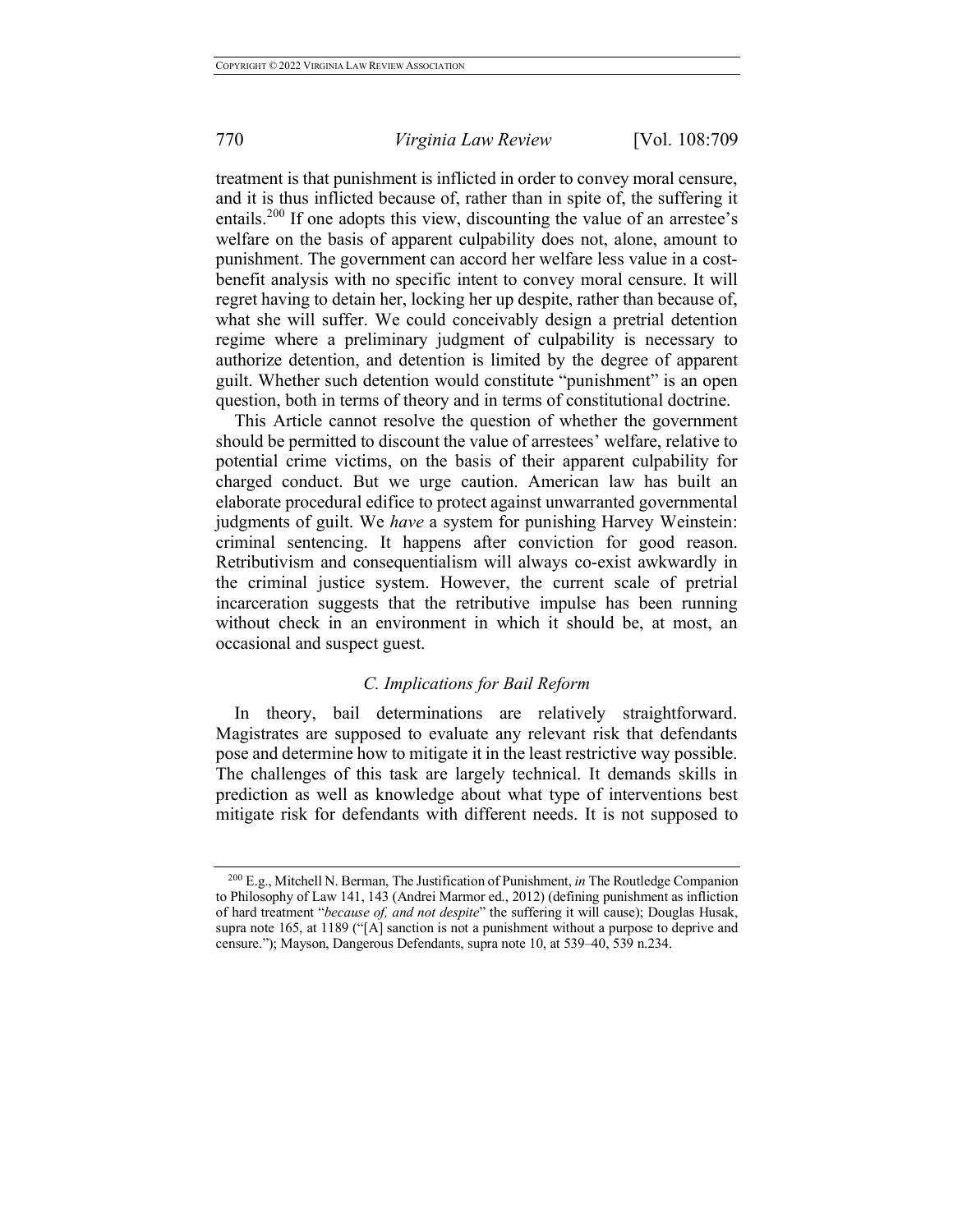treatment is that punishment is inflicted in order to convey moral censure, and it is thus inflicted because of, rather than in spite of, the suffering it entails.[200] If one adopts this view, discounting the value of an arrestee's welfare on the basis of apparent culpability does not, alone, amount to punishment. The government can accord her welfare less value in a cost-benefit analysis with no specific intent to convey moral censure. It will regret having to detain her, locking her up despite, rather than because of, what she will suffer. We could conceivably design a pretrial detention regime where a preliminary judgment of culpability is necessary to authorize detention, and detention is limited by the degree of apparent guilt. Whether such detention would constitute "punishment" is an open question, both in terms of theory and in terms of constitutional doctrine.

This Article cannot resolve the question of whether the government should be permitted to discount the value of arrestees' welfare, relative to potential crime victims, on the basis of their apparent culpability for charged conduct. But we urge caution. American law has built an elaborate procedural edifice to protect against unwarranted governmental judgments of guilt. We *have* a system for punishing Harvey Weinstein: criminal sentencing. It happens after conviction for good reason. Retributivism and consequentialism will always co-exist awkwardly in the criminal justice system. However, the current scale of pretrial incarceration suggests that the retributive impulse has been running without check in an environment in which it should be, at most, an occasional and suspect guest.

### *C. Implications for Bail Reform*

In theory, bail determinations are relatively straightforward. Magistrates are supposed to evaluate any relevant risk that defendants pose and determine how to mitigate it in the least restrictive way possible. The challenges of this task are largely technical. It demands skills in prediction as well as knowledge about what type of interventions best mitigate risk for defendants with different needs. It is not supposed to

---

[200] E.g., Mitchell N. Berman, The Justification of Punishment, *in* The Routledge Companion to Philosophy of Law 141, 143 (Andrei Marmor ed., 2012) (defining punishment as infliction of hard treatment "*because of, and not despite*" the suffering it will cause); Douglas Husak, supra note 165, at 1189 ("[A] sanction is not a punishment without a purpose to deprive and censure."); Mayson, Dangerous Defendants, supra note 10, at 539–40, 539 n.234.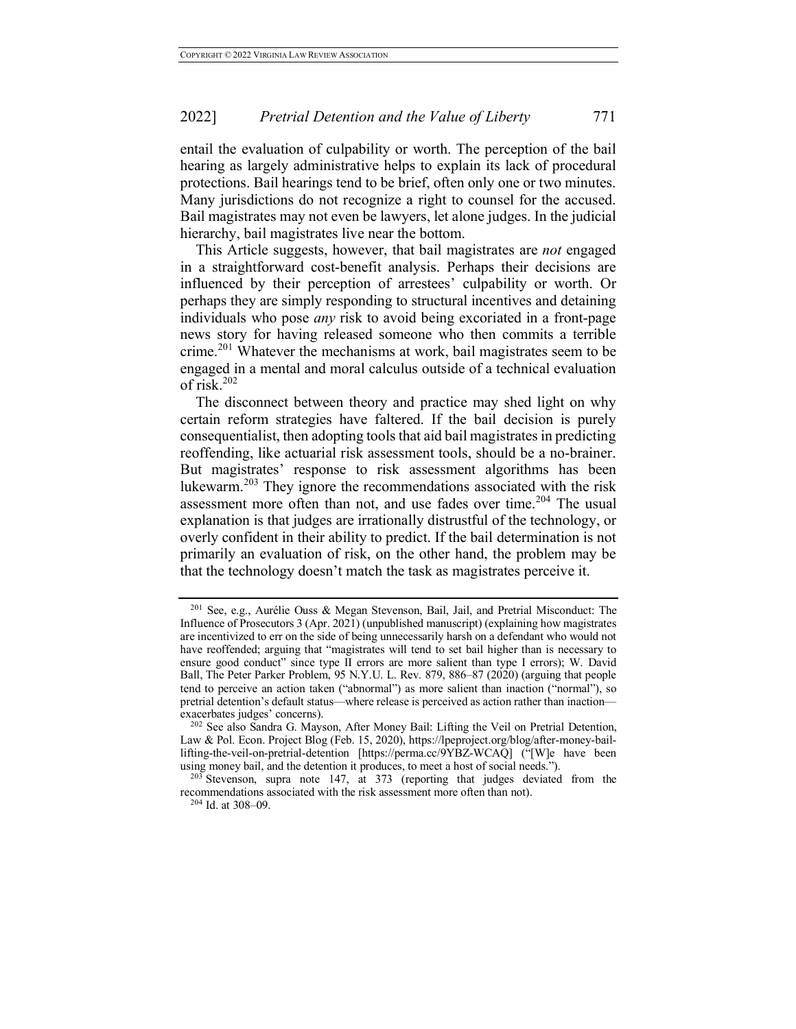entail the evaluation of culpability or worth. The perception of the bail hearing as largely administrative helps to explain its lack of procedural protections. Bail hearings tend to be brief, often only one or two minutes. Many jurisdictions do not recognize a right to counsel for the accused. Bail magistrates may not even be lawyers, let alone judges. In the judicial hierarchy, bail magistrates live near the bottom.

This Article suggests, however, that bail magistrates are *not* engaged in a straightforward cost-benefit analysis. Perhaps their decisions are influenced by their perception of arrestees' culpability or worth. Or perhaps they are simply responding to structural incentives and detaining individuals who pose *any* risk to avoid being excoriated in a front-page news story for having released someone who then commits a terrible crime.[201] Whatever the mechanisms at work, bail magistrates seem to be engaged in a mental and moral calculus outside of a technical evaluation of risk.[202]

The disconnect between theory and practice may shed light on why certain reform strategies have faltered. If the bail decision is purely consequentialist, then adopting tools that aid bail magistrates in predicting reoffending, like actuarial risk assessment tools, should be a no-brainer. But magistrates' response to risk assessment algorithms has been lukewarm.[203] They ignore the recommendations associated with the risk assessment more often than not, and use fades over time.[204] The usual explanation is that judges are irrationally distrustful of the technology, or overly confident in their ability to predict. If the bail determination is not primarily an evaluation of risk, on the other hand, the problem may be that the technology doesn't match the task as magistrates perceive it.

---

[201] See, e.g., Aurélie Ouss & Megan Stevenson, Bail, Jail, and Pretrial Misconduct: The Influence of Prosecutors 3 (Apr. 2021) (unpublished manuscript) (explaining how magistrates are incentivized to err on the side of being unnecessarily harsh on a defendant who would not have reoffended; arguing that "magistrates will tend to set bail higher than is necessary to ensure good conduct" since type II errors are more salient than type I errors); W. David Ball, The Peter Parker Problem, 95 N.Y.U. L. Rev. 879, 886–87 (2020) (arguing that people tend to perceive an action taken ("abnormal") as more salient than inaction ("normal"), so pretrial detention's default status—where release is perceived as action rather than inaction—exacerbates judges' concerns).

[202] See also Sandra G. Mayson, After Money Bail: Lifting the Veil on Pretrial Detention, Law & Pol. Econ. Project Blog (Feb. 15, 2020), https://lpeproject.org/blog/after-money-bail-lifting-the-veil-on-pretrial-detention [https://perma.cc/9YBZ-WCAQ] ("[W]e have been using money bail, and the detention it produces, to meet a host of social needs.").

[203] Stevenson, supra note 147, at 373 (reporting that judges deviated from the recommendations associated with the risk assessment more often than not).

[204] Id. at 308–09.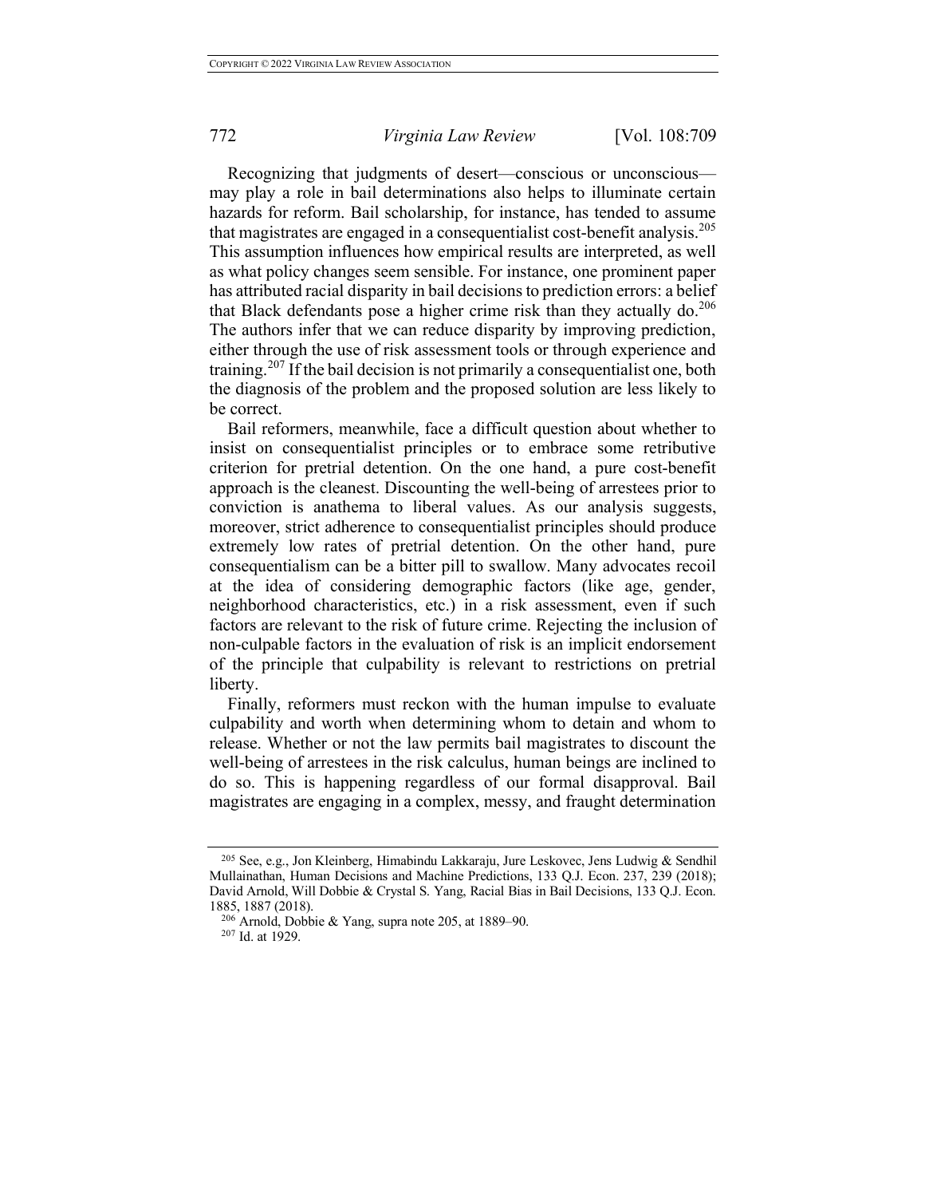Recognizing that judgments of desert—conscious or unconscious—may play a role in bail determinations also helps to illuminate certain hazards for reform. Bail scholarship, for instance, has tended to assume that magistrates are engaged in a consequentialist cost-benefit analysis.[205] This assumption influences how empirical results are interpreted, as well as what policy changes seem sensible. For instance, one prominent paper has attributed racial disparity in bail decisions to prediction errors: a belief that Black defendants pose a higher crime risk than they actually do.[206] The authors infer that we can reduce disparity by improving prediction, either through the use of risk assessment tools or through experience and training.[207] If the bail decision is not primarily a consequentialist one, both the diagnosis of the problem and the proposed solution are less likely to be correct.

Bail reformers, meanwhile, face a difficult question about whether to insist on consequentialist principles or to embrace some retributive criterion for pretrial detention. On the one hand, a pure cost-benefit approach is the cleanest. Discounting the well-being of arrestees prior to conviction is anathema to liberal values. As our analysis suggests, moreover, strict adherence to consequentialist principles should produce extremely low rates of pretrial detention. On the other hand, pure consequentialism can be a bitter pill to swallow. Many advocates recoil at the idea of considering demographic factors (like age, gender, neighborhood characteristics, etc.) in a risk assessment, even if such factors are relevant to the risk of future crime. Rejecting the inclusion of non-culpable factors in the evaluation of risk is an implicit endorsement of the principle that culpability is relevant to restrictions on pretrial liberty.

Finally, reformers must reckon with the human impulse to evaluate culpability and worth when determining whom to detain and whom to release. Whether or not the law permits bail magistrates to discount the well-being of arrestees in the risk calculus, human beings are inclined to do so. This is happening regardless of our formal disapproval. Bail magistrates are engaging in a complex, messy, and fraught determination

---

[205] See, e.g., Jon Kleinberg, Himabindu Lakkaraju, Jure Leskovec, Jens Ludwig & Sendhil Mullainathan, Human Decisions and Machine Predictions, 133 Q.J. Econ. 237, 239 (2018); David Arnold, Will Dobbie & Crystal S. Yang, Racial Bias in Bail Decisions, 133 Q.J. Econ. 1885, 1887 (2018).

[206] Arnold, Dobbie & Yang, supra note 205, at 1889–90.

[207] Id. at 1929.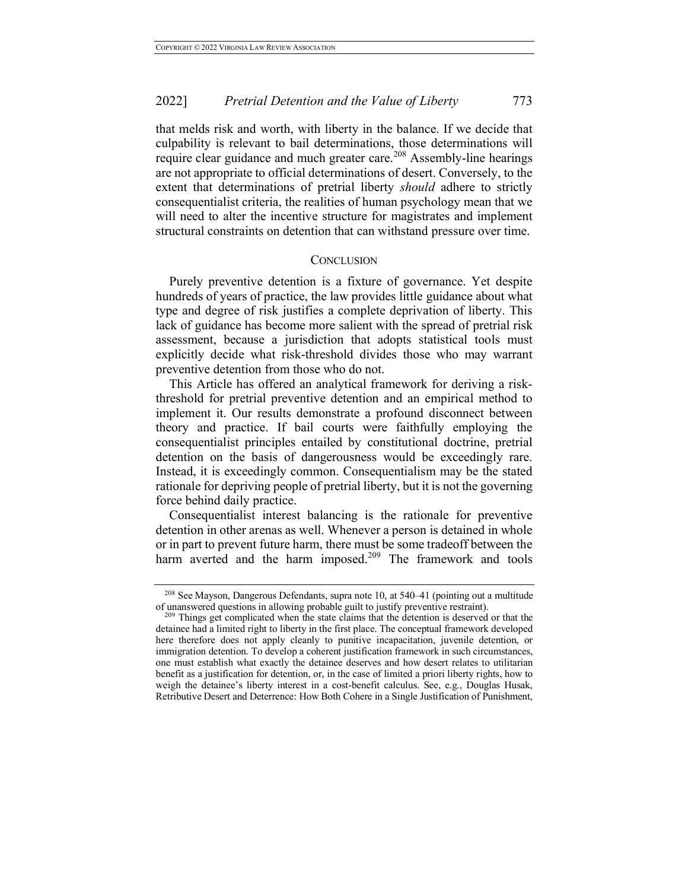that melds risk and worth, with liberty in the balance. If we decide that culpability is relevant to bail determinations, those determinations will require clear guidance and much greater care.[208] Assembly-line hearings are not appropriate to official determinations of desert. Conversely, to the extent that determinations of pretrial liberty *should* adhere to strictly consequentialist criteria, the realities of human psychology mean that we will need to alter the incentive structure for magistrates and implement structural constraints on detention that can withstand pressure over time.

## CONCLUSION

Purely preventive detention is a fixture of governance. Yet despite hundreds of years of practice, the law provides little guidance about what type and degree of risk justifies a complete deprivation of liberty. This lack of guidance has become more salient with the spread of pretrial risk assessment, because a jurisdiction that adopts statistical tools must explicitly decide what risk-threshold divides those who may warrant preventive detention from those who do not.

This Article has offered an analytical framework for deriving a risk-threshold for pretrial preventive detention and an empirical method to implement it. Our results demonstrate a profound disconnect between theory and practice. If bail courts were faithfully employing the consequentialist principles entailed by constitutional doctrine, pretrial detention on the basis of dangerousness would be exceedingly rare. Instead, it is exceedingly common. Consequentialism may be the stated rationale for depriving people of pretrial liberty, but it is not the governing force behind daily practice.

Consequentialist interest balancing is the rationale for preventive detention in other arenas as well. Whenever a person is detained in whole or in part to prevent future harm, there must be some tradeoff between the harm averted and the harm imposed.[209] The framework and tools

---

[208] See Mayson, Dangerous Defendants, supra note 10, at 540–41 (pointing out a multitude of unanswered questions in allowing probable guilt to justify preventive restraint).

[209] Things get complicated when the state claims that the detention is deserved or that the detainee had a limited right to liberty in the first place. The conceptual framework developed here therefore does not apply cleanly to punitive incapacitation, juvenile detention, or immigration detention. To develop a coherent justification framework in such circumstances, one must establish what exactly the detainee deserves and how desert relates to utilitarian benefit as a justification for detention, or, in the case of limited a priori liberty rights, how to weigh the detainee's liberty interest in a cost-benefit calculus. See, e.g., Douglas Husak, Retributive Desert and Deterrence: How Both Cohere in a Single Justification of Punishment,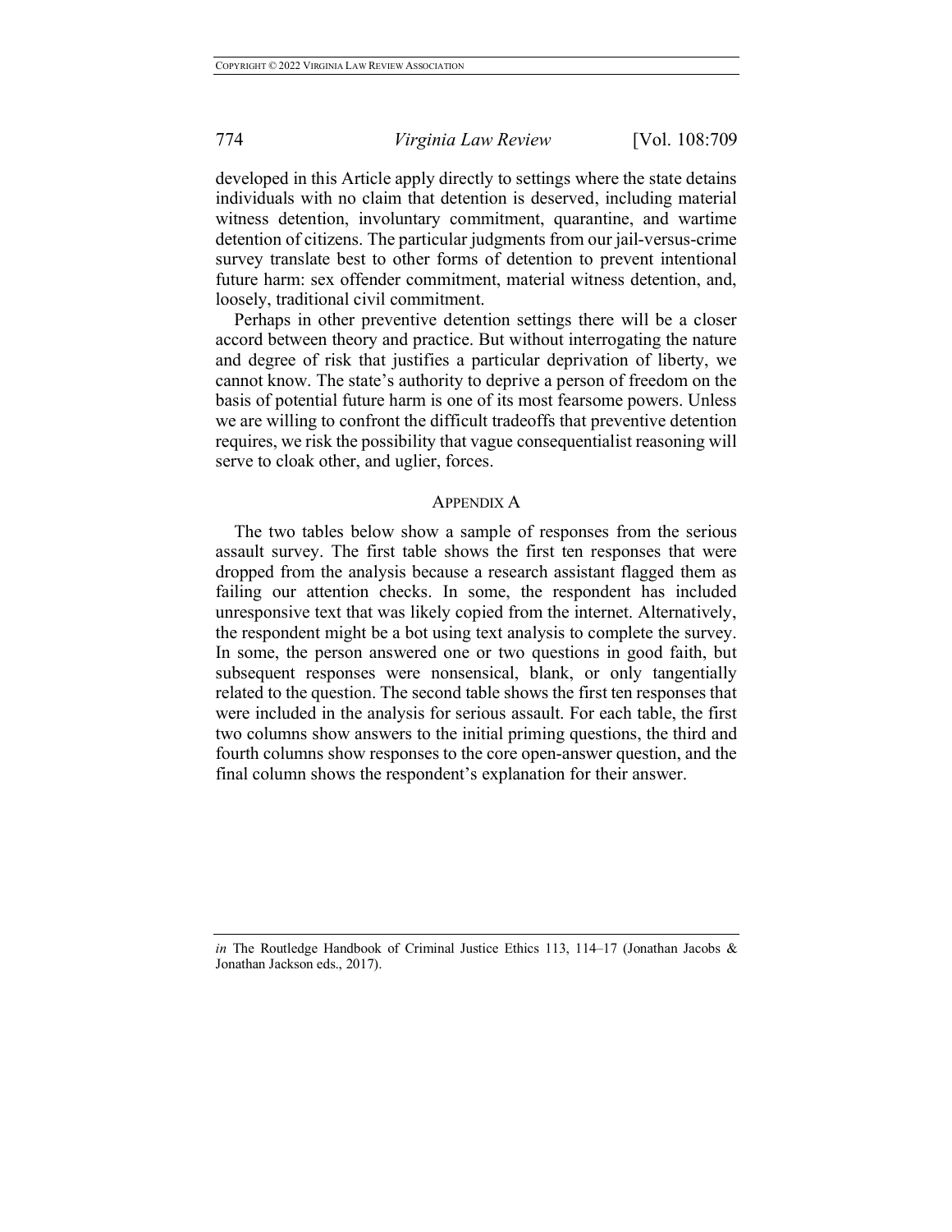developed in this Article apply directly to settings where the state detains individuals with no claim that detention is deserved, including material witness detention, involuntary commitment, quarantine, and wartime detention of citizens. The particular judgments from our jail-versus-crime survey translate best to other forms of detention to prevent intentional future harm: sex offender commitment, material witness detention, and, loosely, traditional civil commitment.

Perhaps in other preventive detention settings there will be a closer accord between theory and practice. But without interrogating the nature and degree of risk that justifies a particular deprivation of liberty, we cannot know. The state's authority to deprive a person of freedom on the basis of potential future harm is one of its most fearsome powers. Unless we are willing to confront the difficult tradeoffs that preventive detention requires, we risk the possibility that vague consequentialist reasoning will serve to cloak other, and uglier, forces.

## APPENDIX A

The two tables below show a sample of responses from the serious assault survey. The first table shows the first ten responses that were dropped from the analysis because a research assistant flagged them as failing our attention checks. In some, the respondent has included unresponsive text that was likely copied from the internet. Alternatively, the respondent might be a bot using text analysis to complete the survey. In some, the person answered one or two questions in good faith, but subsequent responses were nonsensical, blank, or only tangentially related to the question. The second table shows the first ten responses that were included in the analysis for serious assault. For each table, the first two columns show answers to the initial priming questions, the third and fourth columns show responses to the core open-answer question, and the final column shows the respondent's explanation for their answer.

---

*in* The Routledge Handbook of Criminal Justice Ethics 113, 114–17 (Jonathan Jacobs & Jonathan Jackson eds., 2017).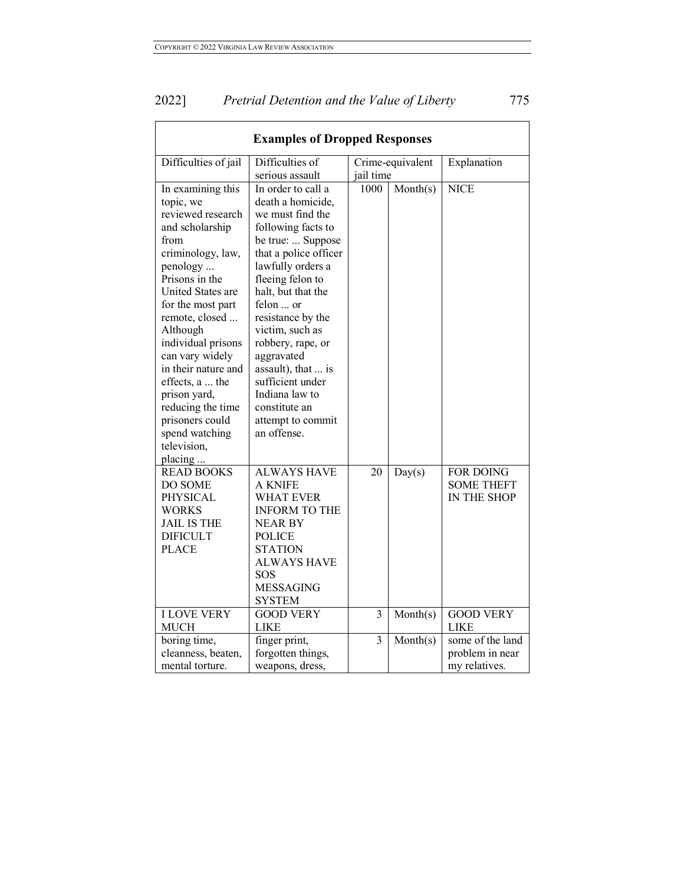| Examples of Dropped Responses | | | | |
|---|---|---|---|---|
| Difficulties of jail | Difficulties of serious assault | Crime-equivalent jail time | | Explanation |
| In examining this topic, we reviewed research and scholarship from criminology, law, penology ... Prisons in the United States are for the most part remote, closed ... Although individual prisons can vary widely in their nature and effects, a ... the prison yard, reducing the time prisoners could spend watching television, placing ... | In order to call a death a homicide, we must find the following facts to be true: ... Suppose that a police officer lawfully orders a fleeing felon to halt, but that the felon ... or resistance by the victim, such as robbery, rape, or aggravated assault), that ... is sufficient under Indiana law to constitute an attempt to commit an offense. | 1000 | Month(s) | NICE |
| READ BOOKS DO SOME PHYSICAL WORKS JAIL IS THE DIFICULT PLACE | ALWAYS HAVE A KNIFE WHAT EVER INFORM TO THE NEAR BY POLICE STATION ALWAYS HAVE SOS MESSAGING SYSTEM | 20 | Day(s) | FOR DOING SOME THEFT IN THE SHOP |
| I LOVE VERY MUCH | GOOD VERY LIKE | 3 | Month(s) | GOOD VERY LIKE |
| boring time, cleanness, beaten, mental torture. | finger print, forgotten things, weapons, dress, | 3 | Month(s) | some of the land problem in near my relatives. |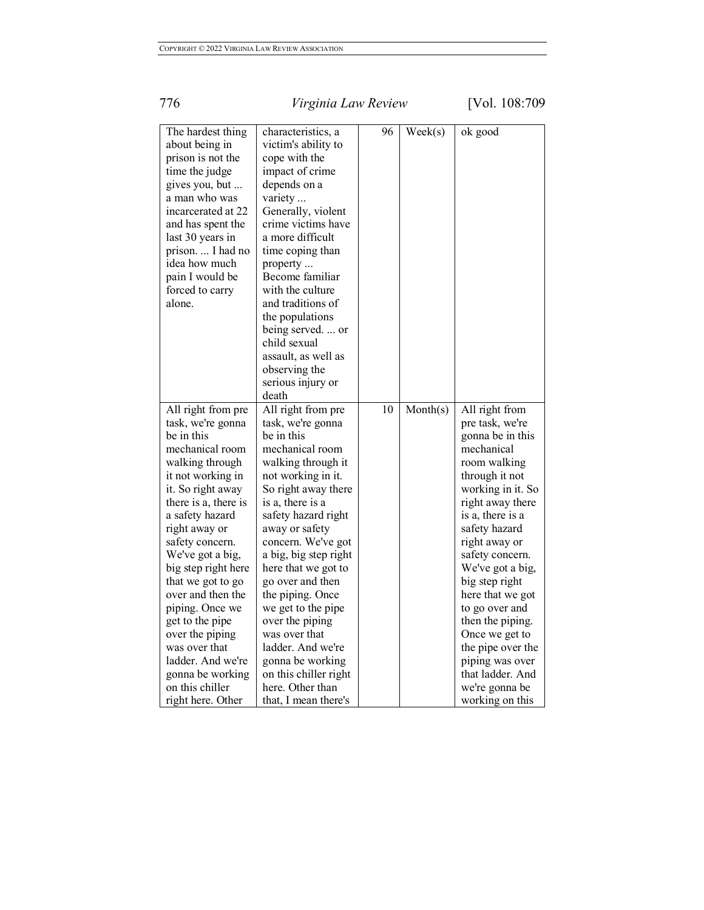| | | | | |
|---|---|---|---|---|
| The hardest thing about being in prison is not the time the judge gives you, but ... a man who was incarcerated at 22 and has spent the last 30 years in prison. ... I had no idea how much pain I would be forced to carry alone. | characteristics, a victim's ability to cope with the impact of crime depends on a variety ... Generally, violent crime victims have a more difficult time coping than property ... Become familiar with the culture and traditions of the populations being served. ... or child sexual assault, as well as observing the serious injury or death | 96 | Week(s) | ok good |
| All right from pre task, we're gonna be in this mechanical room walking through it not working in it. So right away there is a, there is a safety hazard right away or safety concern. We've got a big, big step right here that we got to go over and then the piping. Once we get to the pipe over the piping was over that ladder. And we're gonna be working on this chiller right here. Other | All right from pre task, we're gonna be in this mechanical room walking through it not working in it. So right away there is a, there is a safety hazard right away or safety concern. We've got a big, big step right here that we got to go over and then the piping. Once we get to the pipe over the piping was over that ladder. And we're gonna be working on this chiller right here. Other than that, I mean there's | 10 | Month(s) | All right from pre task, we're gonna be in this mechanical room walking through it not working in it. So right away there is a, there is a safety hazard right away or safety concern. We've got a big, big step right here that we got to go over and then the piping. Once we get to the pipe over the piping was over that ladder. And we're gonna be working on this |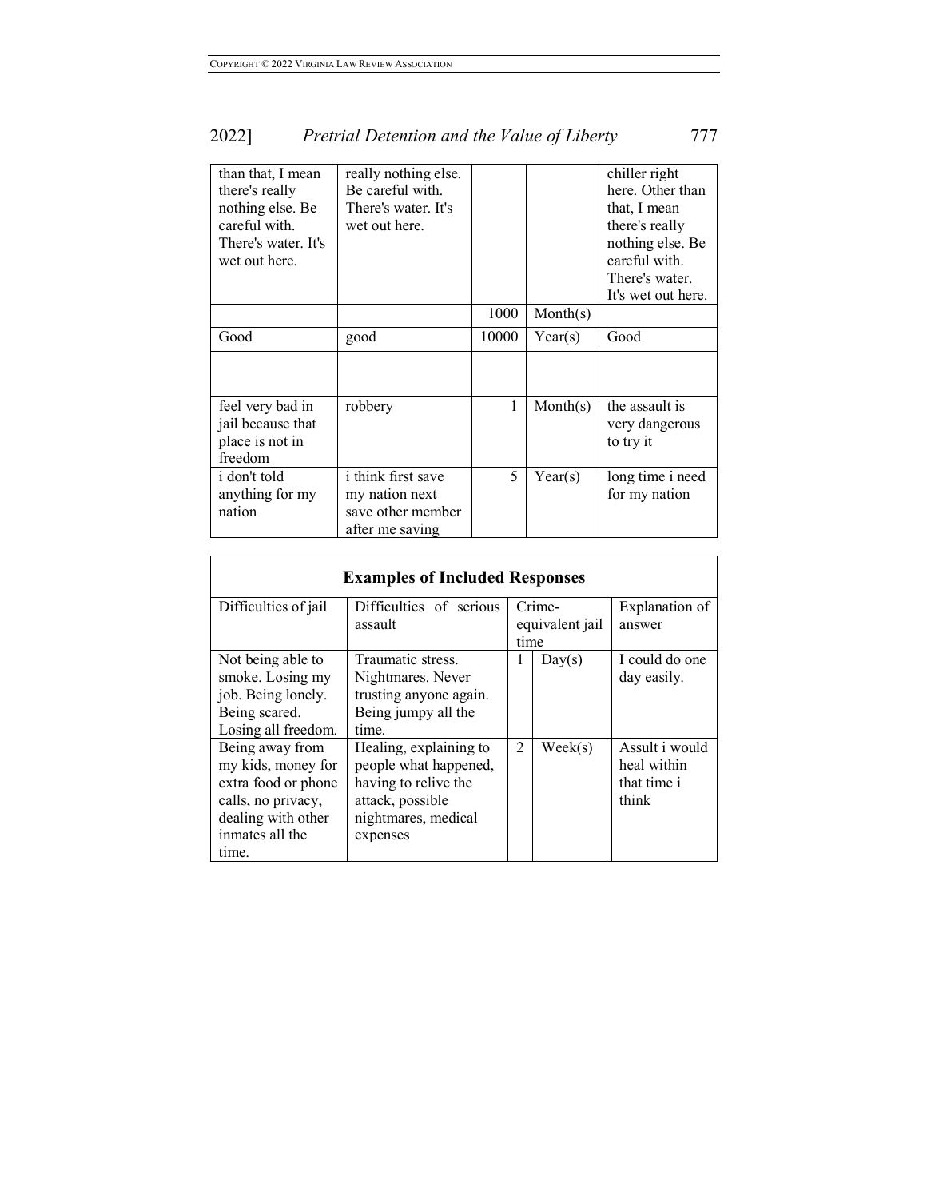| | | | | |
|---|---|---|---|---|
| than that, I mean there's really nothing else. Be careful with. There's water. It's wet out here. | really nothing else. Be careful with. There's water. It's wet out here. | | | chiller right here. Other than that, I mean there's really nothing else. Be careful with. There's water. It's wet out here. |
| | | 1000 | Month(s) | |
| Good | good | 10000 | Year(s) | Good |
| | | | | |
| feel very bad in jail because that place is not in freedom | robbery | 1 | Month(s) | the assault is very dangerous to try it |
| i don't told anything for my nation | i think first save my nation next save other member after me saving | 5 | Year(s) | long time i need for my nation |

| **Examples of Included Responses** | | | | |
|---|---|---|---|---|
| Difficulties of jail | Difficulties of serious assault | Crime-equivalent jail time | | Explanation of answer |
| Not being able to smoke. Losing my job. Being lonely. Being scared. Losing all freedom. | Traumatic stress. Nightmares. Never trusting anyone again. Being jumpy all the time. | 1 | Day(s) | I could do one day easily. |
| Being away from my kids, money for extra food or phone calls, no privacy, dealing with other inmates all the time. | Healing, explaining to people what happened, having to relive the attack, possible nightmares, medical expenses | 2 | Week(s) | Assult i would heal within that time i think |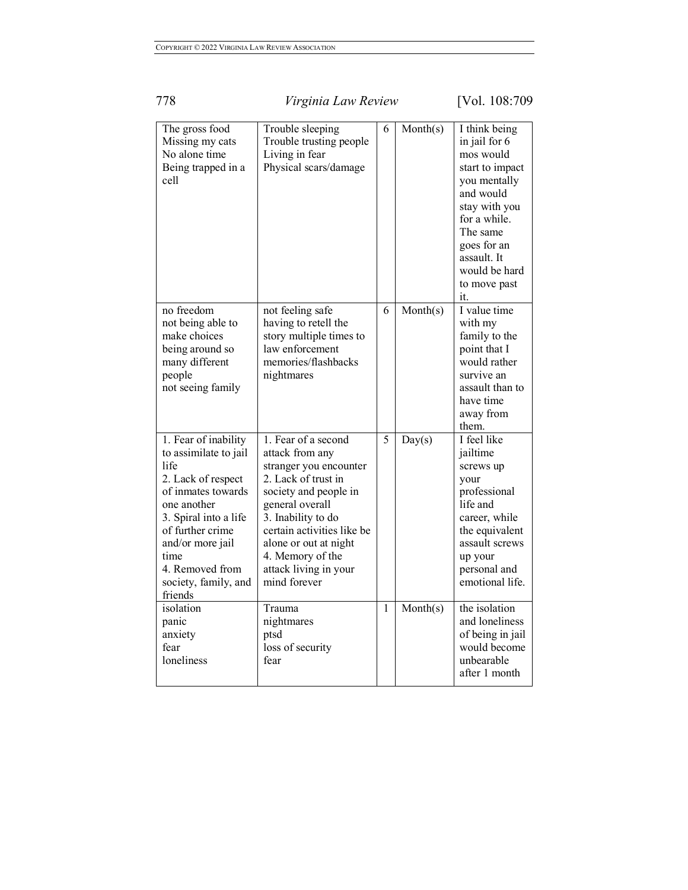| | | | | |
|---|---|---|---|---|
| The gross food<br>Missing my cats<br>No alone time<br>Being trapped in a cell | Trouble sleeping<br>Trouble trusting people<br>Living in fear<br>Physical scars/damage | 6 | Month(s) | I think being in jail for 6 mos would start to impact you mentally and would stay with you for a while. The same goes for an assault. It would be hard to move past it. |
| no freedom<br>not being able to make choices<br>being around so many different people<br>not seeing family | not feeling safe<br>having to retell the story multiple times to law enforcement<br>memories/flashbacks<br>nightmares | 6 | Month(s) | I value time with my family to the point that I would rather survive an assault than to have time away from them. |
| 1. Fear of inability to assimilate to jail life<br>2. Lack of respect of inmates towards one another<br>3. Spiral into a life of further crime and/or more jail time<br>4. Removed from society, family, and friends | 1. Fear of a second attack from any stranger you encounter<br>2. Lack of trust in society and people in general overall<br>3. Inability to do certain activities like be alone or out at night<br>4. Memory of the attack living in your mind forever | 5 | Day(s) | I feel like jailtime screws up your professional life and career, while the equivalent assault screws up your personal and emotional life. |
| isolation<br>panic<br>anxiety<br>fear<br>loneliness | Trauma<br>nightmares<br>ptsd<br>loss of security<br>fear | 1 | Month(s) | the isolation and loneliness of being in jail would become unbearable after 1 month |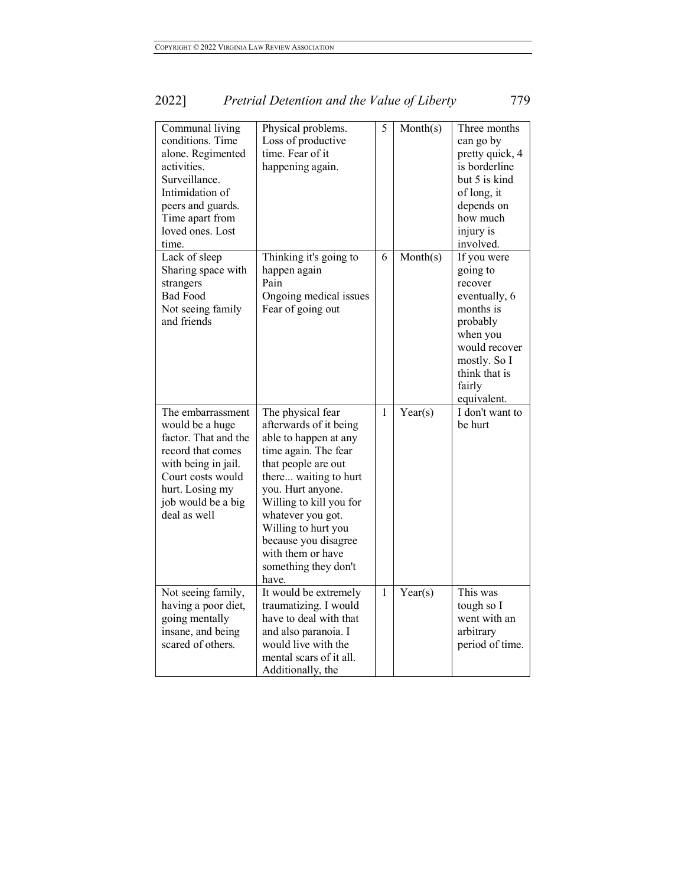| | | | | |
|---|---|---|---|---|
| Communal living conditions. Time alone. Regimented activities. Surveillance. Intimidation of peers and guards. Time apart from loved ones. Lost time. | Physical problems. Loss of productive time. Fear of it happening again. | 5 | Month(s) | Three months can go by pretty quick, 4 is borderline but 5 is kind of long, it depends on how much injury is involved. |
| Lack of sleep<br>Sharing space with strangers<br>Bad Food<br>Not seeing family and friends | Thinking it's going to happen again<br>Pain<br>Ongoing medical issues<br>Fear of going out | 6 | Month(s) | If you were going to recover eventually, 6 months is probably when you would recover mostly. So I think that is fairly equivalent. |
| The embarrassment would be a huge factor. That and the record that comes with being in jail. Court costs would hurt. Losing my job would be a big deal as well | The physical fear afterwards of it being able to happen at any time again. The fear that people are out there... waiting to hurt you. Hurt anyone. Willing to kill you for whatever you got. Willing to hurt you because you disagree with them or have something they don't have. | 1 | Year(s) | I don't want to be hurt |
| Not seeing family, having a poor diet, going mentally insane, and being scared of others. | It would be extremely traumatizing. I would have to deal with that and also paranoia. I would live with the mental scars of it all. Additionally, the | 1 | Year(s) | This was tough so I went with an arbitrary period of time. |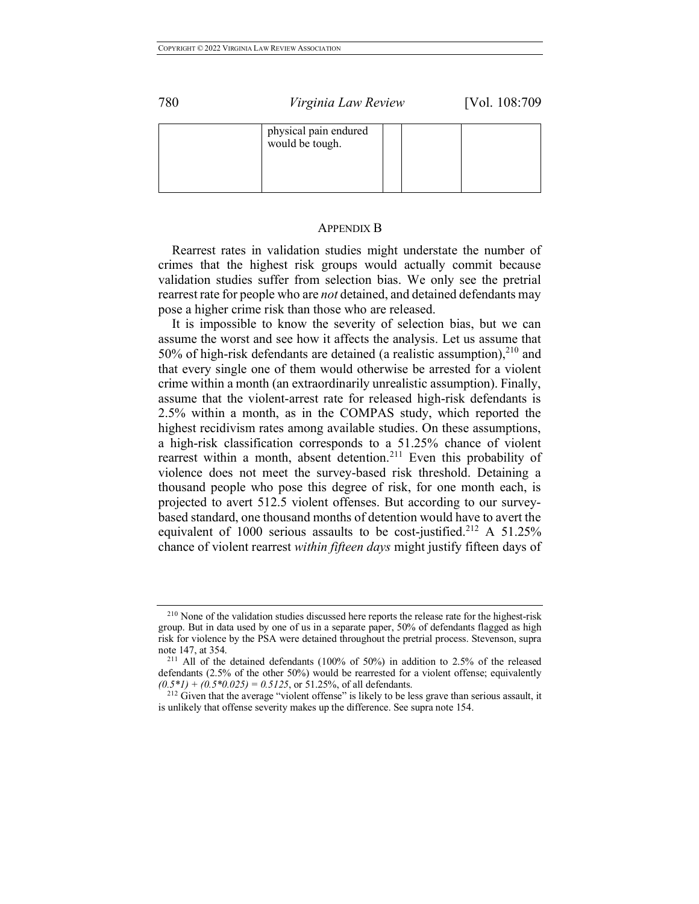| | physical pain endured would be tough. | | | |
|---|---|---|---|---|

## APPENDIX B

Rearrest rates in validation studies might understate the number of crimes that the highest risk groups would actually commit because validation studies suffer from selection bias. We only see the pretrial rearrest rate for people who are *not* detained, and detained defendants may pose a higher crime risk than those who are released.

It is impossible to know the severity of selection bias, but we can assume the worst and see how it affects the analysis. Let us assume that 50% of high-risk defendants are detained (a realistic assumption),[210] and that every single one of them would otherwise be arrested for a violent crime within a month (an extraordinarily unrealistic assumption). Finally, assume that the violent-arrest rate for released high-risk defendants is 2.5% within a month, as in the COMPAS study, which reported the highest recidivism rates among available studies. On these assumptions, a high-risk classification corresponds to a 51.25% chance of violent rearrest within a month, absent detention.[211] Even this probability of violence does not meet the survey-based risk threshold. Detaining a thousand people who pose this degree of risk, for one month each, is projected to avert 512.5 violent offenses. But according to our survey-based standard, one thousand months of detention would have to avert the equivalent of 1000 serious assaults to be cost-justified.[212] A 51.25% chance of violent rearrest *within fifteen days* might justify fifteen days of

---

[210] None of the validation studies discussed here reports the release rate for the highest-risk group. But in data used by one of us in a separate paper, 50% of defendants flagged as high risk for violence by the PSA were detained throughout the pretrial process. Stevenson, supra note 147, at 354.

[211] All of the detained defendants (100% of 50%) in addition to 2.5% of the released defendants (2.5% of the other 50%) would be rearrested for a violent offense; equivalently $(0.5*1) + (0.5*0.025) = 0.5125$, or 51.25%, of all defendants.

[212] Given that the average "violent offense" is likely to be less grave than serious assault, it is unlikely that offense severity makes up the difference. See supra note 154.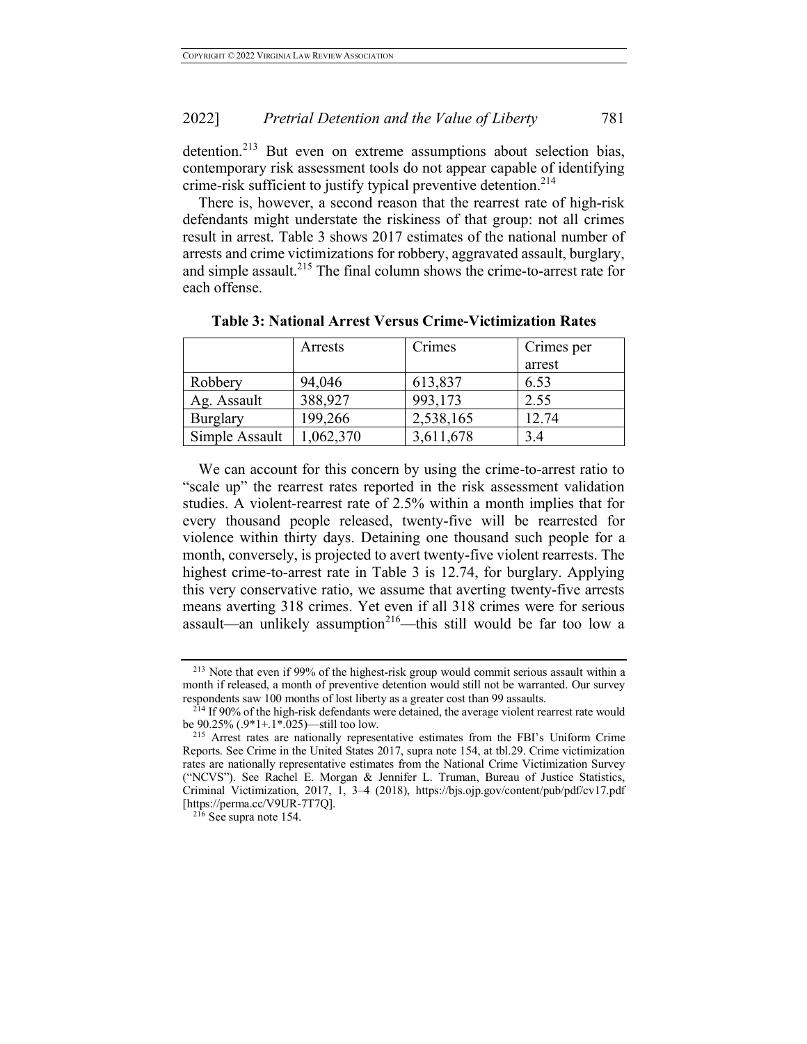detention.[213] But even on extreme assumptions about selection bias, contemporary risk assessment tools do not appear capable of identifying crime-risk sufficient to justify typical preventive detention.[214]

There is, however, a second reason that the rearrest rate of high-risk defendants might understate the riskiness of that group: not all crimes result in arrest. Table 3 shows 2017 estimates of the national number of arrests and crime victimizations for robbery, aggravated assault, burglary, and simple assault.[215] The final column shows the crime-to-arrest rate for each offense.

**Table 3: National Arrest Versus Crime-Victimization Rates**

| | Arrests | Crimes | Crimes per arrest |
|---|---|---|---|
| Robbery | 94,046 | 613,837 | 6.53 |
| Ag. Assault | 388,927 | 993,173 | 2.55 |
| Burglary | 199,266 | 2,538,165 | 12.74 |
| Simple Assault | 1,062,370 | 3,611,678 | 3.4 |

We can account for this concern by using the crime-to-arrest ratio to "scale up" the rearrest rates reported in the risk assessment validation studies. A violent-rearrest rate of 2.5% within a month implies that for every thousand people released, twenty-five will be rearrested for violence within thirty days. Detaining one thousand such people for a month, conversely, is projected to avert twenty-five violent rearrests. The highest crime-to-arrest rate in Table 3 is 12.74, for burglary. Applying this very conservative ratio, we assume that averting twenty-five arrests means averting 318 crimes. Yet even if all 318 crimes were for serious assault—an unlikely assumption[216]—this still would be far too low a

---

[213] Note that even if 99% of the highest-risk group would commit serious assault within a month if released, a month of preventive detention would still not be warranted. Our survey respondents saw 100 months of lost liberty as a greater cost than 99 assaults.

[214] If 90% of the high-risk defendants were detained, the average violent rearrest rate would be 90.25% (.9*1+.1*.025)—still too low.

[215] Arrest rates are nationally representative estimates from the FBI's Uniform Crime Reports. See Crime in the United States 2017, supra note 154, at tbl.29. Crime victimization rates are nationally representative estimates from the National Crime Victimization Survey ("NCVS"). See Rachel E. Morgan & Jennifer L. Truman, Bureau of Justice Statistics, Criminal Victimization, 2017, 1, 3–4 (2018), https://bjs.ojp.gov/content/pub/pdf/cv17.pdf [https://perma.cc/V9UR-7T7Q].

[216] See supra note 154.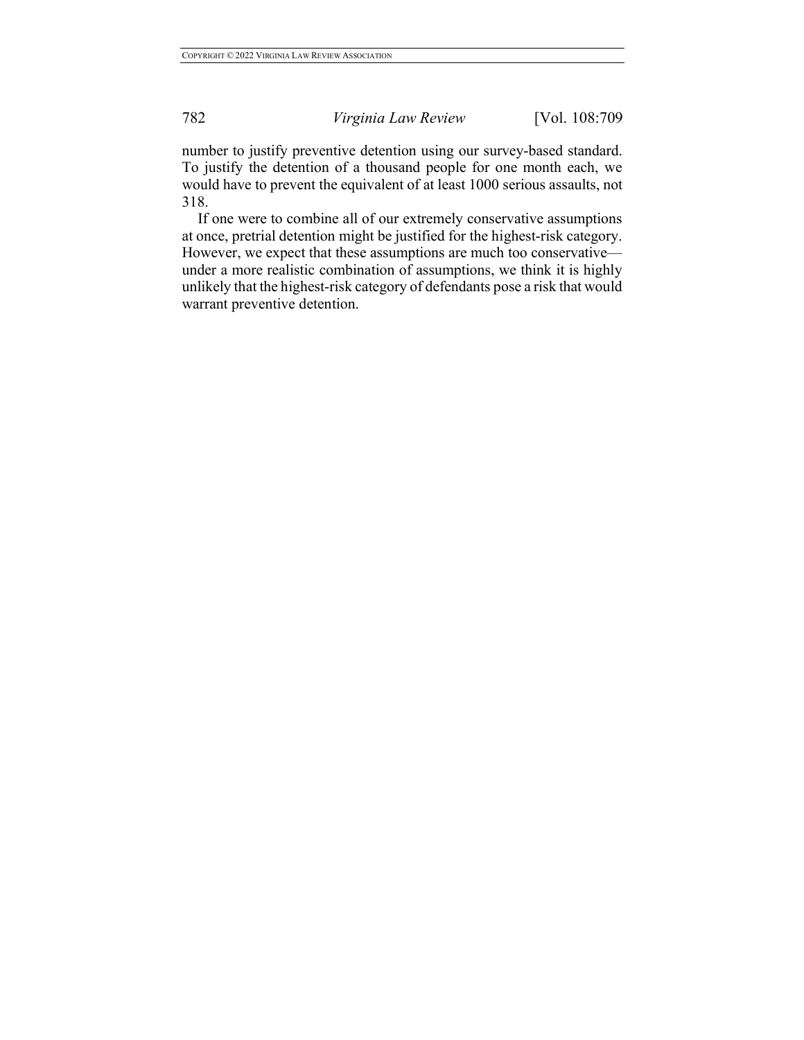number to justify preventive detention using our survey-based standard. To justify the detention of a thousand people for one month each, we would have to prevent the equivalent of at least 1000 serious assaults, not 318.

If one were to combine all of our extremely conservative assumptions at once, pretrial detention might be justified for the highest-risk category. However, we expect that these assumptions are much too conservative—under a more realistic combination of assumptions, we think it is highly unlikely that the highest-risk category of defendants pose a risk that would warrant preventive detention.